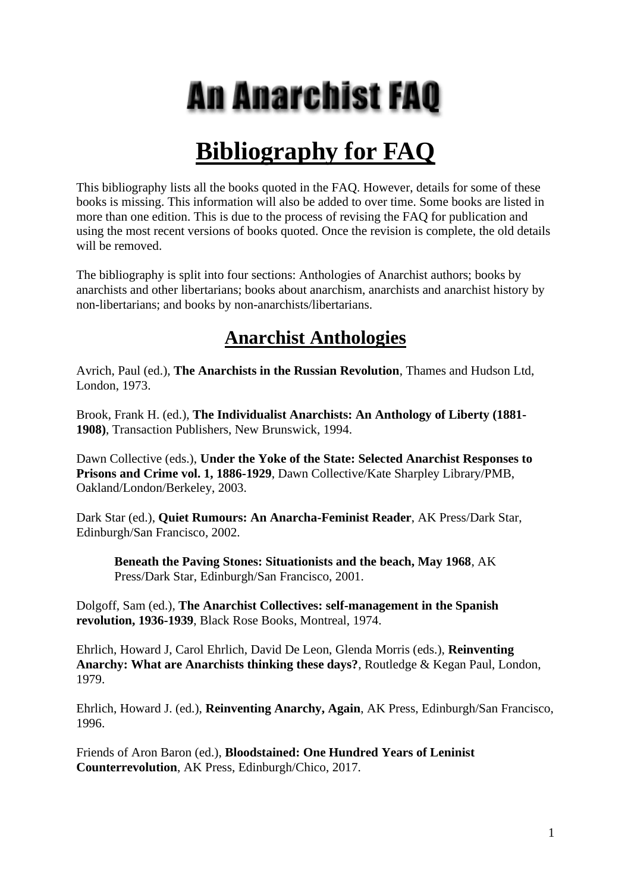# An Anarchist FAQ

# Bibliography for FAQ

This bibliography lists all the books quoted in the FAQ. However, details for some of these books is missing. This information will also be added to over time. Some books are listed in more than one edition. This is due to the process of revising the FAQ for publication and using the most recent versions of books quoted. Once the revision is complete, the old details will be removed.

The bibliography is split into four sections: Anthologies of Anarchist authors; books by anarchists and other libertarians; books about anarchism, anarchists and anarchist history by non-libertarians; and books by non-anarchists/libertarians.

## Anarchist Anthologies

Avrich, Paul (ed.), **The Anarchists in the Russian Revolution**, Thames and Hudson Ltd, London, 1973.

Brook, Frank H. (ed.), **The Individualist Anarchists: An Anthology of Liberty (1881-1908)**, Transaction Publishers, New Brunswick, 1994.

Dawn Collective (eds.), **Under the Yoke of the State: Selected Anarchist Responses to Prisons and Crime vol. 1, 1886-1929**, Dawn Collective/Kate Sharpley Library/PMB, Oakland/London/Berkeley, 2003.

Dark Star (ed.), **Quiet Rumours: An Anarcha-Feminist Reader**, AK Press/Dark Star, Edinburgh/San Francisco, 2002.

> **Beneath the Paving Stones: Situationists and the beach, May 1968**, AK Press/Dark Star, Edinburgh/San Francisco, 2001.

Dolgoff, Sam (ed.), **The Anarchist Collectives: self-management in the Spanish revolution, 1936-1939**, Black Rose Books, Montreal, 1974.

Ehrlich, Howard J, Carol Ehrlich, David De Leon, Glenda Morris (eds.), **Reinventing Anarchy: What are Anarchists thinking these days?**, Routledge & Kegan Paul, London, 1979.

Ehrlich, Howard J. (ed.), **Reinventing Anarchy, Again**, AK Press, Edinburgh/San Francisco, 1996.

Friends of Aron Baron (ed.), **Bloodstained: One Hundred Years of Leninist Counterrevolution**, AK Press, Edinburgh/Chico, 2017.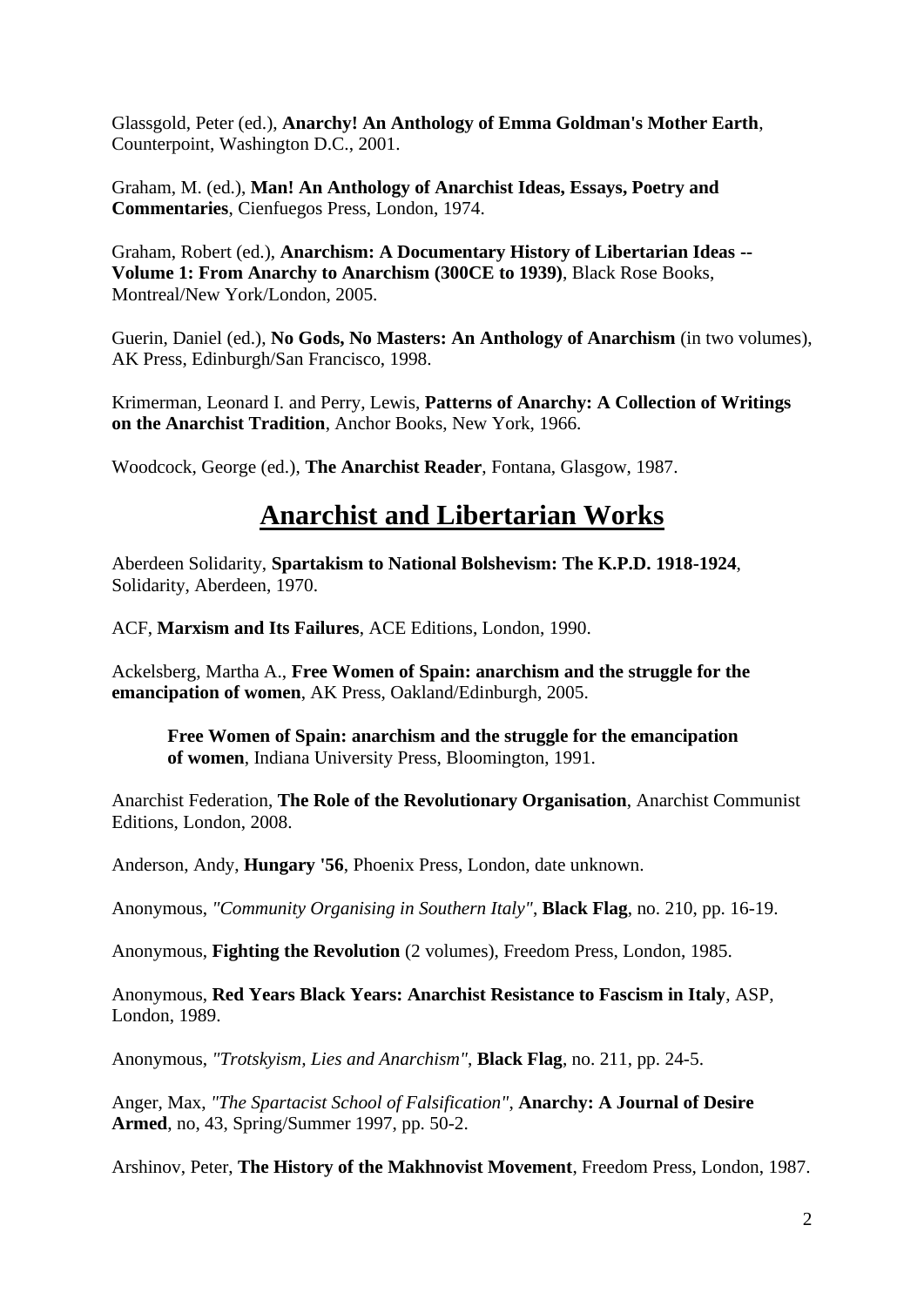Glassgold, Peter (ed.), **Anarchy! An Anthology of Emma Goldman's Mother Earth**, Counterpoint, Washington D.C., 2001.

Graham, M. (ed.), **Man! An Anthology of Anarchist Ideas, Essays, Poetry and Commentaries**, Cienfuegos Press, London, 1974.

Graham, Robert (ed.), **Anarchism: A Documentary History of Libertarian Ideas -- Volume 1: From Anarchy to Anarchism (300CE to 1939)**, Black Rose Books, Montreal/New York/London, 2005.

Guerin, Daniel (ed.), **No Gods, No Masters: An Anthology of Anarchism** (in two volumes), AK Press, Edinburgh/San Francisco, 1998.

Krimerman, Leonard I. and Perry, Lewis, **Patterns of Anarchy: A Collection of Writings on the Anarchist Tradition**, Anchor Books, New York, 1966.

Woodcock, George (ed.), **The Anarchist Reader**, Fontana, Glasgow, 1987.

## Anarchist and Libertarian Works

Aberdeen Solidarity, **Spartakism to National Bolshevism: The K.P.D. 1918-1924**, Solidarity, Aberdeen, 1970.

ACF, **Marxism and Its Failures**, ACE Editions, London, 1990.

Ackelsberg, Martha A., **Free Women of Spain: anarchism and the struggle for the emancipation of women**, AK Press, Oakland/Edinburgh, 2005.

> **Free Women of Spain: anarchism and the struggle for the emancipation of women**, Indiana University Press, Bloomington, 1991.

Anarchist Federation, **The Role of the Revolutionary Organisation**, Anarchist Communist Editions, London, 2008.

Anderson, Andy, **Hungary '56**, Phoenix Press, London, date unknown.

Anonymous, *"Community Organising in Southern Italy"*, **Black Flag**, no. 210, pp. 16-19.

Anonymous, **Fighting the Revolution** (2 volumes), Freedom Press, London, 1985.

Anonymous, **Red Years Black Years: Anarchist Resistance to Fascism in Italy**, ASP, London, 1989.

Anonymous, *"Trotskyism, Lies and Anarchism"*, **Black Flag**, no. 211, pp. 24-5.

Anger, Max, *"The Spartacist School of Falsification"*, **Anarchy: A Journal of Desire Armed**, no, 43, Spring/Summer 1997, pp. 50-2.

Arshinov, Peter, **The History of the Makhnovist Movement**, Freedom Press, London, 1987.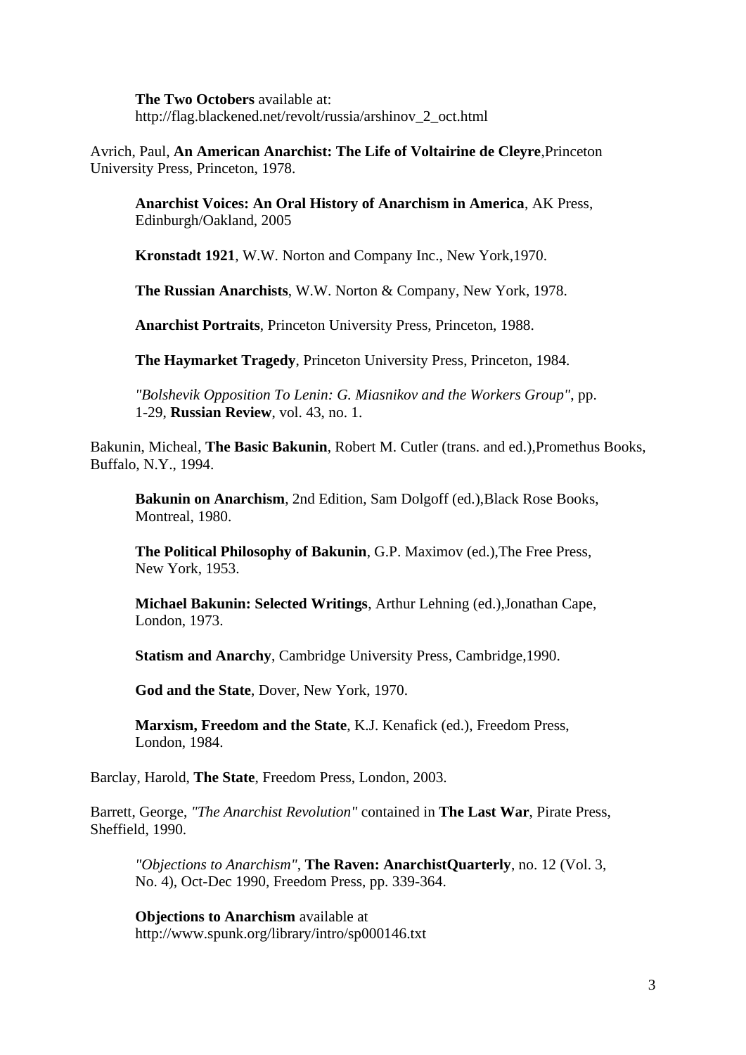**The Two Octobers** available at: http://flag.blackened.net/revolt/russia/arshinov_2_oct.html

Avrich, Paul, **An American Anarchist: The Life of Voltairine de Cleyre**,Princeton University Press, Princeton, 1978.

**Anarchist Voices: An Oral History of Anarchism in America**, AK Press, Edinburgh/Oakland, 2005

**Kronstadt 1921**, W.W. Norton and Company Inc., New York,1970.

**The Russian Anarchists**, W.W. Norton & Company, New York, 1978.

**Anarchist Portraits**, Princeton University Press, Princeton, 1988.

**The Haymarket Tragedy**, Princeton University Press, Princeton, 1984.

*"Bolshevik Opposition To Lenin: G. Miasnikov and the Workers Group"*, pp. 1-29, **Russian Review**, vol. 43, no. 1.

Bakunin, Micheal, **The Basic Bakunin**, Robert M. Cutler (trans. and ed.),Promethus Books, Buffalo, N.Y., 1994.

**Bakunin on Anarchism**, 2nd Edition, Sam Dolgoff (ed.),Black Rose Books, Montreal, 1980.

**The Political Philosophy of Bakunin**, G.P. Maximov (ed.),The Free Press, New York, 1953.

**Michael Bakunin: Selected Writings**, Arthur Lehning (ed.),Jonathan Cape, London, 1973.

**Statism and Anarchy**, Cambridge University Press, Cambridge,1990.

**God and the State**, Dover, New York, 1970.

**Marxism, Freedom and the State**, K.J. Kenafick (ed.), Freedom Press, London, 1984.

Barclay, Harold, **The State**, Freedom Press, London, 2003.

Barrett, George, *"The Anarchist Revolution"* contained in **The Last War**, Pirate Press, Sheffield, 1990.

*"Objections to Anarchism"*, **The Raven: AnarchistQuarterly**, no. 12 (Vol. 3, No. 4), Oct-Dec 1990, Freedom Press, pp. 339-364.

**Objections to Anarchism** available at http://www.spunk.org/library/intro/sp000146.txt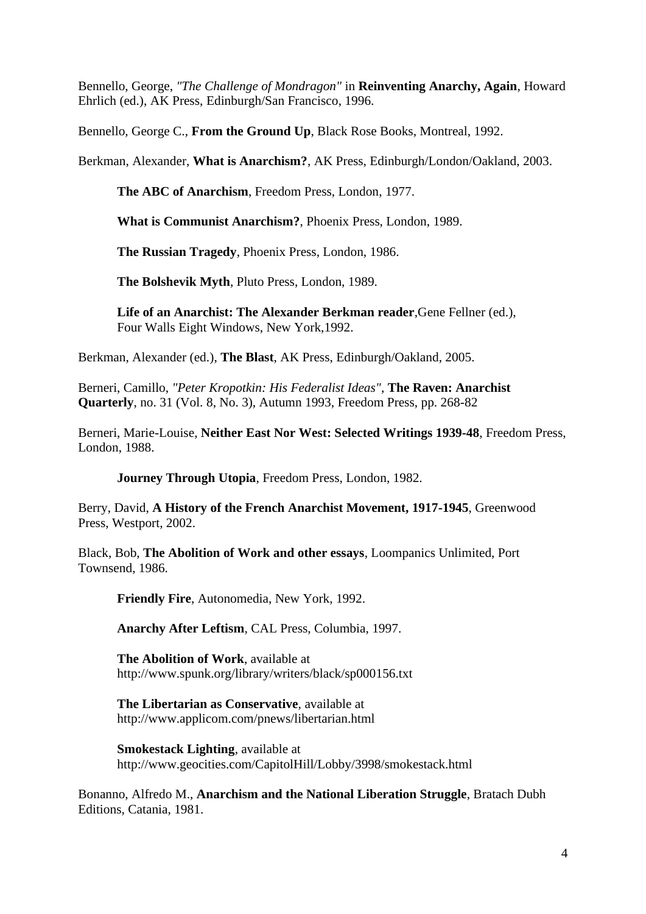Bennello, George, *"The Challenge of Mondragon"* in **Reinventing Anarchy, Again**, Howard Ehrlich (ed.), AK Press, Edinburgh/San Francisco, 1996.

Bennello, George C., **From the Ground Up**, Black Rose Books, Montreal, 1992.

Berkman, Alexander, **What is Anarchism?**, AK Press, Edinburgh/London/Oakland, 2003.

> **The ABC of Anarchism**, Freedom Press, London, 1977.
>
> **What is Communist Anarchism?**, Phoenix Press, London, 1989.
>
> **The Russian Tragedy**, Phoenix Press, London, 1986.
>
> **The Bolshevik Myth**, Pluto Press, London, 1989.
>
> **Life of an Anarchist: The Alexander Berkman reader**,Gene Fellner (ed.), Four Walls Eight Windows, New York,1992.

Berkman, Alexander (ed.), **The Blast**, AK Press, Edinburgh/Oakland, 2005.

Berneri, Camillo, *"Peter Kropotkin: His Federalist Ideas"*, **The Raven: Anarchist Quarterly**, no. 31 (Vol. 8, No. 3), Autumn 1993, Freedom Press, pp. 268-82

Berneri, Marie-Louise, **Neither East Nor West: Selected Writings 1939-48**, Freedom Press, London, 1988.

> **Journey Through Utopia**, Freedom Press, London, 1982.

Berry, David, **A History of the French Anarchist Movement, 1917-1945**, Greenwood Press, Westport, 2002.

Black, Bob, **The Abolition of Work and other essays**, Loompanics Unlimited, Port Townsend, 1986.

> **Friendly Fire**, Autonomedia, New York, 1992.
>
> **Anarchy After Leftism**, CAL Press, Columbia, 1997.
>
> **The Abolition of Work**, available at http://www.spunk.org/library/writers/black/sp000156.txt
>
> **The Libertarian as Conservative**, available at http://www.applicom.com/pnews/libertarian.html
>
> **Smokestack Lighting**, available at http://www.geocities.com/CapitolHill/Lobby/3998/smokestack.html

Bonanno, Alfredo M., **Anarchism and the National Liberation Struggle**, Bratach Dubh Editions, Catania, 1981.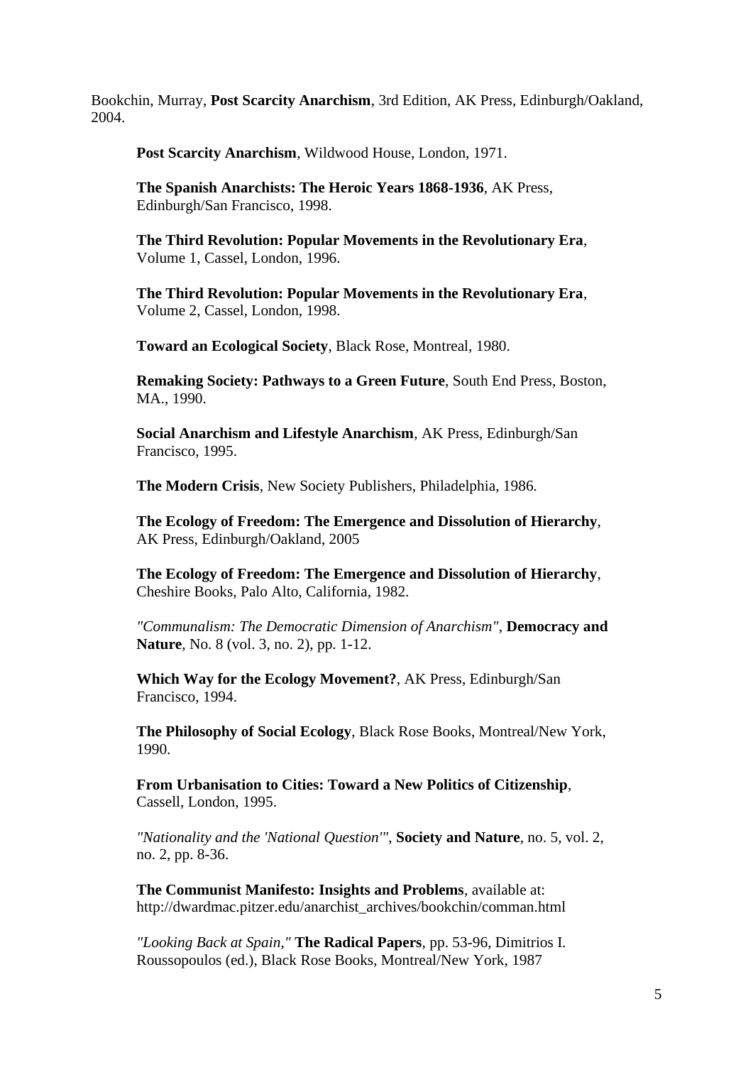Bookchin, Murray, **Post Scarcity Anarchism**, 3rd Edition, AK Press, Edinburgh/Oakland, 2004.

**Post Scarcity Anarchism**, Wildwood House, London, 1971.

**The Spanish Anarchists: The Heroic Years 1868-1936**, AK Press, Edinburgh/San Francisco, 1998.

**The Third Revolution: Popular Movements in the Revolutionary Era**, Volume 1, Cassel, London, 1996.

**The Third Revolution: Popular Movements in the Revolutionary Era**, Volume 2, Cassel, London, 1998.

**Toward an Ecological Society**, Black Rose, Montreal, 1980.

**Remaking Society: Pathways to a Green Future**, South End Press, Boston, MA., 1990.

**Social Anarchism and Lifestyle Anarchism**, AK Press, Edinburgh/San Francisco, 1995.

**The Modern Crisis**, New Society Publishers, Philadelphia, 1986.

**The Ecology of Freedom: The Emergence and Dissolution of Hierarchy**, AK Press, Edinburgh/Oakland, 2005

**The Ecology of Freedom: The Emergence and Dissolution of Hierarchy**, Cheshire Books, Palo Alto, California, 1982.

*"Communalism: The Democratic Dimension of Anarchism"*, **Democracy and Nature**, No. 8 (vol. 3, no. 2), pp. 1-12.

**Which Way for the Ecology Movement?**, AK Press, Edinburgh/San Francisco, 1994.

**The Philosophy of Social Ecology**, Black Rose Books, Montreal/New York, 1990.

**From Urbanisation to Cities: Toward a New Politics of Citizenship**, Cassell, London, 1995.

*"Nationality and the 'National Question'"*, **Society and Nature**, no. 5, vol. 2, no. 2, pp. 8-36.

**The Communist Manifesto: Insights and Problems**, available at: http://dwardmac.pitzer.edu/anarchist_archives/bookchin/comman.html

*"Looking Back at Spain,"* **The Radical Papers**, pp. 53-96, Dimitrios I. Roussopoulos (ed.), Black Rose Books, Montreal/New York, 1987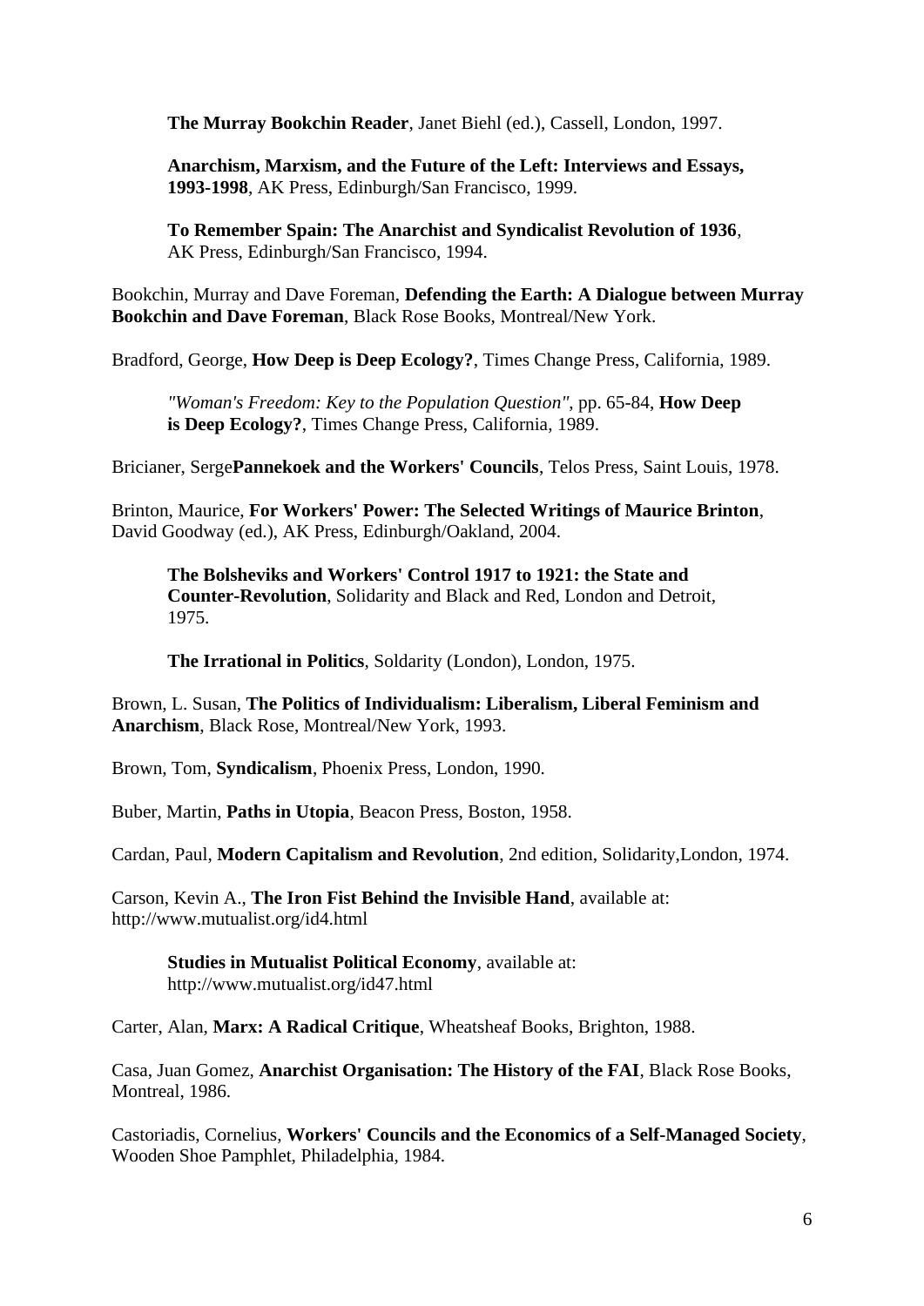**The Murray Bookchin Reader**, Janet Biehl (ed.), Cassell, London, 1997.

**Anarchism, Marxism, and the Future of the Left: Interviews and Essays, 1993-1998**, AK Press, Edinburgh/San Francisco, 1999.

**To Remember Spain: The Anarchist and Syndicalist Revolution of 1936**, AK Press, Edinburgh/San Francisco, 1994.

Bookchin, Murray and Dave Foreman, **Defending the Earth: A Dialogue between Murray Bookchin and Dave Foreman**, Black Rose Books, Montreal/New York.

Bradford, George, **How Deep is Deep Ecology?**, Times Change Press, California, 1989.

*"Woman's Freedom: Key to the Population Question"*, pp. 65-84, **How Deep is Deep Ecology?**, Times Change Press, California, 1989.

Bricianer, Serge**Pannekoek and the Workers' Councils**, Telos Press, Saint Louis, 1978.

Brinton, Maurice, **For Workers' Power: The Selected Writings of Maurice Brinton**, David Goodway (ed.), AK Press, Edinburgh/Oakland, 2004.

**The Bolsheviks and Workers' Control 1917 to 1921: the State and Counter-Revolution**, Solidarity and Black and Red, London and Detroit, 1975.

**The Irrational in Politics**, Soldarity (London), London, 1975.

Brown, L. Susan, **The Politics of Individualism: Liberalism, Liberal Feminism and Anarchism**, Black Rose, Montreal/New York, 1993.

Brown, Tom, **Syndicalism**, Phoenix Press, London, 1990.

Buber, Martin, **Paths in Utopia**, Beacon Press, Boston, 1958.

Cardan, Paul, **Modern Capitalism and Revolution**, 2nd edition, Solidarity,London, 1974.

Carson, Kevin A., **The Iron Fist Behind the Invisible Hand**, available at: http://www.mutualist.org/id4.html

**Studies in Mutualist Political Economy**, available at: http://www.mutualist.org/id47.html

Carter, Alan, **Marx: A Radical Critique**, Wheatsheaf Books, Brighton, 1988.

Casa, Juan Gomez, **Anarchist Organisation: The History of the FAI**, Black Rose Books, Montreal, 1986.

Castoriadis, Cornelius, **Workers' Councils and the Economics of a Self-Managed Society**, Wooden Shoe Pamphlet, Philadelphia, 1984.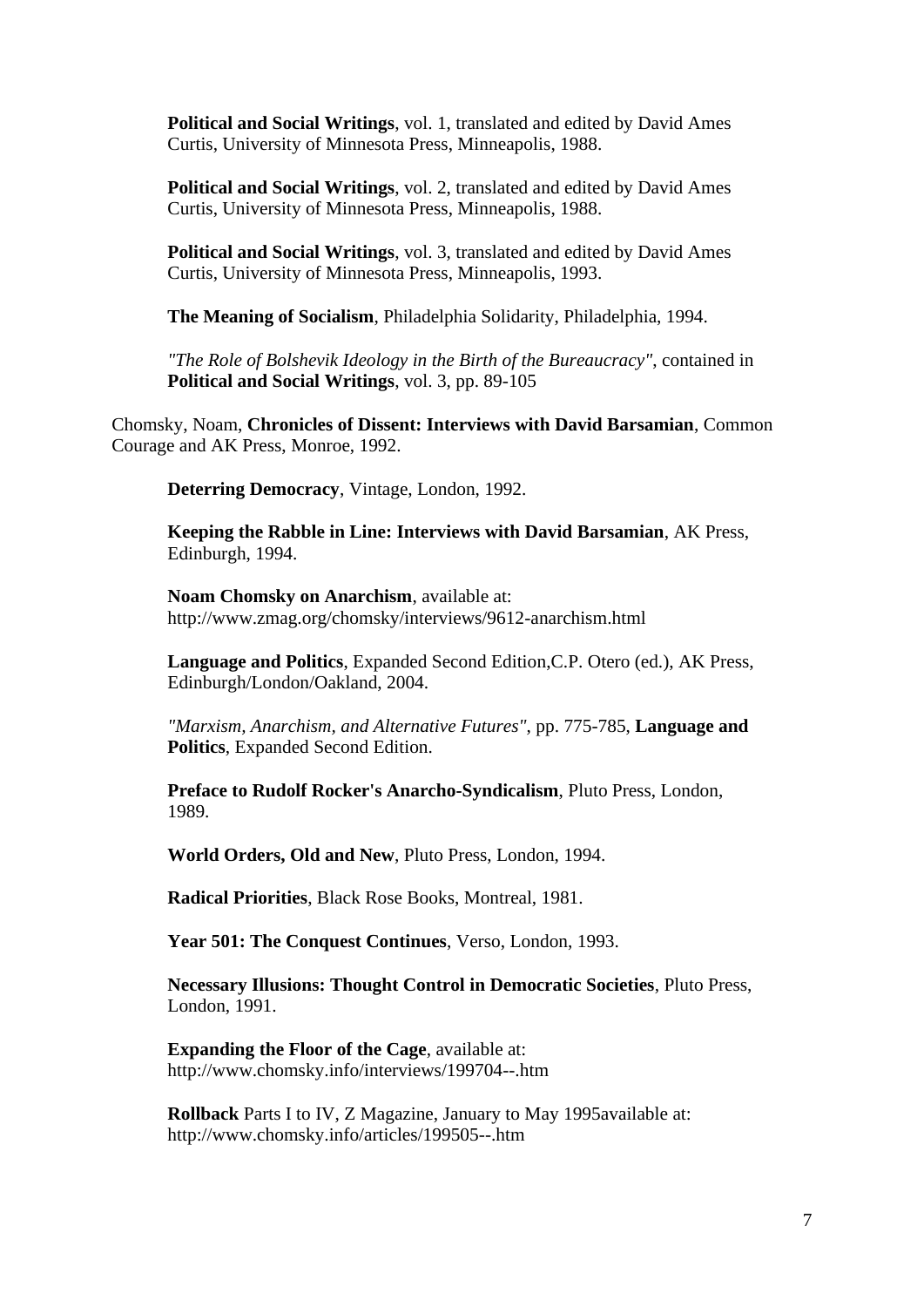**Political and Social Writings**, vol. 1, translated and edited by David Ames Curtis, University of Minnesota Press, Minneapolis, 1988.

**Political and Social Writings**, vol. 2, translated and edited by David Ames Curtis, University of Minnesota Press, Minneapolis, 1988.

**Political and Social Writings**, vol. 3, translated and edited by David Ames Curtis, University of Minnesota Press, Minneapolis, 1993.

**The Meaning of Socialism**, Philadelphia Solidarity, Philadelphia, 1994.

*"The Role of Bolshevik Ideology in the Birth of the Bureaucracy"*, contained in **Political and Social Writings**, vol. 3, pp. 89-105

Chomsky, Noam, **Chronicles of Dissent: Interviews with David Barsamian**, Common Courage and AK Press, Monroe, 1992.

**Deterring Democracy**, Vintage, London, 1992.

**Keeping the Rabble in Line: Interviews with David Barsamian**, AK Press, Edinburgh, 1994.

**Noam Chomsky on Anarchism**, available at: http://www.zmag.org/chomsky/interviews/9612-anarchism.html

**Language and Politics**, Expanded Second Edition,C.P. Otero (ed.), AK Press, Edinburgh/London/Oakland, 2004.

*"Marxism, Anarchism, and Alternative Futures"*, pp. 775-785, **Language and Politics**, Expanded Second Edition.

**Preface to Rudolf Rocker's Anarcho-Syndicalism**, Pluto Press, London, 1989.

**World Orders, Old and New**, Pluto Press, London, 1994.

**Radical Priorities**, Black Rose Books, Montreal, 1981.

**Year 501: The Conquest Continues**, Verso, London, 1993.

**Necessary Illusions: Thought Control in Democratic Societies**, Pluto Press, London, 1991.

**Expanding the Floor of the Cage**, available at: http://www.chomsky.info/interviews/199704--.htm

**Rollback** Parts I to IV, Z Magazine, January to May 1995available at: http://www.chomsky.info/articles/199505--.htm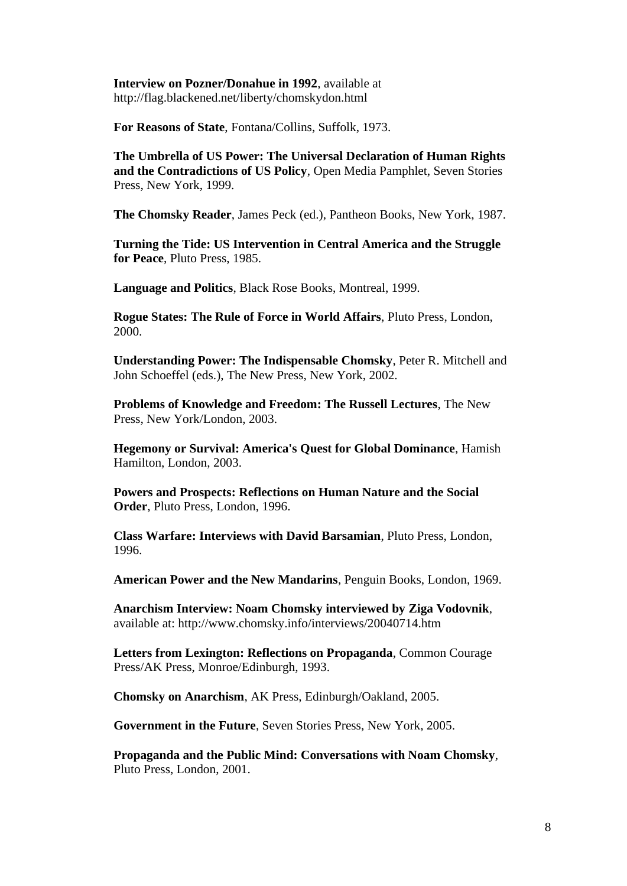**Interview on Pozner/Donahue in 1992**, available at http://flag.blackened.net/liberty/chomskydon.html

**For Reasons of State**, Fontana/Collins, Suffolk, 1973.

**The Umbrella of US Power: The Universal Declaration of Human Rights and the Contradictions of US Policy**, Open Media Pamphlet, Seven Stories Press, New York, 1999.

**The Chomsky Reader**, James Peck (ed.), Pantheon Books, New York, 1987.

**Turning the Tide: US Intervention in Central America and the Struggle for Peace**, Pluto Press, 1985.

**Language and Politics**, Black Rose Books, Montreal, 1999.

**Rogue States: The Rule of Force in World Affairs**, Pluto Press, London, 2000.

**Understanding Power: The Indispensable Chomsky**, Peter R. Mitchell and John Schoeffel (eds.), The New Press, New York, 2002.

**Problems of Knowledge and Freedom: The Russell Lectures**, The New Press, New York/London, 2003.

**Hegemony or Survival: America's Quest for Global Dominance**, Hamish Hamilton, London, 2003.

**Powers and Prospects: Reflections on Human Nature and the Social Order**, Pluto Press, London, 1996.

**Class Warfare: Interviews with David Barsamian**, Pluto Press, London, 1996.

**American Power and the New Mandarins**, Penguin Books, London, 1969.

**Anarchism Interview: Noam Chomsky interviewed by Ziga Vodovnik**, available at: http://www.chomsky.info/interviews/20040714.htm

**Letters from Lexington: Reflections on Propaganda**, Common Courage Press/AK Press, Monroe/Edinburgh, 1993.

**Chomsky on Anarchism**, AK Press, Edinburgh/Oakland, 2005.

**Government in the Future**, Seven Stories Press, New York, 2005.

**Propaganda and the Public Mind: Conversations with Noam Chomsky**, Pluto Press, London, 2001.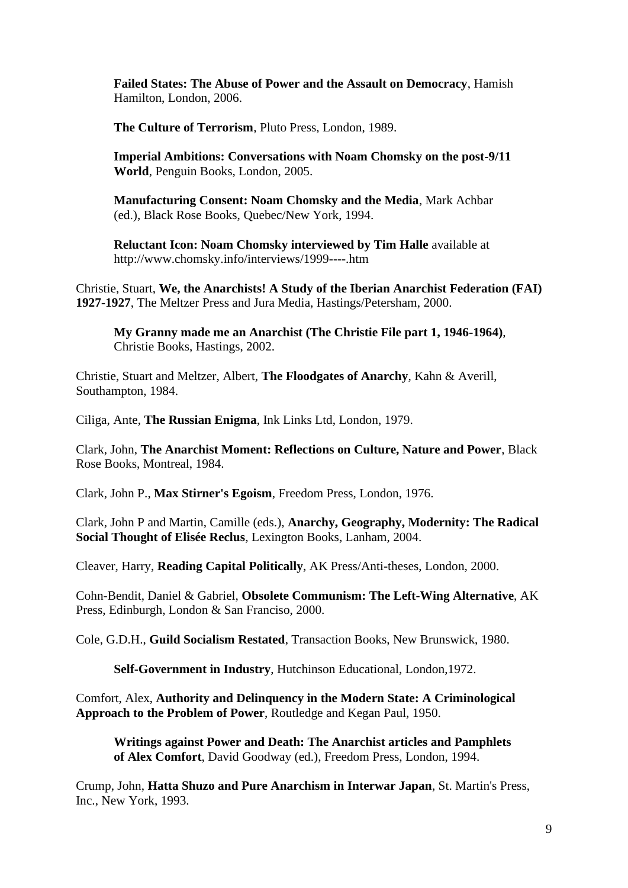**Failed States: The Abuse of Power and the Assault on Democracy**, Hamish Hamilton, London, 2006.

**The Culture of Terrorism**, Pluto Press, London, 1989.

**Imperial Ambitions: Conversations with Noam Chomsky on the post-9/11 World**, Penguin Books, London, 2005.

**Manufacturing Consent: Noam Chomsky and the Media**, Mark Achbar (ed.), Black Rose Books, Quebec/New York, 1994.

**Reluctant Icon: Noam Chomsky interviewed by Tim Halle** available at http://www.chomsky.info/interviews/1999----.htm

Christie, Stuart, **We, the Anarchists! A Study of the Iberian Anarchist Federation (FAI) 1927-1927**, The Meltzer Press and Jura Media, Hastings/Petersham, 2000.

**My Granny made me an Anarchist (The Christie File part 1, 1946-1964)**, Christie Books, Hastings, 2002.

Christie, Stuart and Meltzer, Albert, **The Floodgates of Anarchy**, Kahn & Averill, Southampton, 1984.

Ciliga, Ante, **The Russian Enigma**, Ink Links Ltd, London, 1979.

Clark, John, **The Anarchist Moment: Reflections on Culture, Nature and Power**, Black Rose Books, Montreal, 1984.

Clark, John P., **Max Stirner's Egoism**, Freedom Press, London, 1976.

Clark, John P and Martin, Camille (eds.), **Anarchy, Geography, Modernity: The Radical Social Thought of Elisée Reclus**, Lexington Books, Lanham, 2004.

Cleaver, Harry, **Reading Capital Politically**, AK Press/Anti-theses, London, 2000.

Cohn-Bendit, Daniel & Gabriel, **Obsolete Communism: The Left-Wing Alternative**, AK Press, Edinburgh, London & San Franciso, 2000.

Cole, G.D.H., **Guild Socialism Restated**, Transaction Books, New Brunswick, 1980.

**Self-Government in Industry**, Hutchinson Educational, London,1972.

Comfort, Alex, **Authority and Delinquency in the Modern State: A Criminological Approach to the Problem of Power**, Routledge and Kegan Paul, 1950.

**Writings against Power and Death: The Anarchist articles and Pamphlets of Alex Comfort**, David Goodway (ed.), Freedom Press, London, 1994.

Crump, John, **Hatta Shuzo and Pure Anarchism in Interwar Japan**, St. Martin's Press, Inc., New York, 1993.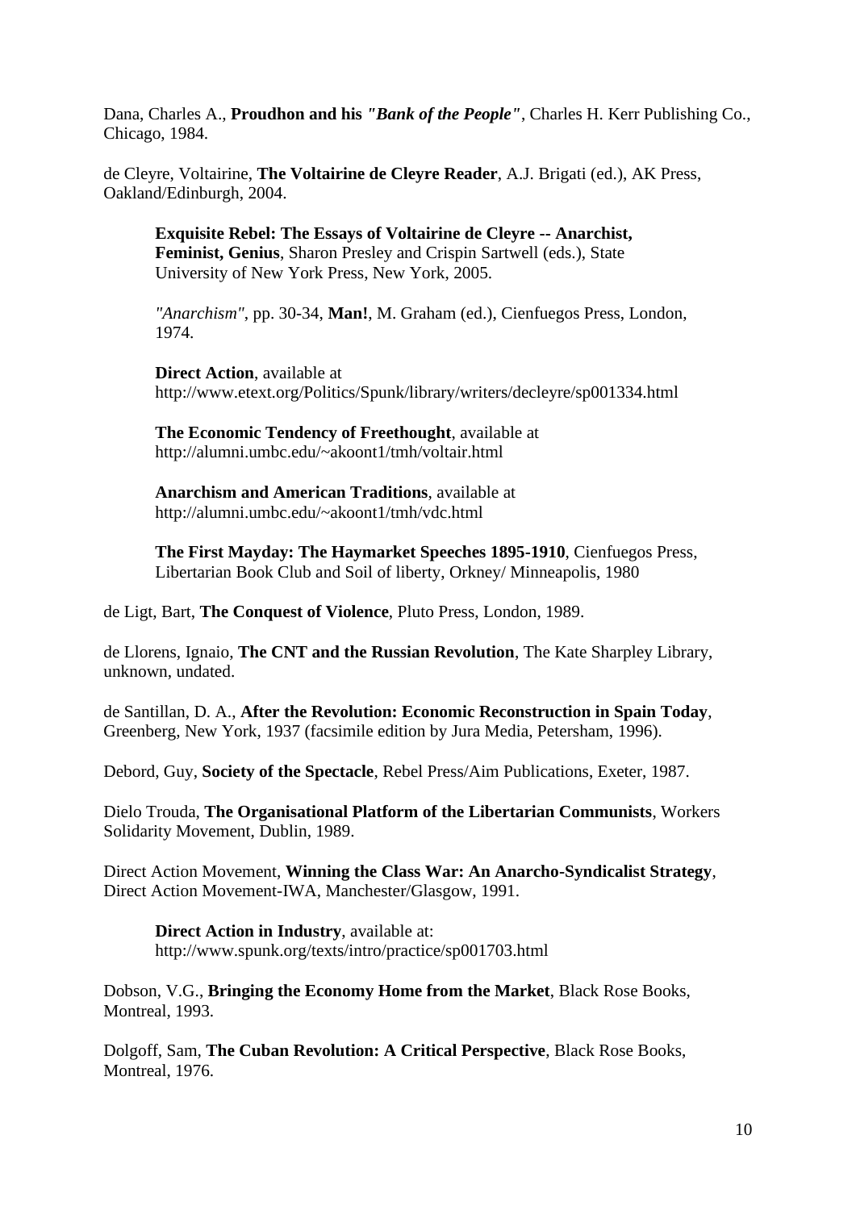Dana, Charles A., **Proudhon and his *"Bank of the People"***, Charles H. Kerr Publishing Co., Chicago, 1984.

de Cleyre, Voltairine, **The Voltairine de Cleyre Reader**, A.J. Brigati (ed.), AK Press, Oakland/Edinburgh, 2004.

> **Exquisite Rebel: The Essays of Voltairine de Cleyre -- Anarchist, Feminist, Genius**, Sharon Presley and Crispin Sartwell (eds.), State University of New York Press, New York, 2005.
>
> *"Anarchism"*, pp. 30-34, **Man!**, M. Graham (ed.), Cienfuegos Press, London, 1974.
>
> **Direct Action**, available at http://www.etext.org/Politics/Spunk/library/writers/decleyre/sp001334.html
>
> **The Economic Tendency of Freethought**, available at http://alumni.umbc.edu/~akoont1/tmh/voltair.html
>
> **Anarchism and American Traditions**, available at http://alumni.umbc.edu/~akoont1/tmh/vdc.html
>
> **The First Mayday: The Haymarket Speeches 1895-1910**, Cienfuegos Press, Libertarian Book Club and Soil of liberty, Orkney/ Minneapolis, 1980

de Ligt, Bart, **The Conquest of Violence**, Pluto Press, London, 1989.

de Llorens, Ignaio, **The CNT and the Russian Revolution**, The Kate Sharpley Library, unknown, undated.

de Santillan, D. A., **After the Revolution: Economic Reconstruction in Spain Today**, Greenberg, New York, 1937 (facsimile edition by Jura Media, Petersham, 1996).

Debord, Guy, **Society of the Spectacle**, Rebel Press/Aim Publications, Exeter, 1987.

Dielo Trouda, **The Organisational Platform of the Libertarian Communists**, Workers Solidarity Movement, Dublin, 1989.

Direct Action Movement, **Winning the Class War: An Anarcho-Syndicalist Strategy**, Direct Action Movement-IWA, Manchester/Glasgow, 1991.

> **Direct Action in Industry**, available at: http://www.spunk.org/texts/intro/practice/sp001703.html

Dobson, V.G., **Bringing the Economy Home from the Market**, Black Rose Books, Montreal, 1993.

Dolgoff, Sam, **The Cuban Revolution: A Critical Perspective**, Black Rose Books, Montreal, 1976.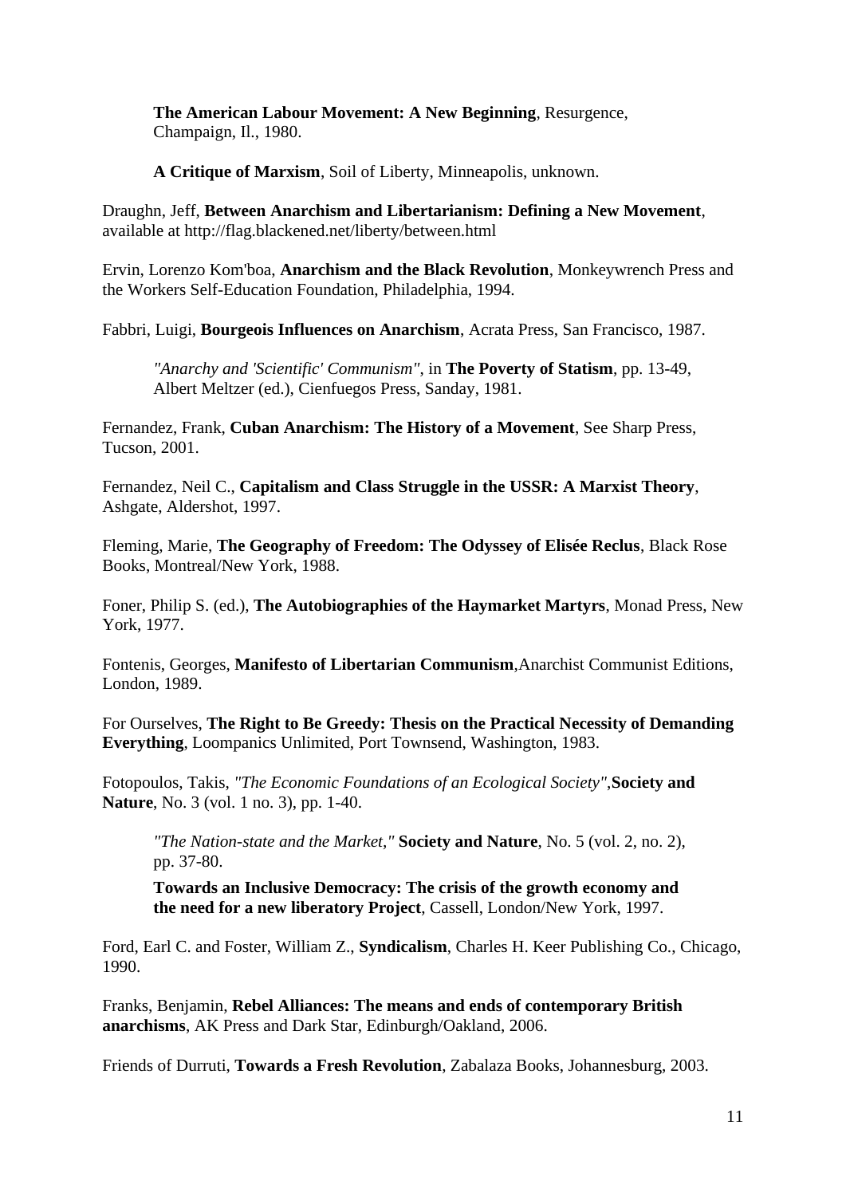**The American Labour Movement: A New Beginning**, Resurgence, Champaign, Il., 1980.

**A Critique of Marxism**, Soil of Liberty, Minneapolis, unknown.

Draughn, Jeff, **Between Anarchism and Libertarianism: Defining a New Movement**, available at http://flag.blackened.net/liberty/between.html

Ervin, Lorenzo Kom'boa, **Anarchism and the Black Revolution**, Monkeywrench Press and the Workers Self-Education Foundation, Philadelphia, 1994.

Fabbri, Luigi, **Bourgeois Influences on Anarchism**, Acrata Press, San Francisco, 1987.

*"Anarchy and 'Scientific' Communism"*, in **The Poverty of Statism**, pp. 13-49, Albert Meltzer (ed.), Cienfuegos Press, Sanday, 1981.

Fernandez, Frank, **Cuban Anarchism: The History of a Movement**, See Sharp Press, Tucson, 2001.

Fernandez, Neil C., **Capitalism and Class Struggle in the USSR: A Marxist Theory**, Ashgate, Aldershot, 1997.

Fleming, Marie, **The Geography of Freedom: The Odyssey of Elisée Reclus**, Black Rose Books, Montreal/New York, 1988.

Foner, Philip S. (ed.), **The Autobiographies of the Haymarket Martyrs**, Monad Press, New York, 1977.

Fontenis, Georges, **Manifesto of Libertarian Communism**,Anarchist Communist Editions, London, 1989.

For Ourselves, **The Right to Be Greedy: Thesis on the Practical Necessity of Demanding Everything**, Loompanics Unlimited, Port Townsend, Washington, 1983.

Fotopoulos, Takis, *"The Economic Foundations of an Ecological Society"*,**Society and Nature**, No. 3 (vol. 1 no. 3), pp. 1-40.

*"The Nation-state and the Market,"* **Society and Nature**, No. 5 (vol. 2, no. 2), pp. 37-80.

**Towards an Inclusive Democracy: The crisis of the growth economy and the need for a new liberatory Project**, Cassell, London/New York, 1997.

Ford, Earl C. and Foster, William Z., **Syndicalism**, Charles H. Keer Publishing Co., Chicago, 1990.

Franks, Benjamin, **Rebel Alliances: The means and ends of contemporary British anarchisms**, AK Press and Dark Star, Edinburgh/Oakland, 2006.

Friends of Durruti, **Towards a Fresh Revolution**, Zabalaza Books, Johannesburg, 2003.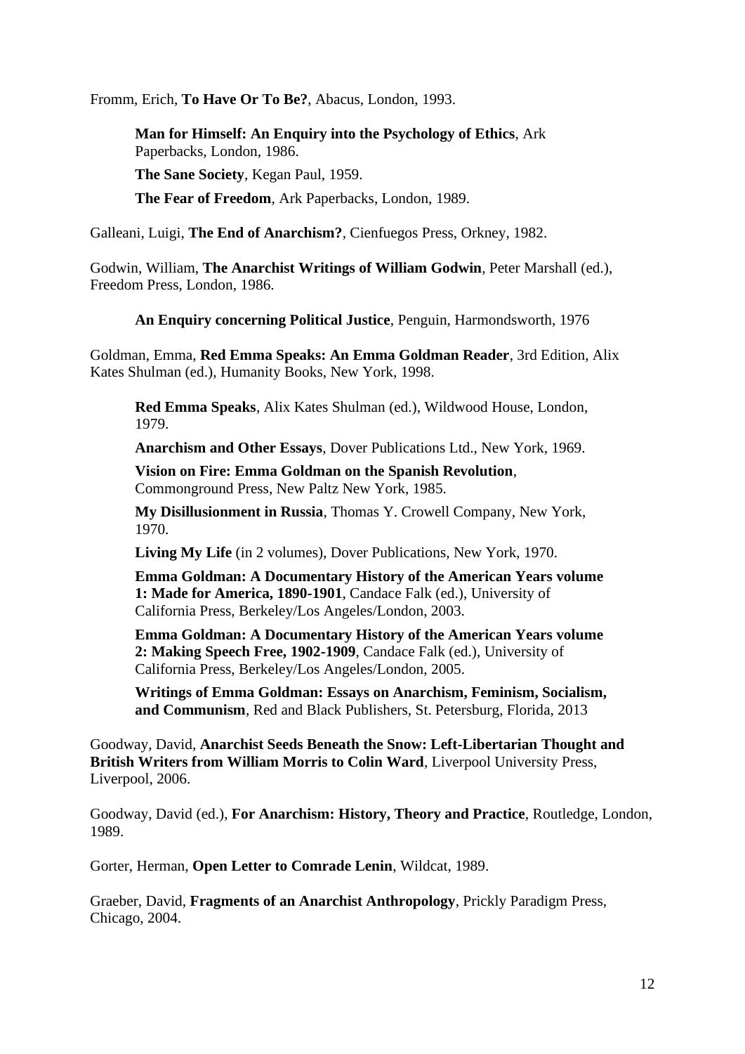Fromm, Erich, **To Have Or To Be?**, Abacus, London, 1993.

> **Man for Himself: An Enquiry into the Psychology of Ethics**, Ark Paperbacks, London, 1986.
>
> **The Sane Society**, Kegan Paul, 1959.
>
> **The Fear of Freedom**, Ark Paperbacks, London, 1989.

Galleani, Luigi, **The End of Anarchism?**, Cienfuegos Press, Orkney, 1982.

Godwin, William, **The Anarchist Writings of William Godwin**, Peter Marshall (ed.), Freedom Press, London, 1986.

> **An Enquiry concerning Political Justice**, Penguin, Harmondsworth, 1976

Goldman, Emma, **Red Emma Speaks: An Emma Goldman Reader**, 3rd Edition, Alix Kates Shulman (ed.), Humanity Books, New York, 1998.

> **Red Emma Speaks**, Alix Kates Shulman (ed.), Wildwood House, London, 1979.
>
> **Anarchism and Other Essays**, Dover Publications Ltd., New York, 1969.
>
> **Vision on Fire: Emma Goldman on the Spanish Revolution**, Commonground Press, New Paltz New York, 1985.
>
> **My Disillusionment in Russia**, Thomas Y. Crowell Company, New York, 1970.
>
> **Living My Life** (in 2 volumes), Dover Publications, New York, 1970.
>
> **Emma Goldman: A Documentary History of the American Years volume 1: Made for America, 1890-1901**, Candace Falk (ed.), University of California Press, Berkeley/Los Angeles/London, 2003.
>
> **Emma Goldman: A Documentary History of the American Years volume 2: Making Speech Free, 1902-1909**, Candace Falk (ed.), University of California Press, Berkeley/Los Angeles/London, 2005.
>
> **Writings of Emma Goldman: Essays on Anarchism, Feminism, Socialism, and Communism**, Red and Black Publishers, St. Petersburg, Florida, 2013

Goodway, David, **Anarchist Seeds Beneath the Snow: Left-Libertarian Thought and British Writers from William Morris to Colin Ward**, Liverpool University Press, Liverpool, 2006.

Goodway, David (ed.), **For Anarchism: History, Theory and Practice**, Routledge, London, 1989.

Gorter, Herman, **Open Letter to Comrade Lenin**, Wildcat, 1989.

Graeber, David, **Fragments of an Anarchist Anthropology**, Prickly Paradigm Press, Chicago, 2004.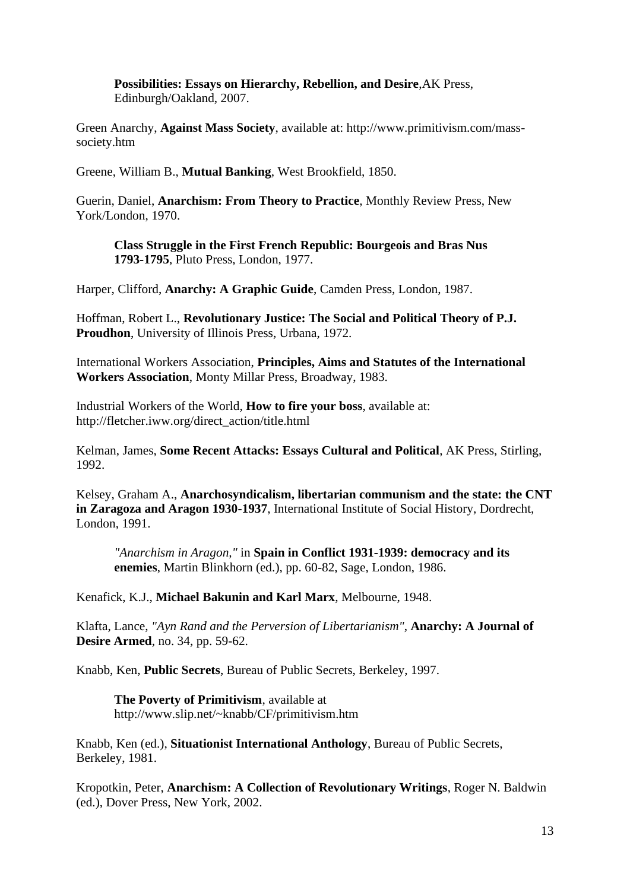**Possibilities: Essays on Hierarchy, Rebellion, and Desire**,AK Press, Edinburgh/Oakland, 2007.

Green Anarchy, **Against Mass Society**, available at: http://www.primitivism.com/mass-society.htm

Greene, William B., **Mutual Banking**, West Brookfield, 1850.

Guerin, Daniel, **Anarchism: From Theory to Practice**, Monthly Review Press, New York/London, 1970.

**Class Struggle in the First French Republic: Bourgeois and Bras Nus 1793-1795**, Pluto Press, London, 1977.

Harper, Clifford, **Anarchy: A Graphic Guide**, Camden Press, London, 1987.

Hoffman, Robert L., **Revolutionary Justice: The Social and Political Theory of P.J. Proudhon**, University of Illinois Press, Urbana, 1972.

International Workers Association, **Principles, Aims and Statutes of the International Workers Association**, Monty Millar Press, Broadway, 1983.

Industrial Workers of the World, **How to fire your boss**, available at: http://fletcher.iww.org/direct_action/title.html

Kelman, James, **Some Recent Attacks: Essays Cultural and Political**, AK Press, Stirling, 1992.

Kelsey, Graham A., **Anarchosyndicalism, libertarian communism and the state: the CNT in Zaragoza and Aragon 1930-1937**, International Institute of Social History, Dordrecht, London, 1991.

*"Anarchism in Aragon,"* in **Spain in Conflict 1931-1939: democracy and its enemies**, Martin Blinkhorn (ed.), pp. 60-82, Sage, London, 1986.

Kenafick, K.J., **Michael Bakunin and Karl Marx**, Melbourne, 1948.

Klafta, Lance, *"Ayn Rand and the Perversion of Libertarianism"*, **Anarchy: A Journal of Desire Armed**, no. 34, pp. 59-62.

Knabb, Ken, **Public Secrets**, Bureau of Public Secrets, Berkeley, 1997.

**The Poverty of Primitivism**, available at http://www.slip.net/~knabb/CF/primitivism.htm

Knabb, Ken (ed.), **Situationist International Anthology**, Bureau of Public Secrets, Berkeley, 1981.

Kropotkin, Peter, **Anarchism: A Collection of Revolutionary Writings**, Roger N. Baldwin (ed.), Dover Press, New York, 2002.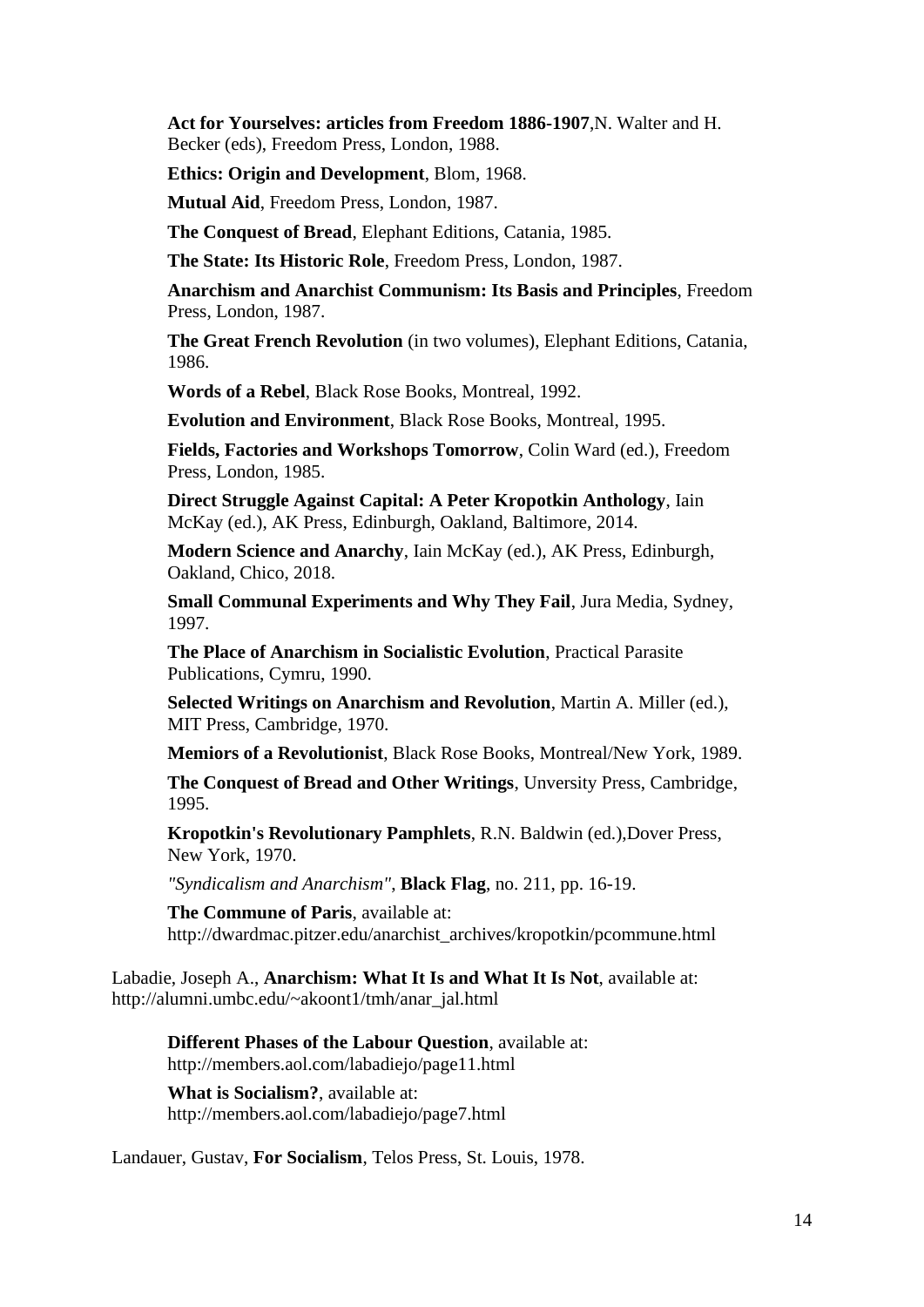**Act for Yourselves: articles from Freedom 1886-1907**,N. Walter and H. Becker (eds), Freedom Press, London, 1988.

**Ethics: Origin and Development**, Blom, 1968.

**Mutual Aid**, Freedom Press, London, 1987.

**The Conquest of Bread**, Elephant Editions, Catania, 1985.

**The State: Its Historic Role**, Freedom Press, London, 1987.

**Anarchism and Anarchist Communism: Its Basis and Principles**, Freedom Press, London, 1987.

**The Great French Revolution** (in two volumes), Elephant Editions, Catania, 1986.

**Words of a Rebel**, Black Rose Books, Montreal, 1992.

**Evolution and Environment**, Black Rose Books, Montreal, 1995.

**Fields, Factories and Workshops Tomorrow**, Colin Ward (ed.), Freedom Press, London, 1985.

**Direct Struggle Against Capital: A Peter Kropotkin Anthology**, Iain McKay (ed.), AK Press, Edinburgh, Oakland, Baltimore, 2014.

**Modern Science and Anarchy**, Iain McKay (ed.), AK Press, Edinburgh, Oakland, Chico, 2018.

**Small Communal Experiments and Why They Fail**, Jura Media, Sydney, 1997.

**The Place of Anarchism in Socialistic Evolution**, Practical Parasite Publications, Cymru, 1990.

**Selected Writings on Anarchism and Revolution**, Martin A. Miller (ed.), MIT Press, Cambridge, 1970.

**Memiors of a Revolutionist**, Black Rose Books, Montreal/New York, 1989.

**The Conquest of Bread and Other Writings**, Unversity Press, Cambridge, 1995.

**Kropotkin's Revolutionary Pamphlets**, R.N. Baldwin (ed.),Dover Press, New York, 1970.

*"Syndicalism and Anarchism"*, **Black Flag**, no. 211, pp. 16-19.

**The Commune of Paris**, available at: http://dwardmac.pitzer.edu/anarchist_archives/kropotkin/pcommune.html

Labadie, Joseph A., **Anarchism: What It Is and What It Is Not**, available at: http://alumni.umbc.edu/~akoont1/tmh/anar_jal.html

**Different Phases of the Labour Question**, available at: http://members.aol.com/labadiejo/page11.html

**What is Socialism?**, available at: http://members.aol.com/labadiejo/page7.html

Landauer, Gustav, **For Socialism**, Telos Press, St. Louis, 1978.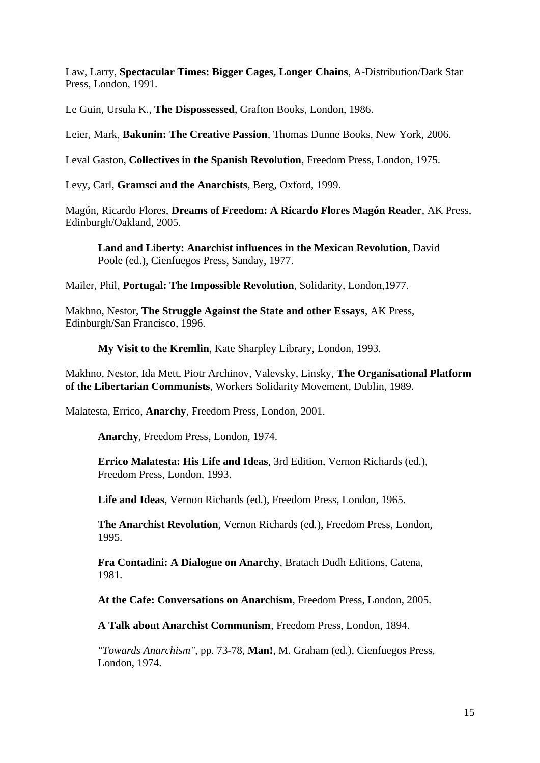Law, Larry, **Spectacular Times: Bigger Cages, Longer Chains**, A-Distribution/Dark Star Press, London, 1991.

Le Guin, Ursula K., **The Dispossessed**, Grafton Books, London, 1986.

Leier, Mark, **Bakunin: The Creative Passion**, Thomas Dunne Books, New York, 2006.

Leval Gaston, **Collectives in the Spanish Revolution**, Freedom Press, London, 1975.

Levy, Carl, **Gramsci and the Anarchists**, Berg, Oxford, 1999.

Magón, Ricardo Flores, **Dreams of Freedom: A Ricardo Flores Magón Reader**, AK Press, Edinburgh/Oakland, 2005.

> **Land and Liberty: Anarchist influences in the Mexican Revolution**, David Poole (ed.), Cienfuegos Press, Sanday, 1977.

Mailer, Phil, **Portugal: The Impossible Revolution**, Solidarity, London,1977.

Makhno, Nestor, **The Struggle Against the State and other Essays**, AK Press, Edinburgh/San Francisco, 1996.

> **My Visit to the Kremlin**, Kate Sharpley Library, London, 1993.

Makhno, Nestor, Ida Mett, Piotr Archinov, Valevsky, Linsky, **The Organisational Platform of the Libertarian Communists**, Workers Solidarity Movement, Dublin, 1989.

Malatesta, Errico, **Anarchy**, Freedom Press, London, 2001.

> **Anarchy**, Freedom Press, London, 1974.
>
> **Errico Malatesta: His Life and Ideas**, 3rd Edition, Vernon Richards (ed.), Freedom Press, London, 1993.
>
> **Life and Ideas**, Vernon Richards (ed.), Freedom Press, London, 1965.
>
> **The Anarchist Revolution**, Vernon Richards (ed.), Freedom Press, London, 1995.
>
> **Fra Contadini: A Dialogue on Anarchy**, Bratach Dudh Editions, Catena, 1981.
>
> **At the Cafe: Conversations on Anarchism**, Freedom Press, London, 2005.
>
> **A Talk about Anarchist Communism**, Freedom Press, London, 1894.
>
> *"Towards Anarchism"*, pp. 73-78, **Man!**, M. Graham (ed.), Cienfuegos Press, London, 1974.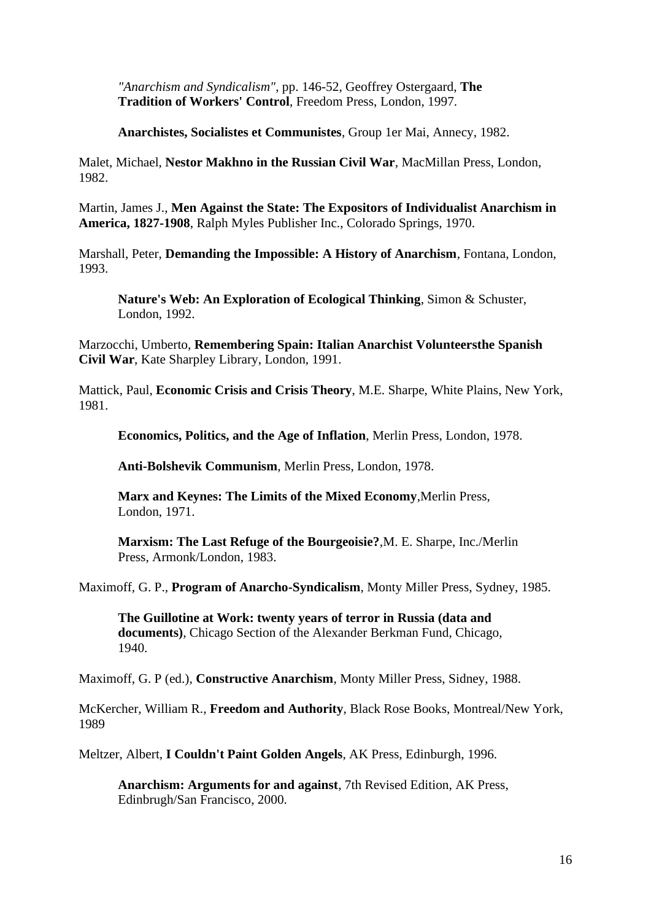*"Anarchism and Syndicalism"*, pp. 146-52, Geoffrey Ostergaard, **The Tradition of Workers' Control**, Freedom Press, London, 1997.

**Anarchistes, Socialistes et Communistes**, Group 1er Mai, Annecy, 1982.

Malet, Michael, **Nestor Makhno in the Russian Civil War**, MacMillan Press, London, 1982.

Martin, James J., **Men Against the State: The Expositors of Individualist Anarchism in America, 1827-1908**, Ralph Myles Publisher Inc., Colorado Springs, 1970.

Marshall, Peter, **Demanding the Impossible: A History of Anarchism**, Fontana, London, 1993.

**Nature's Web: An Exploration of Ecological Thinking**, Simon & Schuster, London, 1992.

Marzocchi, Umberto, **Remembering Spain: Italian Anarchist Volunteersthe Spanish Civil War**, Kate Sharpley Library, London, 1991.

Mattick, Paul, **Economic Crisis and Crisis Theory**, M.E. Sharpe, White Plains, New York, 1981.

**Economics, Politics, and the Age of Inflation**, Merlin Press, London, 1978.

**Anti-Bolshevik Communism**, Merlin Press, London, 1978.

**Marx and Keynes: The Limits of the Mixed Economy**,Merlin Press, London, 1971.

**Marxism: The Last Refuge of the Bourgeoisie?**,M. E. Sharpe, Inc./Merlin Press, Armonk/London, 1983.

Maximoff, G. P., **Program of Anarcho-Syndicalism**, Monty Miller Press, Sydney, 1985.

**The Guillotine at Work: twenty years of terror in Russia (data and documents)**, Chicago Section of the Alexander Berkman Fund, Chicago, 1940.

Maximoff, G. P (ed.), **Constructive Anarchism**, Monty Miller Press, Sidney, 1988.

McKercher, William R., **Freedom and Authority**, Black Rose Books, Montreal/New York, 1989

Meltzer, Albert, **I Couldn't Paint Golden Angels**, AK Press, Edinburgh, 1996.

**Anarchism: Arguments for and against**, 7th Revised Edition, AK Press, Edinbrugh/San Francisco, 2000.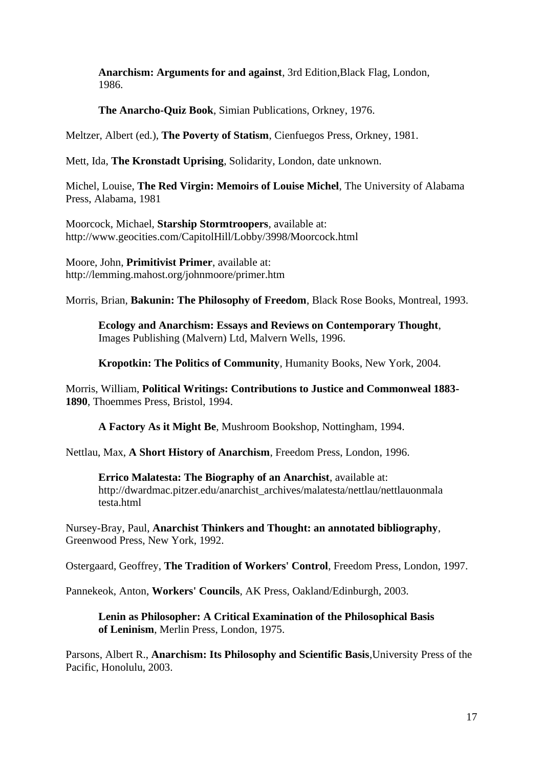**Anarchism: Arguments for and against**, 3rd Edition,Black Flag, London, 1986.

**The Anarcho-Quiz Book**, Simian Publications, Orkney, 1976.

Meltzer, Albert (ed.), **The Poverty of Statism**, Cienfuegos Press, Orkney, 1981.

Mett, Ida, **The Kronstadt Uprising**, Solidarity, London, date unknown.

Michel, Louise, **The Red Virgin: Memoirs of Louise Michel**, The University of Alabama Press, Alabama, 1981

Moorcock, Michael, **Starship Stormtroopers**, available at: http://www.geocities.com/CapitolHill/Lobby/3998/Moorcock.html

Moore, John, **Primitivist Primer**, available at: http://lemming.mahost.org/johnmoore/primer.htm

Morris, Brian, **Bakunin: The Philosophy of Freedom**, Black Rose Books, Montreal, 1993.

**Ecology and Anarchism: Essays and Reviews on Contemporary Thought**, Images Publishing (Malvern) Ltd, Malvern Wells, 1996.

**Kropotkin: The Politics of Community**, Humanity Books, New York, 2004.

Morris, William, **Political Writings: Contributions to Justice and Commonweal 1883-1890**, Thoemmes Press, Bristol, 1994.

**A Factory As it Might Be**, Mushroom Bookshop, Nottingham, 1994.

Nettlau, Max, **A Short History of Anarchism**, Freedom Press, London, 1996.

**Errico Malatesta: The Biography of an Anarchist**, available at: http://dwardmac.pitzer.edu/anarchist_archives/malatesta/nettlau/nettlauonmalatesta.html

Nursey-Bray, Paul, **Anarchist Thinkers and Thought: an annotated bibliography**, Greenwood Press, New York, 1992.

Ostergaard, Geoffrey, **The Tradition of Workers' Control**, Freedom Press, London, 1997.

Pannekeok, Anton, **Workers' Councils**, AK Press, Oakland/Edinburgh, 2003.

**Lenin as Philosopher: A Critical Examination of the Philosophical Basis of Leninism**, Merlin Press, London, 1975.

Parsons, Albert R., **Anarchism: Its Philosophy and Scientific Basis**,University Press of the Pacific, Honolulu, 2003.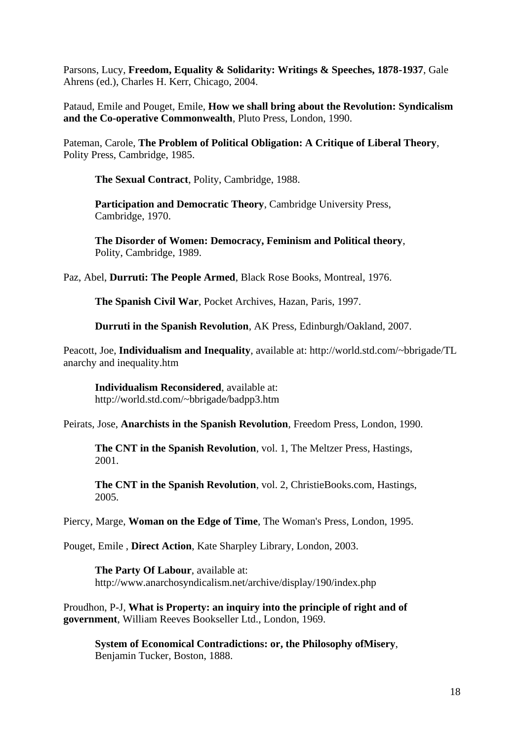Parsons, Lucy, **Freedom, Equality & Solidarity: Writings & Speeches, 1878-1937**, Gale Ahrens (ed.), Charles H. Kerr, Chicago, 2004.

Pataud, Emile and Pouget, Emile, **How we shall bring about the Revolution: Syndicalism and the Co-operative Commonwealth**, Pluto Press, London, 1990.

Pateman, Carole, **The Problem of Political Obligation: A Critique of Liberal Theory**, Polity Press, Cambridge, 1985.

> **The Sexual Contract**, Polity, Cambridge, 1988.
>
> **Participation and Democratic Theory**, Cambridge University Press, Cambridge, 1970.
>
> **The Disorder of Women: Democracy, Feminism and Political theory**, Polity, Cambridge, 1989.

Paz, Abel, **Durruti: The People Armed**, Black Rose Books, Montreal, 1976.

> **The Spanish Civil War**, Pocket Archives, Hazan, Paris, 1997.
>
> **Durruti in the Spanish Revolution**, AK Press, Edinburgh/Oakland, 2007.

Peacott, Joe, **Individualism and Inequality**, available at: http://world.std.com/~bbrigade/TL anarchy and inequality.htm

> **Individualism Reconsidered**, available at: http://world.std.com/~bbrigade/badpp3.htm

Peirats, Jose, **Anarchists in the Spanish Revolution**, Freedom Press, London, 1990.

> **The CNT in the Spanish Revolution**, vol. 1, The Meltzer Press, Hastings, 2001.
>
> **The CNT in the Spanish Revolution**, vol. 2, ChristieBooks.com, Hastings, 2005.

Piercy, Marge, **Woman on the Edge of Time**, The Woman's Press, London, 1995.

Pouget, Emile , **Direct Action**, Kate Sharpley Library, London, 2003.

> **The Party Of Labour**, available at: http://www.anarchosyndicalism.net/archive/display/190/index.php

Proudhon, P-J, **What is Property: an inquiry into the principle of right and of government**, William Reeves Bookseller Ltd., London, 1969.

> **System of Economical Contradictions: or, the Philosophy ofMisery**, Benjamin Tucker, Boston, 1888.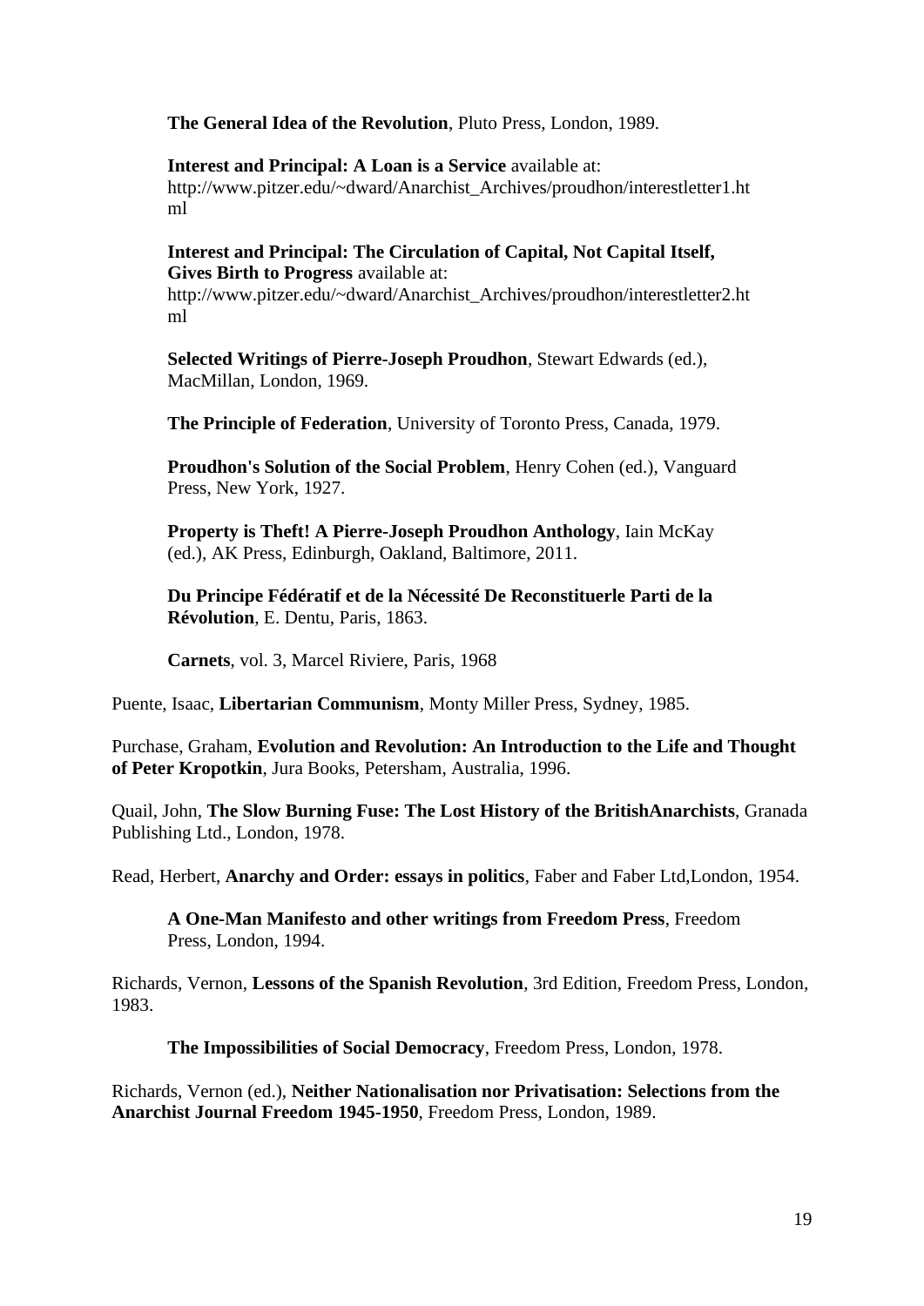**The General Idea of the Revolution**, Pluto Press, London, 1989.

**Interest and Principal: A Loan is a Service** available at: http://www.pitzer.edu/~dward/Anarchist_Archives/proudhon/interestletter1.html

**Interest and Principal: The Circulation of Capital, Not Capital Itself, Gives Birth to Progress** available at: http://www.pitzer.edu/~dward/Anarchist_Archives/proudhon/interestletter2.html

**Selected Writings of Pierre-Joseph Proudhon**, Stewart Edwards (ed.), MacMillan, London, 1969.

**The Principle of Federation**, University of Toronto Press, Canada, 1979.

**Proudhon's Solution of the Social Problem**, Henry Cohen (ed.), Vanguard Press, New York, 1927.

**Property is Theft! A Pierre-Joseph Proudhon Anthology**, Iain McKay (ed.), AK Press, Edinburgh, Oakland, Baltimore, 2011.

**Du Principe Fédératif et de la Nécessité De Reconstituerle Parti de la Révolution**, E. Dentu, Paris, 1863.

**Carnets**, vol. 3, Marcel Riviere, Paris, 1968

Puente, Isaac, **Libertarian Communism**, Monty Miller Press, Sydney, 1985.

Purchase, Graham, **Evolution and Revolution: An Introduction to the Life and Thought of Peter Kropotkin**, Jura Books, Petersham, Australia, 1996.

Quail, John, **The Slow Burning Fuse: The Lost History of the BritishAnarchists**, Granada Publishing Ltd., London, 1978.

Read, Herbert, **Anarchy and Order: essays in politics**, Faber and Faber Ltd,London, 1954.

**A One-Man Manifesto and other writings from Freedom Press**, Freedom Press, London, 1994.

Richards, Vernon, **Lessons of the Spanish Revolution**, 3rd Edition, Freedom Press, London, 1983.

**The Impossibilities of Social Democracy**, Freedom Press, London, 1978.

Richards, Vernon (ed.), **Neither Nationalisation nor Privatisation: Selections from the Anarchist Journal Freedom 1945-1950**, Freedom Press, London, 1989.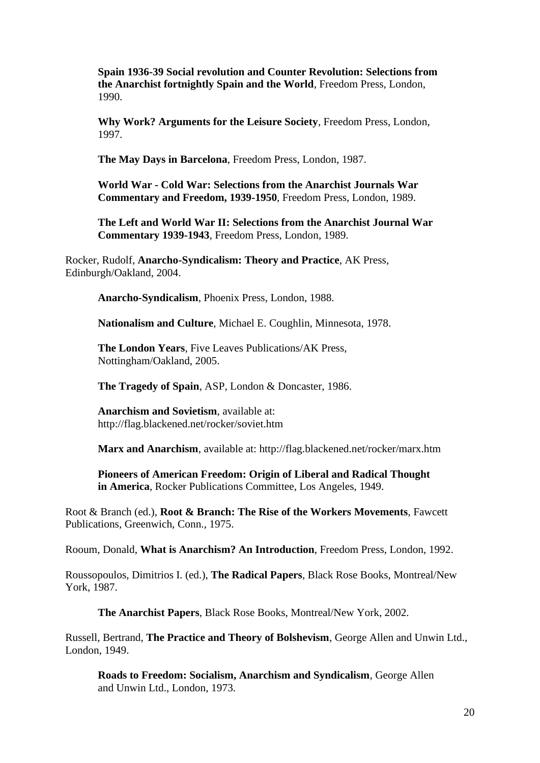**Spain 1936-39 Social revolution and Counter Revolution: Selections from the Anarchist fortnightly Spain and the World**, Freedom Press, London, 1990.

**Why Work? Arguments for the Leisure Society**, Freedom Press, London, 1997.

**The May Days in Barcelona**, Freedom Press, London, 1987.

**World War - Cold War: Selections from the Anarchist Journals War Commentary and Freedom, 1939-1950**, Freedom Press, London, 1989.

**The Left and World War II: Selections from the Anarchist Journal War Commentary 1939-1943**, Freedom Press, London, 1989.

Rocker, Rudolf, **Anarcho-Syndicalism: Theory and Practice**, AK Press, Edinburgh/Oakland, 2004.

**Anarcho-Syndicalism**, Phoenix Press, London, 1988.

**Nationalism and Culture**, Michael E. Coughlin, Minnesota, 1978.

**The London Years**, Five Leaves Publications/AK Press, Nottingham/Oakland, 2005.

**The Tragedy of Spain**, ASP, London & Doncaster, 1986.

**Anarchism and Sovietism**, available at: http://flag.blackened.net/rocker/soviet.htm

**Marx and Anarchism**, available at: http://flag.blackened.net/rocker/marx.htm

**Pioneers of American Freedom: Origin of Liberal and Radical Thought in America**, Rocker Publications Committee, Los Angeles, 1949.

Root & Branch (ed.), **Root & Branch: The Rise of the Workers Movements**, Fawcett Publications, Greenwich, Conn., 1975.

Rooum, Donald, **What is Anarchism? An Introduction**, Freedom Press, London, 1992.

Roussopoulos, Dimitrios I. (ed.), **The Radical Papers**, Black Rose Books, Montreal/New York, 1987.

**The Anarchist Papers**, Black Rose Books, Montreal/New York, 2002.

Russell, Bertrand, **The Practice and Theory of Bolshevism**, George Allen and Unwin Ltd., London, 1949.

**Roads to Freedom: Socialism, Anarchism and Syndicalism**, George Allen and Unwin Ltd., London, 1973.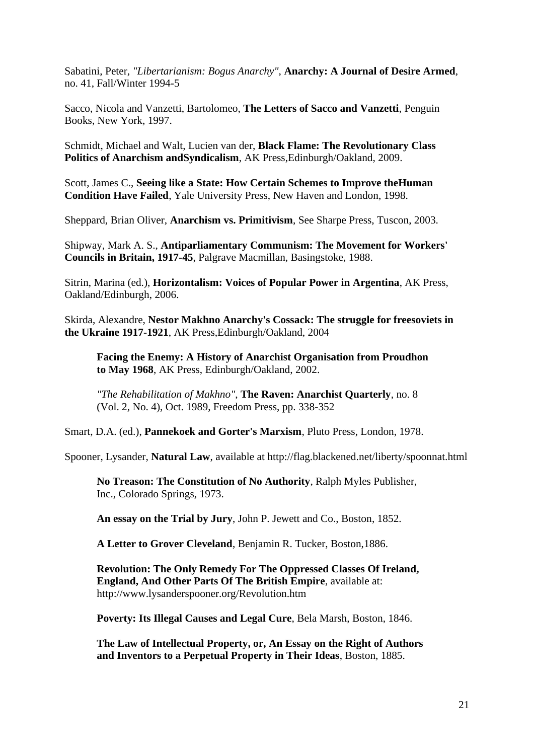Sabatini, Peter, *"Libertarianism: Bogus Anarchy"*, **Anarchy: A Journal of Desire Armed**, no. 41, Fall/Winter 1994-5

Sacco, Nicola and Vanzetti, Bartolomeo, **The Letters of Sacco and Vanzetti**, Penguin Books, New York, 1997.

Schmidt, Michael and Walt, Lucien van der, **Black Flame: The Revolutionary Class Politics of Anarchism andSyndicalism**, AK Press,Edinburgh/Oakland, 2009.

Scott, James C., **Seeing like a State: How Certain Schemes to Improve theHuman Condition Have Failed**, Yale University Press, New Haven and London, 1998.

Sheppard, Brian Oliver, **Anarchism vs. Primitivism**, See Sharpe Press, Tuscon, 2003.

Shipway, Mark A. S., **Antiparliamentary Communism: The Movement for Workers' Councils in Britain, 1917-45**, Palgrave Macmillan, Basingstoke, 1988.

Sitrin, Marina (ed.), **Horizontalism: Voices of Popular Power in Argentina**, AK Press, Oakland/Edinburgh, 2006.

Skirda, Alexandre, **Nestor Makhno Anarchy's Cossack: The struggle for freesoviets in the Ukraine 1917-1921**, AK Press,Edinburgh/Oakland, 2004

> **Facing the Enemy: A History of Anarchist Organisation from Proudhon to May 1968**, AK Press, Edinburgh/Oakland, 2002.
>
> *"The Rehabilitation of Makhno"*, **The Raven: Anarchist Quarterly**, no. 8 (Vol. 2, No. 4), Oct. 1989, Freedom Press, pp. 338-352

Smart, D.A. (ed.), **Pannekoek and Gorter's Marxism**, Pluto Press, London, 1978.

Spooner, Lysander, **Natural Law**, available at http://flag.blackened.net/liberty/spoonnat.html

> **No Treason: The Constitution of No Authority**, Ralph Myles Publisher, Inc., Colorado Springs, 1973.
>
> **An essay on the Trial by Jury**, John P. Jewett and Co., Boston, 1852.
>
> **A Letter to Grover Cleveland**, Benjamin R. Tucker, Boston,1886.
>
> **Revolution: The Only Remedy For The Oppressed Classes Of Ireland, England, And Other Parts Of The British Empire**, available at: http://www.lysanderspooner.org/Revolution.htm
>
> **Poverty: Its Illegal Causes and Legal Cure**, Bela Marsh, Boston, 1846.
>
> **The Law of Intellectual Property, or, An Essay on the Right of Authors and Inventors to a Perpetual Property in Their Ideas**, Boston, 1885.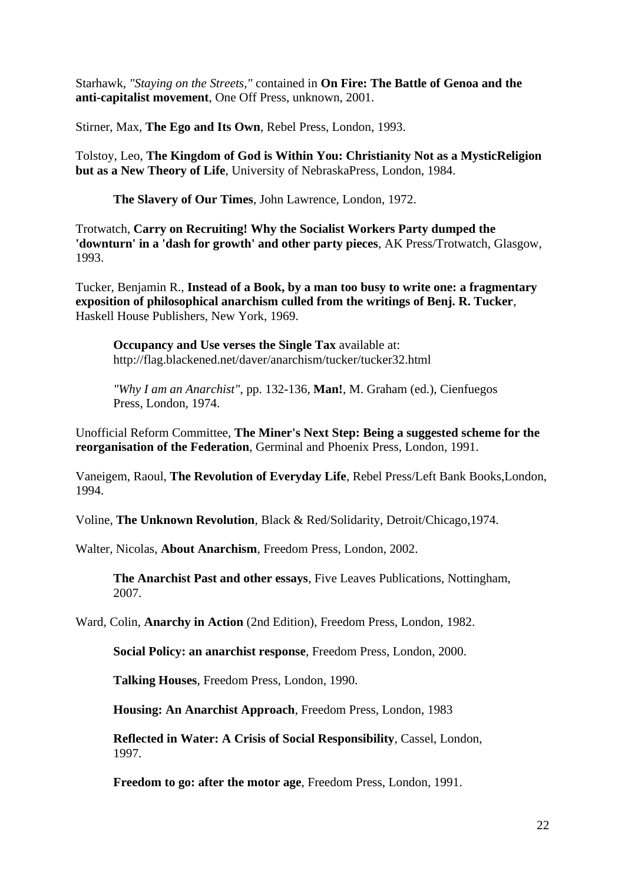Starhawk, *"Staying on the Streets,"* contained in **On Fire: The Battle of Genoa and the anti-capitalist movement**, One Off Press, unknown, 2001.

Stirner, Max, **The Ego and Its Own**, Rebel Press, London, 1993.

Tolstoy, Leo, **The Kingdom of God is Within You: Christianity Not as a MysticReligion but as a New Theory of Life**, University of NebraskaPress, London, 1984.

> **The Slavery of Our Times**, John Lawrence, London, 1972.

Trotwatch, **Carry on Recruiting! Why the Socialist Workers Party dumped the 'downturn' in a 'dash for growth' and other party pieces**, AK Press/Trotwatch, Glasgow, 1993.

Tucker, Benjamin R., **Instead of a Book, by a man too busy to write one: a fragmentary exposition of philosophical anarchism culled from the writings of Benj. R. Tucker**, Haskell House Publishers, New York, 1969.

> **Occupancy and Use verses the Single Tax** available at: http://flag.blackened.net/daver/anarchism/tucker/tucker32.html
>
> *"Why I am an Anarchist"*, pp. 132-136, **Man!**, M. Graham (ed.), Cienfuegos Press, London, 1974.

Unofficial Reform Committee, **The Miner's Next Step: Being a suggested scheme for the reorganisation of the Federation**, Germinal and Phoenix Press, London, 1991.

Vaneigem, Raoul, **The Revolution of Everyday Life**, Rebel Press/Left Bank Books,London, 1994.

Voline, **The Unknown Revolution**, Black & Red/Solidarity, Detroit/Chicago,1974.

Walter, Nicolas, **About Anarchism**, Freedom Press, London, 2002.

> **The Anarchist Past and other essays**, Five Leaves Publications, Nottingham, 2007.

Ward, Colin, **Anarchy in Action** (2nd Edition), Freedom Press, London, 1982.

> **Social Policy: an anarchist response**, Freedom Press, London, 2000.
>
> **Talking Houses**, Freedom Press, London, 1990.
>
> **Housing: An Anarchist Approach**, Freedom Press, London, 1983
>
> **Reflected in Water: A Crisis of Social Responsibility**, Cassel, London, 1997.
>
> **Freedom to go: after the motor age**, Freedom Press, London, 1991.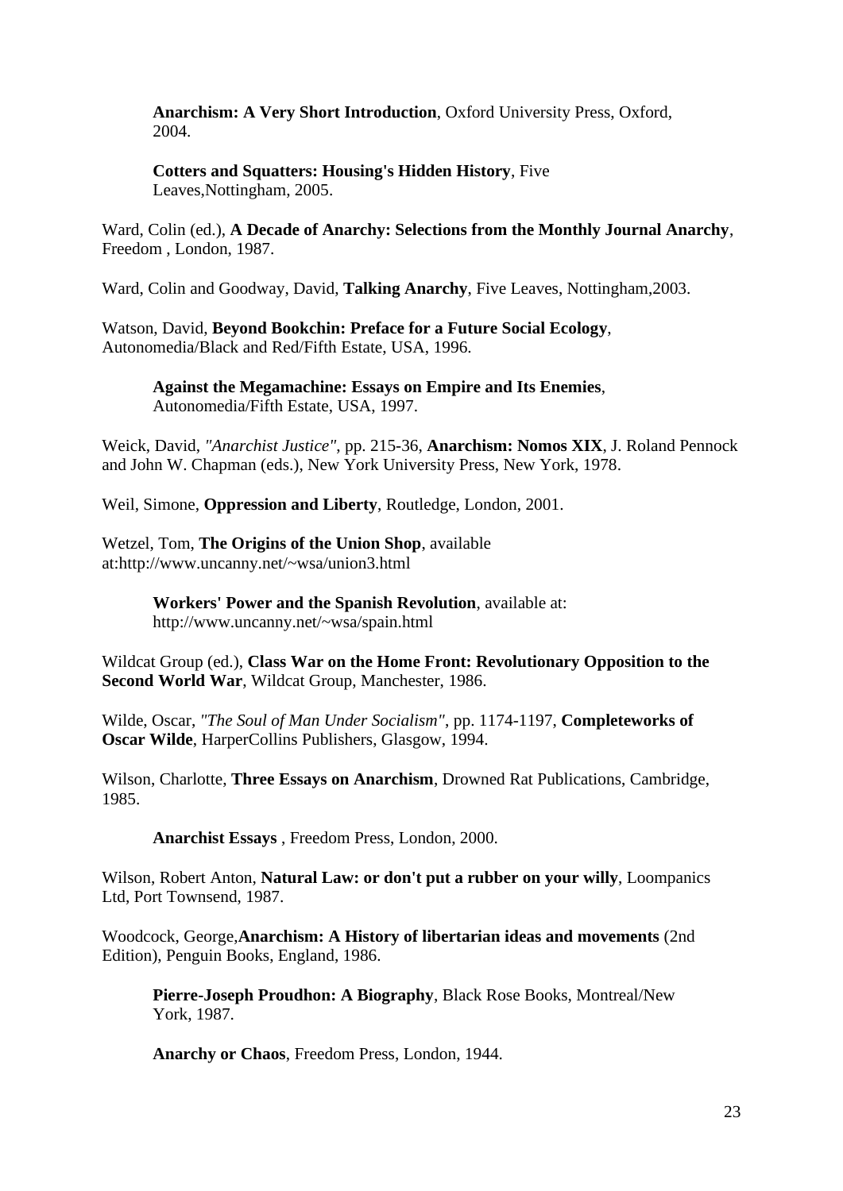**Anarchism: A Very Short Introduction**, Oxford University Press, Oxford, 2004.

**Cotters and Squatters: Housing's Hidden History**, Five Leaves,Nottingham, 2005.

Ward, Colin (ed.), **A Decade of Anarchy: Selections from the Monthly Journal Anarchy**, Freedom , London, 1987.

Ward, Colin and Goodway, David, **Talking Anarchy**, Five Leaves, Nottingham,2003.

Watson, David, **Beyond Bookchin: Preface for a Future Social Ecology**, Autonomedia/Black and Red/Fifth Estate, USA, 1996.

**Against the Megamachine: Essays on Empire and Its Enemies**, Autonomedia/Fifth Estate, USA, 1997.

Weick, David, *"Anarchist Justice"*, pp. 215-36, **Anarchism: Nomos XIX**, J. Roland Pennock and John W. Chapman (eds.), New York University Press, New York, 1978.

Weil, Simone, **Oppression and Liberty**, Routledge, London, 2001.

Wetzel, Tom, **The Origins of the Union Shop**, available at:http://www.uncanny.net/~wsa/union3.html

**Workers' Power and the Spanish Revolution**, available at: http://www.uncanny.net/~wsa/spain.html

Wildcat Group (ed.), **Class War on the Home Front: Revolutionary Opposition to the Second World War**, Wildcat Group, Manchester, 1986.

Wilde, Oscar, *"The Soul of Man Under Socialism"*, pp. 1174-1197, **Completeworks of Oscar Wilde**, HarperCollins Publishers, Glasgow, 1994.

Wilson, Charlotte, **Three Essays on Anarchism**, Drowned Rat Publications, Cambridge, 1985.

**Anarchist Essays** , Freedom Press, London, 2000.

Wilson, Robert Anton, **Natural Law: or don't put a rubber on your willy**, Loompanics Ltd, Port Townsend, 1987.

Woodcock, George,**Anarchism: A History of libertarian ideas and movements** (2nd Edition), Penguin Books, England, 1986.

**Pierre-Joseph Proudhon: A Biography**, Black Rose Books, Montreal/New York, 1987.

**Anarchy or Chaos**, Freedom Press, London, 1944.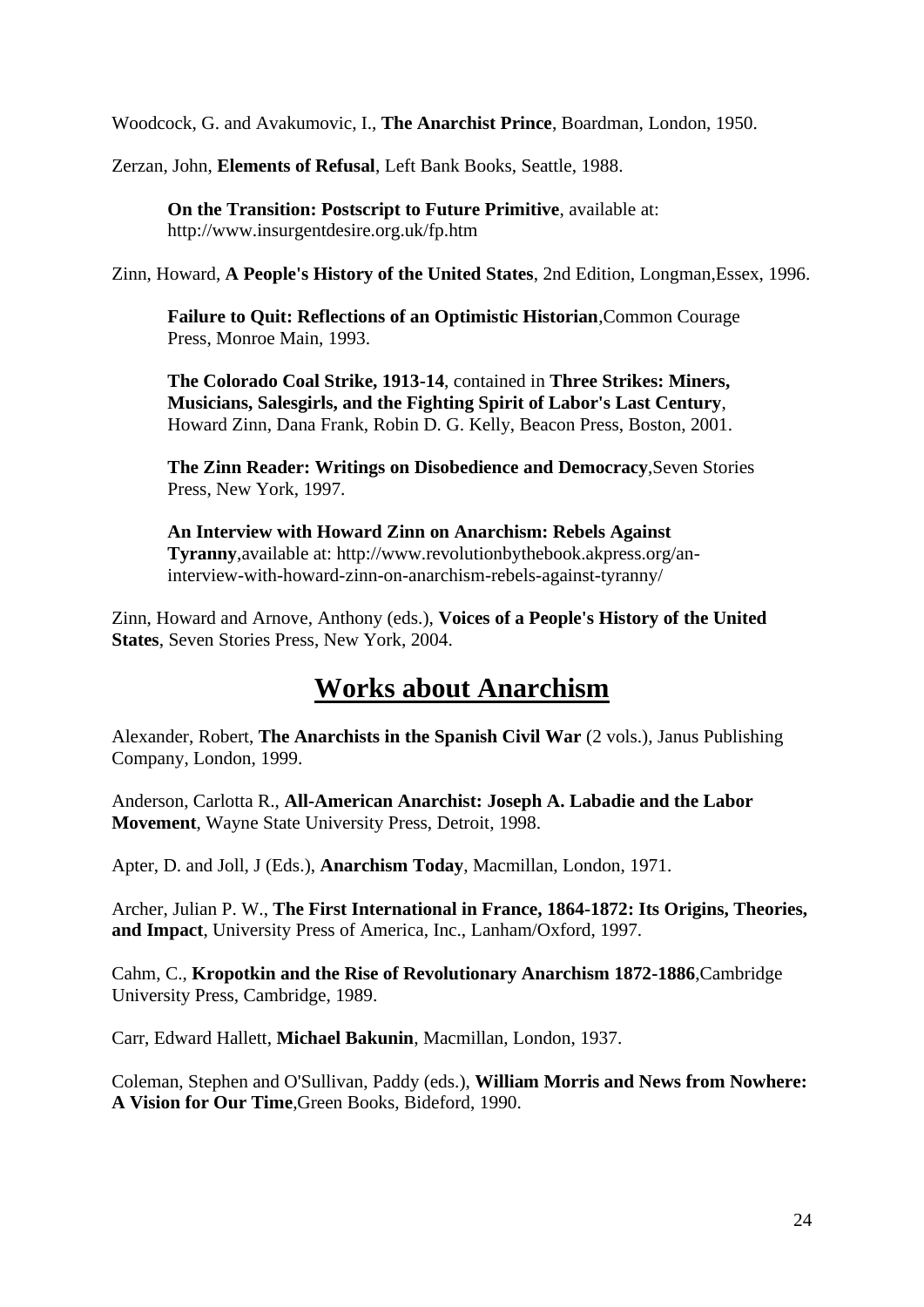Woodcock, G. and Avakumovic, I., **The Anarchist Prince**, Boardman, London, 1950.

Zerzan, John, **Elements of Refusal**, Left Bank Books, Seattle, 1988.

> **On the Transition: Postscript to Future Primitive**, available at: http://www.insurgentdesire.org.uk/fp.htm

Zinn, Howard, **A People's History of the United States**, 2nd Edition, Longman,Essex, 1996.

> **Failure to Quit: Reflections of an Optimistic Historian**,Common Courage Press, Monroe Main, 1993.
>
> **The Colorado Coal Strike, 1913-14**, contained in **Three Strikes: Miners, Musicians, Salesgirls, and the Fighting Spirit of Labor's Last Century**, Howard Zinn, Dana Frank, Robin D. G. Kelly, Beacon Press, Boston, 2001.
>
> **The Zinn Reader: Writings on Disobedience and Democracy**,Seven Stories Press, New York, 1997.
>
> **An Interview with Howard Zinn on Anarchism: Rebels Against Tyranny**,available at: http://www.revolutionbythebook.akpress.org/an-interview-with-howard-zinn-on-anarchism-rebels-against-tyranny/

Zinn, Howard and Arnove, Anthony (eds.), **Voices of a People's History of the United States**, Seven Stories Press, New York, 2004.

## Works about Anarchism

Alexander, Robert, **The Anarchists in the Spanish Civil War** (2 vols.), Janus Publishing Company, London, 1999.

Anderson, Carlotta R., **All-American Anarchist: Joseph A. Labadie and the Labor Movement**, Wayne State University Press, Detroit, 1998.

Apter, D. and Joll, J (Eds.), **Anarchism Today**, Macmillan, London, 1971.

Archer, Julian P. W., **The First International in France, 1864-1872: Its Origins, Theories, and Impact**, University Press of America, Inc., Lanham/Oxford, 1997.

Cahm, C., **Kropotkin and the Rise of Revolutionary Anarchism 1872-1886**,Cambridge University Press, Cambridge, 1989.

Carr, Edward Hallett, **Michael Bakunin**, Macmillan, London, 1937.

Coleman, Stephen and O'Sullivan, Paddy (eds.), **William Morris and News from Nowhere: A Vision for Our Time**,Green Books, Bideford, 1990.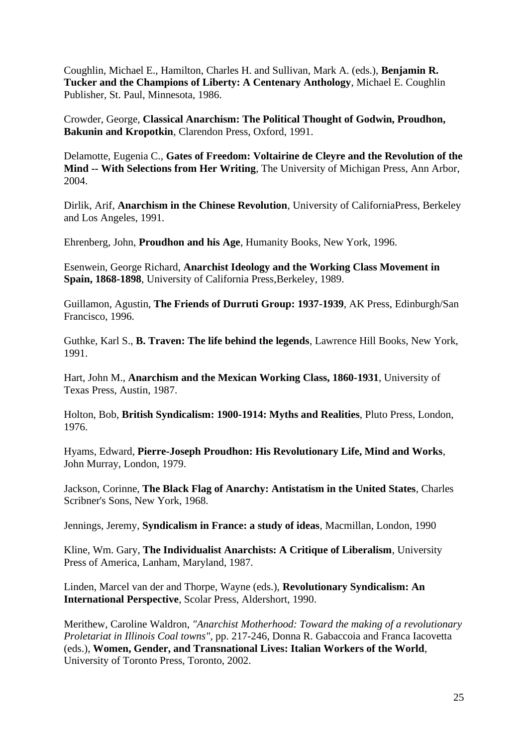Coughlin, Michael E., Hamilton, Charles H. and Sullivan, Mark A. (eds.), **Benjamin R. Tucker and the Champions of Liberty: A Centenary Anthology**, Michael E. Coughlin Publisher, St. Paul, Minnesota, 1986.

Crowder, George, **Classical Anarchism: The Political Thought of Godwin, Proudhon, Bakunin and Kropotkin**, Clarendon Press, Oxford, 1991.

Delamotte, Eugenia C., **Gates of Freedom: Voltairine de Cleyre and the Revolution of the Mind -- With Selections from Her Writing**, The University of Michigan Press, Ann Arbor, 2004.

Dirlik, Arif, **Anarchism in the Chinese Revolution**, University of CaliforniaPress, Berkeley and Los Angeles, 1991.

Ehrenberg, John, **Proudhon and his Age**, Humanity Books, New York, 1996.

Esenwein, George Richard, **Anarchist Ideology and the Working Class Movement in Spain, 1868-1898**, University of California Press,Berkeley, 1989.

Guillamon, Agustin, **The Friends of Durruti Group: 1937-1939**, AK Press, Edinburgh/San Francisco, 1996.

Guthke, Karl S., **B. Traven: The life behind the legends**, Lawrence Hill Books, New York, 1991.

Hart, John M., **Anarchism and the Mexican Working Class, 1860-1931**, University of Texas Press, Austin, 1987.

Holton, Bob, **British Syndicalism: 1900-1914: Myths and Realities**, Pluto Press, London, 1976.

Hyams, Edward, **Pierre-Joseph Proudhon: His Revolutionary Life, Mind and Works**, John Murray, London, 1979.

Jackson, Corinne, **The Black Flag of Anarchy: Antistatism in the United States**, Charles Scribner's Sons, New York, 1968.

Jennings, Jeremy, **Syndicalism in France: a study of ideas**, Macmillan, London, 1990

Kline, Wm. Gary, **The Individualist Anarchists: A Critique of Liberalism**, University Press of America, Lanham, Maryland, 1987.

Linden, Marcel van der and Thorpe, Wayne (eds.), **Revolutionary Syndicalism: An International Perspective**, Scolar Press, Aldershort, 1990.

Merithew, Caroline Waldron, *"Anarchist Motherhood: Toward the making of a revolutionary Proletariat in Illinois Coal towns"*, pp. 217-246, Donna R. Gabaccoia and Franca Iacovetta (eds.), **Women, Gender, and Transnational Lives: Italian Workers of the World**, University of Toronto Press, Toronto, 2002.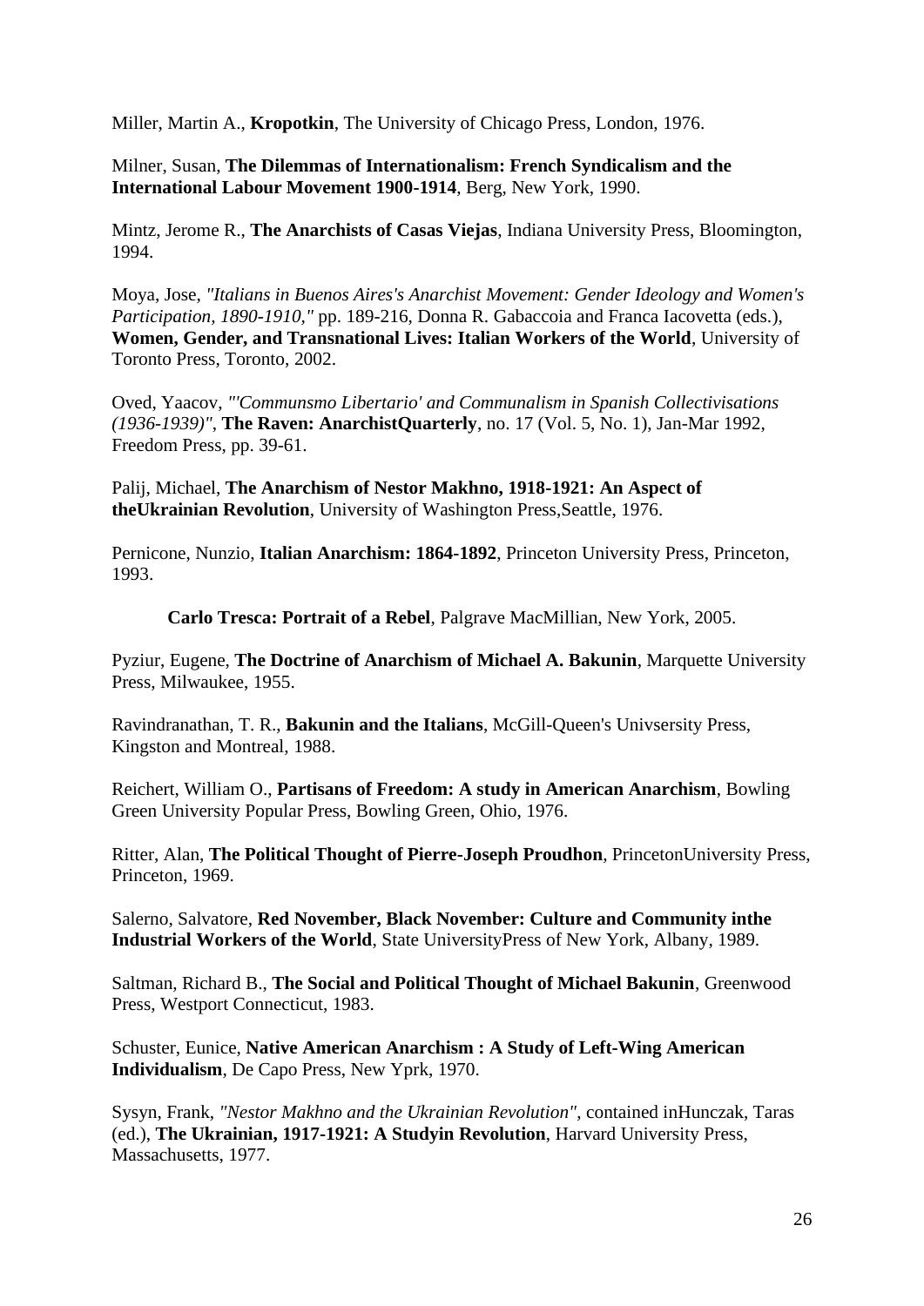Miller, Martin A., **Kropotkin**, The University of Chicago Press, London, 1976.

Milner, Susan, **The Dilemmas of Internationalism: French Syndicalism and the International Labour Movement 1900-1914**, Berg, New York, 1990.

Mintz, Jerome R., **The Anarchists of Casas Viejas**, Indiana University Press, Bloomington, 1994.

Moya, Jose, *"Italians in Buenos Aires's Anarchist Movement: Gender Ideology and Women's Participation, 1890-1910,"* pp. 189-216, Donna R. Gabaccoia and Franca Iacovetta (eds.), **Women, Gender, and Transnational Lives: Italian Workers of the World**, University of Toronto Press, Toronto, 2002.

Oved, Yaacov, *"'Communsmo Libertario' and Communalism in Spanish Collectivisations (1936-1939)"*, **The Raven: AnarchistQuarterly**, no. 17 (Vol. 5, No. 1), Jan-Mar 1992, Freedom Press, pp. 39-61.

Palij, Michael, **The Anarchism of Nestor Makhno, 1918-1921: An Aspect of theUkrainian Revolution**, University of Washington Press,Seattle, 1976.

Pernicone, Nunzio, **Italian Anarchism: 1864-1892**, Princeton University Press, Princeton, 1993.

**Carlo Tresca: Portrait of a Rebel**, Palgrave MacMillian, New York, 2005.

Pyziur, Eugene, **The Doctrine of Anarchism of Michael A. Bakunin**, Marquette University Press, Milwaukee, 1955.

Ravindranathan, T. R., **Bakunin and the Italians**, McGill-Queen's Univsersity Press, Kingston and Montreal, 1988.

Reichert, William O., **Partisans of Freedom: A study in American Anarchism**, Bowling Green University Popular Press, Bowling Green, Ohio, 1976.

Ritter, Alan, **The Political Thought of Pierre-Joseph Proudhon**, PrincetonUniversity Press, Princeton, 1969.

Salerno, Salvatore, **Red November, Black November: Culture and Community inthe Industrial Workers of the World**, State UniversityPress of New York, Albany, 1989.

Saltman, Richard B., **The Social and Political Thought of Michael Bakunin**, Greenwood Press, Westport Connecticut, 1983.

Schuster, Eunice, **Native American Anarchism : A Study of Left-Wing American Individualism**, De Capo Press, New Yprk, 1970.

Sysyn, Frank, *"Nestor Makhno and the Ukrainian Revolution"*, contained inHunczak, Taras (ed.), **The Ukrainian, 1917-1921: A Studyin Revolution**, Harvard University Press, Massachusetts, 1977.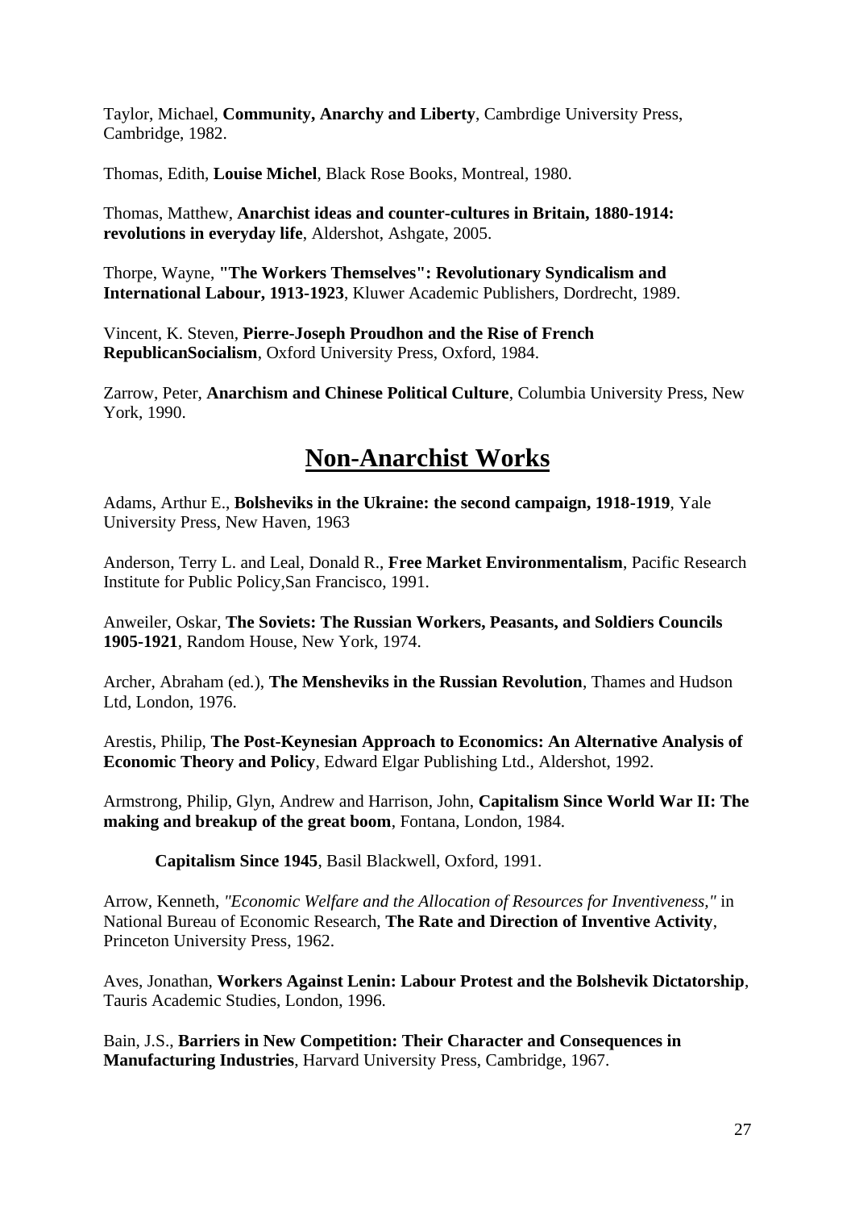Taylor, Michael, **Community, Anarchy and Liberty**, Cambrdige University Press, Cambridge, 1982.

Thomas, Edith, **Louise Michel**, Black Rose Books, Montreal, 1980.

Thomas, Matthew, **Anarchist ideas and counter-cultures in Britain, 1880-1914: revolutions in everyday life**, Aldershot, Ashgate, 2005.

Thorpe, Wayne, **"The Workers Themselves": Revolutionary Syndicalism and International Labour, 1913-1923**, Kluwer Academic Publishers, Dordrecht, 1989.

Vincent, K. Steven, **Pierre-Joseph Proudhon and the Rise of French RepublicanSocialism**, Oxford University Press, Oxford, 1984.

Zarrow, Peter, **Anarchism and Chinese Political Culture**, Columbia University Press, New York, 1990.

# Non-Anarchist Works

Adams, Arthur E., **Bolsheviks in the Ukraine: the second campaign, 1918-1919**, Yale University Press, New Haven, 1963

Anderson, Terry L. and Leal, Donald R., **Free Market Environmentalism**, Pacific Research Institute for Public Policy,San Francisco, 1991.

Anweiler, Oskar, **The Soviets: The Russian Workers, Peasants, and Soldiers Councils 1905-1921**, Random House, New York, 1974.

Archer, Abraham (ed.), **The Mensheviks in the Russian Revolution**, Thames and Hudson Ltd, London, 1976.

Arestis, Philip, **The Post-Keynesian Approach to Economics: An Alternative Analysis of Economic Theory and Policy**, Edward Elgar Publishing Ltd., Aldershot, 1992.

Armstrong, Philip, Glyn, Andrew and Harrison, John, **Capitalism Since World War II: The making and breakup of the great boom**, Fontana, London, 1984.

**Capitalism Since 1945**, Basil Blackwell, Oxford, 1991.

Arrow, Kenneth, *"Economic Welfare and the Allocation of Resources for Inventiveness,"* in National Bureau of Economic Research, **The Rate and Direction of Inventive Activity**, Princeton University Press, 1962.

Aves, Jonathan, **Workers Against Lenin: Labour Protest and the Bolshevik Dictatorship**, Tauris Academic Studies, London, 1996.

Bain, J.S., **Barriers in New Competition: Their Character and Consequences in Manufacturing Industries**, Harvard University Press, Cambridge, 1967.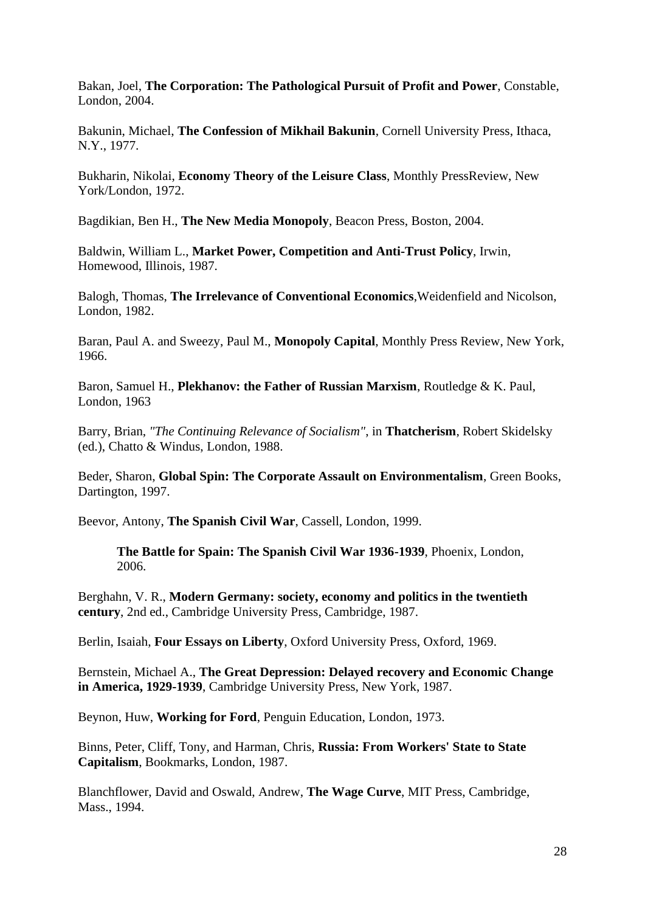Bakan, Joel, **The Corporation: The Pathological Pursuit of Profit and Power**, Constable, London, 2004.

Bakunin, Michael, **The Confession of Mikhail Bakunin**, Cornell University Press, Ithaca, N.Y., 1977.

Bukharin, Nikolai, **Economy Theory of the Leisure Class**, Monthly PressReview, New York/London, 1972.

Bagdikian, Ben H., **The New Media Monopoly**, Beacon Press, Boston, 2004.

Baldwin, William L., **Market Power, Competition and Anti-Trust Policy**, Irwin, Homewood, Illinois, 1987.

Balogh, Thomas, **The Irrelevance of Conventional Economics**,Weidenfield and Nicolson, London, 1982.

Baran, Paul A. and Sweezy, Paul M., **Monopoly Capital**, Monthly Press Review, New York, 1966.

Baron, Samuel H., **Plekhanov: the Father of Russian Marxism**, Routledge & K. Paul, London, 1963

Barry, Brian, *"The Continuing Relevance of Socialism"*, in **Thatcherism**, Robert Skidelsky (ed.), Chatto & Windus, London, 1988.

Beder, Sharon, **Global Spin: The Corporate Assault on Environmentalism**, Green Books, Dartington, 1997.

Beevor, Antony, **The Spanish Civil War**, Cassell, London, 1999.

> **The Battle for Spain: The Spanish Civil War 1936-1939**, Phoenix, London, 2006.

Berghahn, V. R., **Modern Germany: society, economy and politics in the twentieth century**, 2nd ed., Cambridge University Press, Cambridge, 1987.

Berlin, Isaiah, **Four Essays on Liberty**, Oxford University Press, Oxford, 1969.

Bernstein, Michael A., **The Great Depression: Delayed recovery and Economic Change in America, 1929-1939**, Cambridge University Press, New York, 1987.

Beynon, Huw, **Working for Ford**, Penguin Education, London, 1973.

Binns, Peter, Cliff, Tony, and Harman, Chris, **Russia: From Workers' State to State Capitalism**, Bookmarks, London, 1987.

Blanchflower, David and Oswald, Andrew, **The Wage Curve**, MIT Press, Cambridge, Mass., 1994.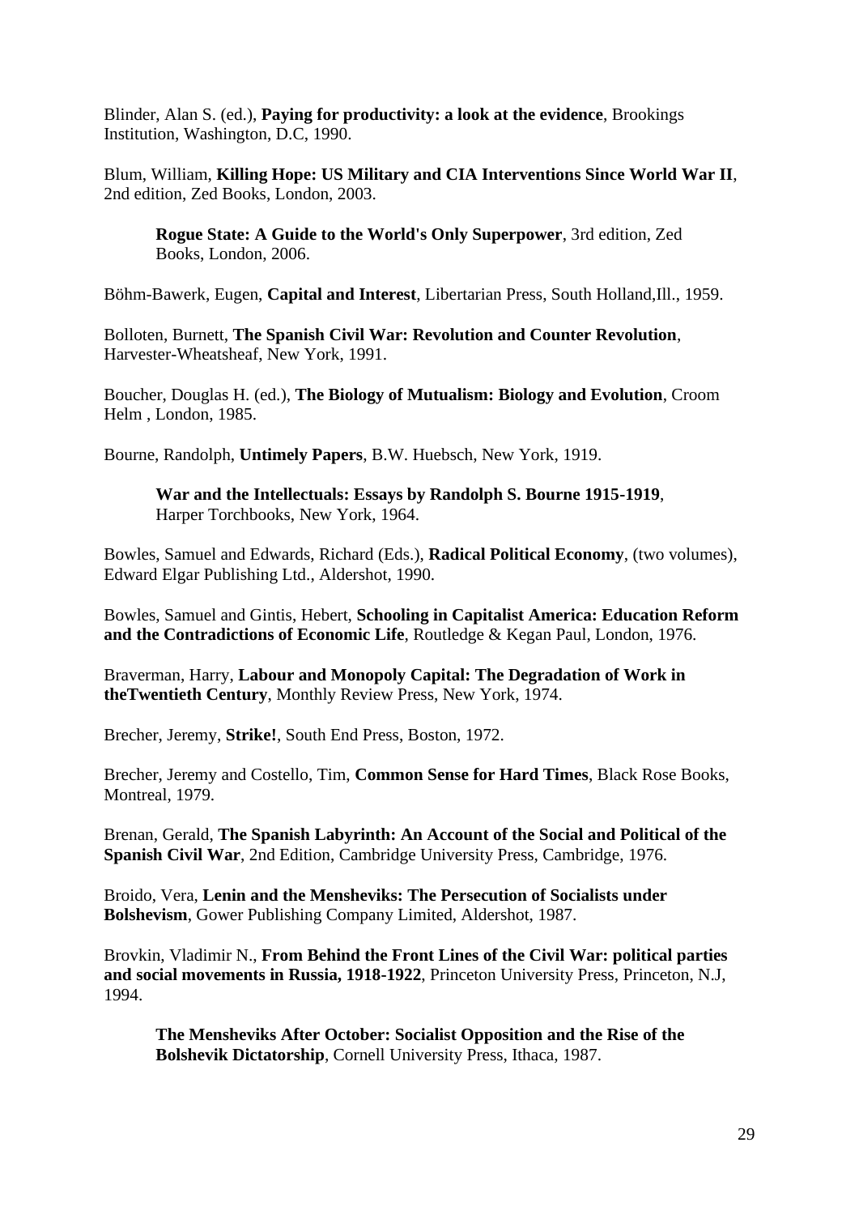Blinder, Alan S. (ed.), **Paying for productivity: a look at the evidence**, Brookings Institution, Washington, D.C, 1990.

Blum, William, **Killing Hope: US Military and CIA Interventions Since World War II**, 2nd edition, Zed Books, London, 2003.

> **Rogue State: A Guide to the World's Only Superpower**, 3rd edition, Zed Books, London, 2006.

Böhm-Bawerk, Eugen, **Capital and Interest**, Libertarian Press, South Holland,Ill., 1959.

Bolloten, Burnett, **The Spanish Civil War: Revolution and Counter Revolution**, Harvester-Wheatsheaf, New York, 1991.

Boucher, Douglas H. (ed.), **The Biology of Mutualism: Biology and Evolution**, Croom Helm , London, 1985.

Bourne, Randolph, **Untimely Papers**, B.W. Huebsch, New York, 1919.

> **War and the Intellectuals: Essays by Randolph S. Bourne 1915-1919**, Harper Torchbooks, New York, 1964.

Bowles, Samuel and Edwards, Richard (Eds.), **Radical Political Economy**, (two volumes), Edward Elgar Publishing Ltd., Aldershot, 1990.

Bowles, Samuel and Gintis, Hebert, **Schooling in Capitalist America: Education Reform and the Contradictions of Economic Life**, Routledge & Kegan Paul, London, 1976.

Braverman, Harry, **Labour and Monopoly Capital: The Degradation of Work in theTwentieth Century**, Monthly Review Press, New York, 1974.

Brecher, Jeremy, **Strike!**, South End Press, Boston, 1972.

Brecher, Jeremy and Costello, Tim, **Common Sense for Hard Times**, Black Rose Books, Montreal, 1979.

Brenan, Gerald, **The Spanish Labyrinth: An Account of the Social and Political of the Spanish Civil War**, 2nd Edition, Cambridge University Press, Cambridge, 1976.

Broido, Vera, **Lenin and the Mensheviks: The Persecution of Socialists under Bolshevism**, Gower Publishing Company Limited, Aldershot, 1987.

Brovkin, Vladimir N., **From Behind the Front Lines of the Civil War: political parties and social movements in Russia, 1918-1922**, Princeton University Press, Princeton, N.J, 1994.

> **The Mensheviks After October: Socialist Opposition and the Rise of the Bolshevik Dictatorship**, Cornell University Press, Ithaca, 1987.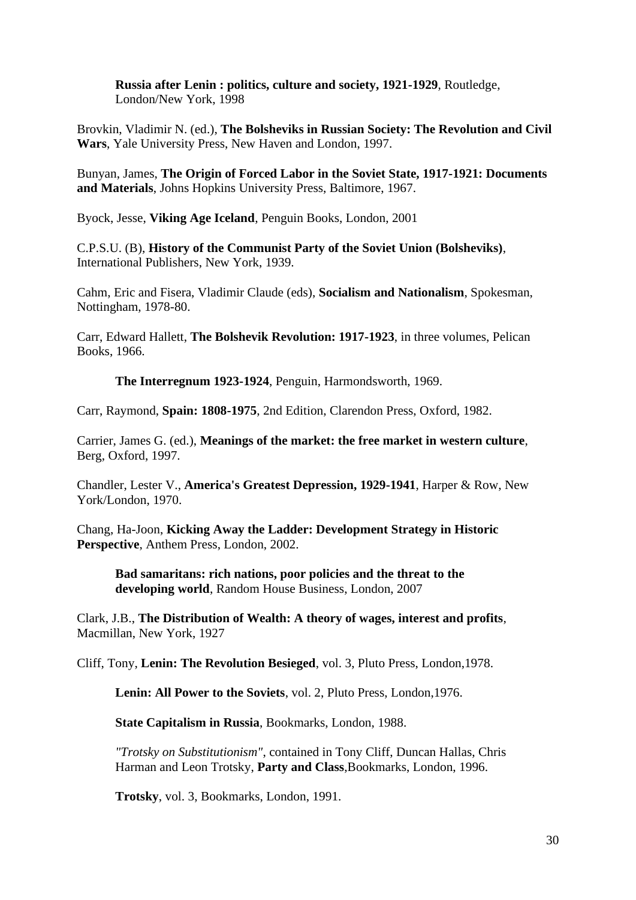**Russia after Lenin : politics, culture and society, 1921-1929**, Routledge, London/New York, 1998

Brovkin, Vladimir N. (ed.), **The Bolsheviks in Russian Society: The Revolution and Civil Wars**, Yale University Press, New Haven and London, 1997.

Bunyan, James, **The Origin of Forced Labor in the Soviet State, 1917-1921: Documents and Materials**, Johns Hopkins University Press, Baltimore, 1967.

Byock, Jesse, **Viking Age Iceland**, Penguin Books, London, 2001

C.P.S.U. (B), **History of the Communist Party of the Soviet Union (Bolsheviks)**, International Publishers, New York, 1939.

Cahm, Eric and Fisera, Vladimir Claude (eds), **Socialism and Nationalism**, Spokesman, Nottingham, 1978-80.

Carr, Edward Hallett, **The Bolshevik Revolution: 1917-1923**, in three volumes, Pelican Books, 1966.

**The Interregnum 1923-1924**, Penguin, Harmondsworth, 1969.

Carr, Raymond, **Spain: 1808-1975**, 2nd Edition, Clarendon Press, Oxford, 1982.

Carrier, James G. (ed.), **Meanings of the market: the free market in western culture**, Berg, Oxford, 1997.

Chandler, Lester V., **America's Greatest Depression, 1929-1941**, Harper & Row, New York/London, 1970.

Chang, Ha-Joon, **Kicking Away the Ladder: Development Strategy in Historic Perspective**, Anthem Press, London, 2002.

**Bad samaritans: rich nations, poor policies and the threat to the developing world**, Random House Business, London, 2007

Clark, J.B., **The Distribution of Wealth: A theory of wages, interest and profits**, Macmillan, New York, 1927

Cliff, Tony, **Lenin: The Revolution Besieged**, vol. 3, Pluto Press, London,1978.

**Lenin: All Power to the Soviets**, vol. 2, Pluto Press, London,1976.

**State Capitalism in Russia**, Bookmarks, London, 1988.

*"Trotsky on Substitutionism"*, contained in Tony Cliff, Duncan Hallas, Chris Harman and Leon Trotsky, **Party and Class**,Bookmarks, London, 1996.

**Trotsky**, vol. 3, Bookmarks, London, 1991.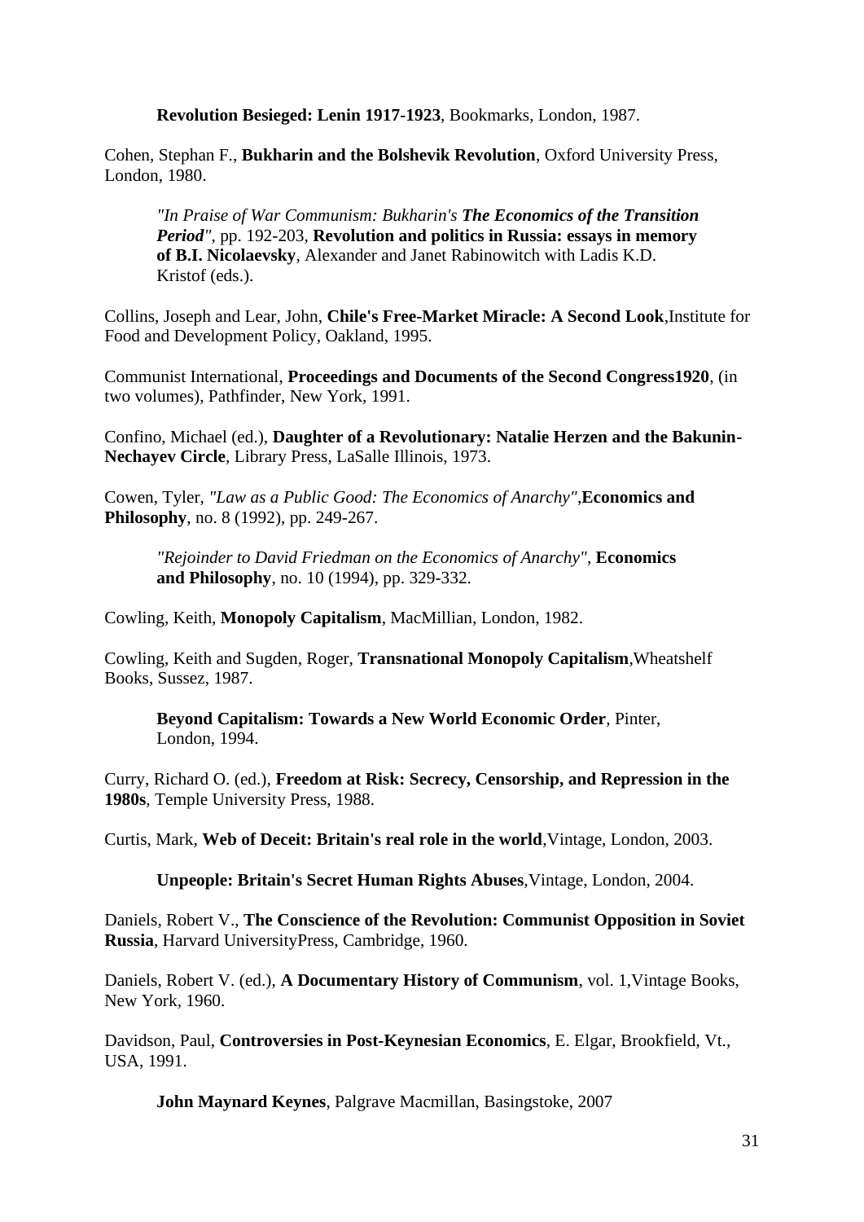**Revolution Besieged: Lenin 1917-1923**, Bookmarks, London, 1987.

Cohen, Stephan F., **Bukharin and the Bolshevik Revolution**, Oxford University Press, London, 1980.

*"In Praise of War Communism: Bukharin's **The Economics of the Transition Period**"*, pp. 192-203, **Revolution and politics in Russia: essays in memory of B.I. Nicolaevsky**, Alexander and Janet Rabinowitch with Ladis K.D. Kristof (eds.).

Collins, Joseph and Lear, John, **Chile's Free-Market Miracle: A Second Look**,Institute for Food and Development Policy, Oakland, 1995.

Communist International, **Proceedings and Documents of the Second Congress1920**, (in two volumes), Pathfinder, New York, 1991.

Confino, Michael (ed.), **Daughter of a Revolutionary: Natalie Herzen and the Bakunin-Nechayev Circle**, Library Press, LaSalle Illinois, 1973.

Cowen, Tyler, *"Law as a Public Good: The Economics of Anarchy"*,**Economics and Philosophy**, no. 8 (1992), pp. 249-267.

*"Rejoinder to David Friedman on the Economics of Anarchy"*, **Economics and Philosophy**, no. 10 (1994), pp. 329-332.

Cowling, Keith, **Monopoly Capitalism**, MacMillian, London, 1982.

Cowling, Keith and Sugden, Roger, **Transnational Monopoly Capitalism**,Wheatshelf Books, Sussez, 1987.

**Beyond Capitalism: Towards a New World Economic Order**, Pinter, London, 1994.

Curry, Richard O. (ed.), **Freedom at Risk: Secrecy, Censorship, and Repression in the 1980s**, Temple University Press, 1988.

Curtis, Mark, **Web of Deceit: Britain's real role in the world**,Vintage, London, 2003.

**Unpeople: Britain's Secret Human Rights Abuses**,Vintage, London, 2004.

Daniels, Robert V., **The Conscience of the Revolution: Communist Opposition in Soviet Russia**, Harvard UniversityPress, Cambridge, 1960.

Daniels, Robert V. (ed.), **A Documentary History of Communism**, vol. 1,Vintage Books, New York, 1960.

Davidson, Paul, **Controversies in Post-Keynesian Economics**, E. Elgar, Brookfield, Vt., USA, 1991.

**John Maynard Keynes**, Palgrave Macmillan, Basingstoke, 2007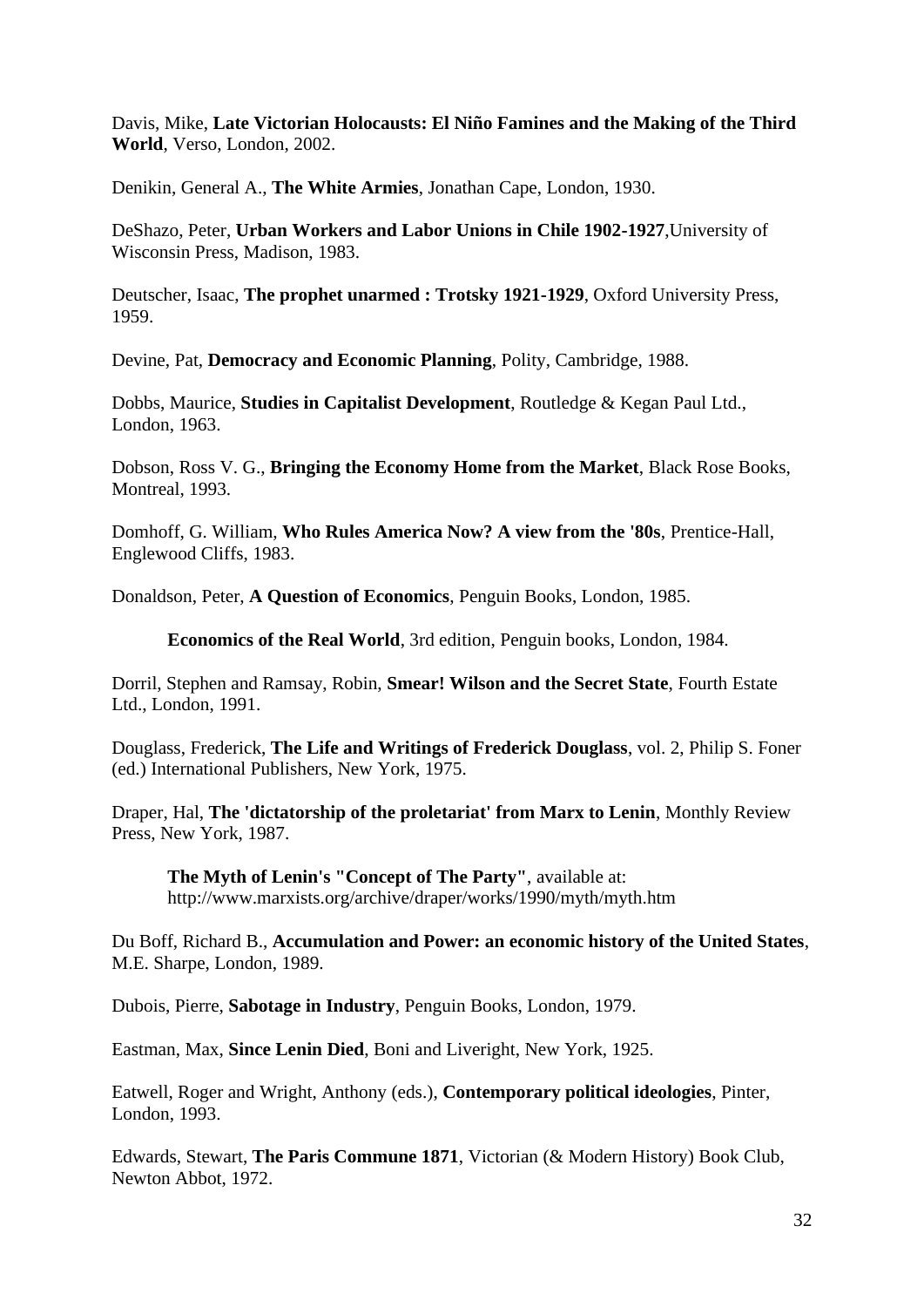Davis, Mike, **Late Victorian Holocausts: El Niño Famines and the Making of the Third World**, Verso, London, 2002.

Denikin, General A., **The White Armies**, Jonathan Cape, London, 1930.

DeShazo, Peter, **Urban Workers and Labor Unions in Chile 1902-1927**,University of Wisconsin Press, Madison, 1983.

Deutscher, Isaac, **The prophet unarmed : Trotsky 1921-1929**, Oxford University Press, 1959.

Devine, Pat, **Democracy and Economic Planning**, Polity, Cambridge, 1988.

Dobbs, Maurice, **Studies in Capitalist Development**, Routledge & Kegan Paul Ltd., London, 1963.

Dobson, Ross V. G., **Bringing the Economy Home from the Market**, Black Rose Books, Montreal, 1993.

Domhoff, G. William, **Who Rules America Now? A view from the '80s**, Prentice-Hall, Englewood Cliffs, 1983.

Donaldson, Peter, **A Question of Economics**, Penguin Books, London, 1985.

> **Economics of the Real World**, 3rd edition, Penguin books, London, 1984.

Dorril, Stephen and Ramsay, Robin, **Smear! Wilson and the Secret State**, Fourth Estate Ltd., London, 1991.

Douglass, Frederick, **The Life and Writings of Frederick Douglass**, vol. 2, Philip S. Foner (ed.) International Publishers, New York, 1975.

Draper, Hal, **The 'dictatorship of the proletariat' from Marx to Lenin**, Monthly Review Press, New York, 1987.

> **The Myth of Lenin's "Concept of The Party"**, available at: http://www.marxists.org/archive/draper/works/1990/myth/myth.htm

Du Boff, Richard B., **Accumulation and Power: an economic history of the United States**, M.E. Sharpe, London, 1989.

Dubois, Pierre, **Sabotage in Industry**, Penguin Books, London, 1979.

Eastman, Max, **Since Lenin Died**, Boni and Liveright, New York, 1925.

Eatwell, Roger and Wright, Anthony (eds.), **Contemporary political ideologies**, Pinter, London, 1993.

Edwards, Stewart, **The Paris Commune 1871**, Victorian (& Modern History) Book Club, Newton Abbot, 1972.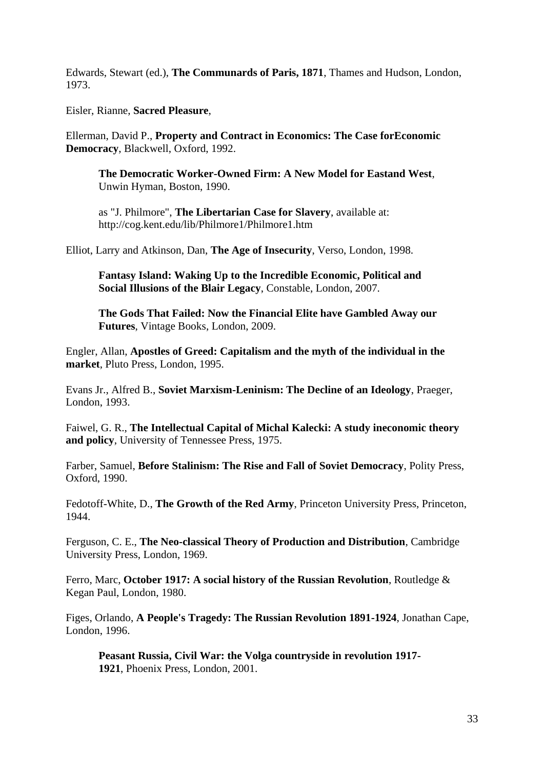Edwards, Stewart (ed.), **The Communards of Paris, 1871**, Thames and Hudson, London, 1973.

Eisler, Rianne, **Sacred Pleasure**,

Ellerman, David P., **Property and Contract in Economics: The Case forEconomic Democracy**, Blackwell, Oxford, 1992.

> **The Democratic Worker-Owned Firm: A New Model for Eastand West**, Unwin Hyman, Boston, 1990.
>
> as "J. Philmore", **The Libertarian Case for Slavery**, available at: http://cog.kent.edu/lib/Philmore1/Philmore1.htm

Elliot, Larry and Atkinson, Dan, **The Age of Insecurity**, Verso, London, 1998.

> **Fantasy Island: Waking Up to the Incredible Economic, Political and Social Illusions of the Blair Legacy**, Constable, London, 2007.
>
> **The Gods That Failed: Now the Financial Elite have Gambled Away our Futures**, Vintage Books, London, 2009.

Engler, Allan, **Apostles of Greed: Capitalism and the myth of the individual in the market**, Pluto Press, London, 1995.

Evans Jr., Alfred B., **Soviet Marxism-Leninism: The Decline of an Ideology**, Praeger, London, 1993.

Faiwel, G. R., **The Intellectual Capital of Michal Kalecki: A study ineconomic theory and policy**, University of Tennessee Press, 1975.

Farber, Samuel, **Before Stalinism: The Rise and Fall of Soviet Democracy**, Polity Press, Oxford, 1990.

Fedotoff-White, D., **The Growth of the Red Army**, Princeton University Press, Princeton, 1944.

Ferguson, C. E., **The Neo-classical Theory of Production and Distribution**, Cambridge University Press, London, 1969.

Ferro, Marc, **October 1917: A social history of the Russian Revolution**, Routledge & Kegan Paul, London, 1980.

Figes, Orlando, **A People's Tragedy: The Russian Revolution 1891-1924**, Jonathan Cape, London, 1996.

> **Peasant Russia, Civil War: the Volga countryside in revolution 1917-1921**, Phoenix Press, London, 2001.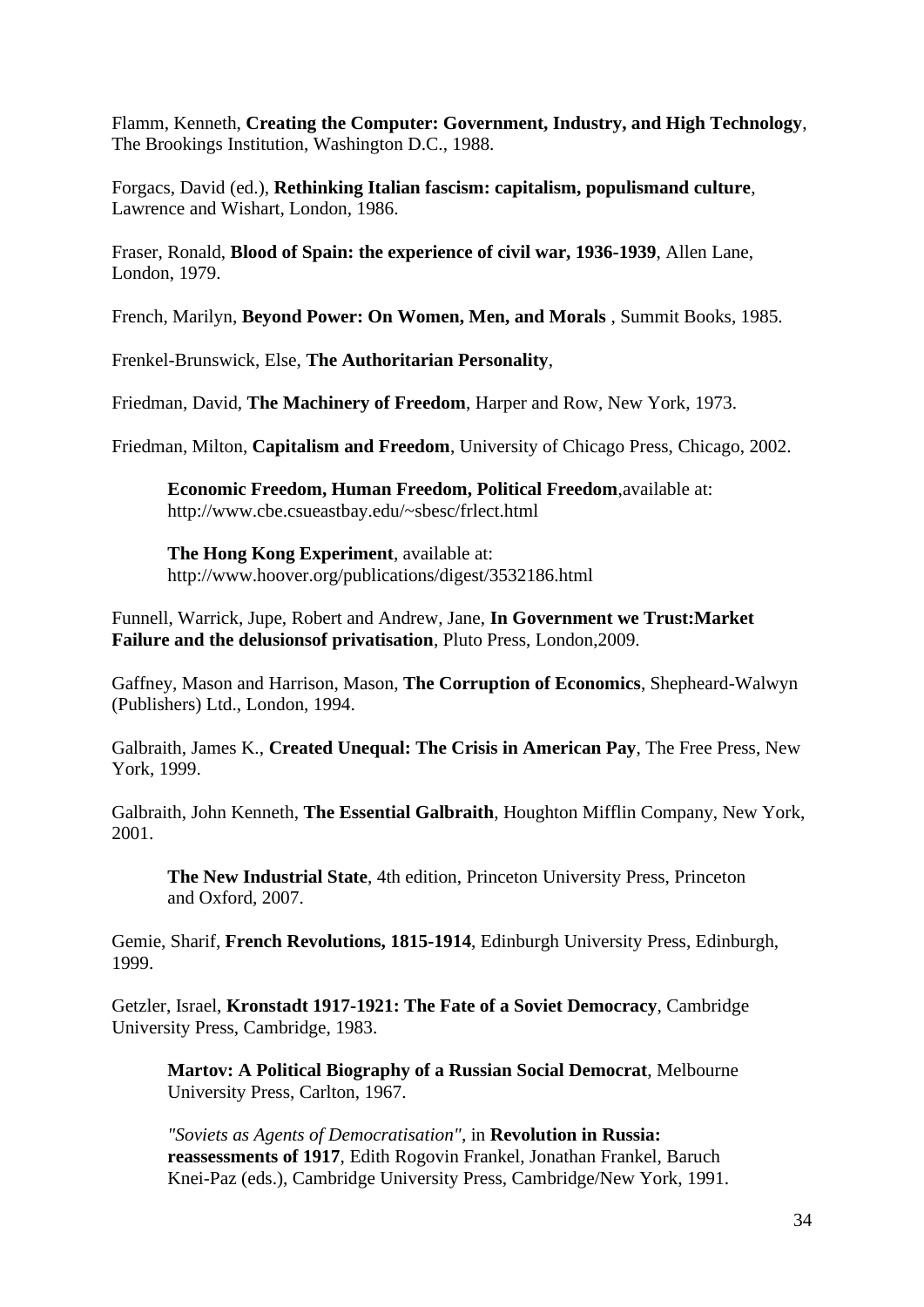Flamm, Kenneth, **Creating the Computer: Government, Industry, and High Technology**, The Brookings Institution, Washington D.C., 1988.

Forgacs, David (ed.), **Rethinking Italian fascism: capitalism, populismand culture**, Lawrence and Wishart, London, 1986.

Fraser, Ronald, **Blood of Spain: the experience of civil war, 1936-1939**, Allen Lane, London, 1979.

French, Marilyn, **Beyond Power: On Women, Men, and Morals** , Summit Books, 1985.

Frenkel-Brunswick, Else, **The Authoritarian Personality**,

Friedman, David, **The Machinery of Freedom**, Harper and Row, New York, 1973.

Friedman, Milton, **Capitalism and Freedom**, University of Chicago Press, Chicago, 2002.

> **Economic Freedom, Human Freedom, Political Freedom**,available at: http://www.cbe.csueastbay.edu/~sbesc/frlect.html

> **The Hong Kong Experiment**, available at: http://www.hoover.org/publications/digest/3532186.html

Funnell, Warrick, Jupe, Robert and Andrew, Jane, **In Government we Trust:Market Failure and the delusionsof privatisation**, Pluto Press, London,2009.

Gaffney, Mason and Harrison, Mason, **The Corruption of Economics**, Shepheard-Walwyn (Publishers) Ltd., London, 1994.

Galbraith, James K., **Created Unequal: The Crisis in American Pay**, The Free Press, New York, 1999.

Galbraith, John Kenneth, **The Essential Galbraith**, Houghton Mifflin Company, New York, 2001.

> **The New Industrial State**, 4th edition, Princeton University Press, Princeton and Oxford, 2007.

Gemie, Sharif, **French Revolutions, 1815-1914**, Edinburgh University Press, Edinburgh, 1999.

Getzler, Israel, **Kronstadt 1917-1921: The Fate of a Soviet Democracy**, Cambridge University Press, Cambridge, 1983.

> **Martov: A Political Biography of a Russian Social Democrat**, Melbourne University Press, Carlton, 1967.

> *"Soviets as Agents of Democratisation"*, in **Revolution in Russia: reassessments of 1917**, Edith Rogovin Frankel, Jonathan Frankel, Baruch Knei-Paz (eds.), Cambridge University Press, Cambridge/New York, 1991.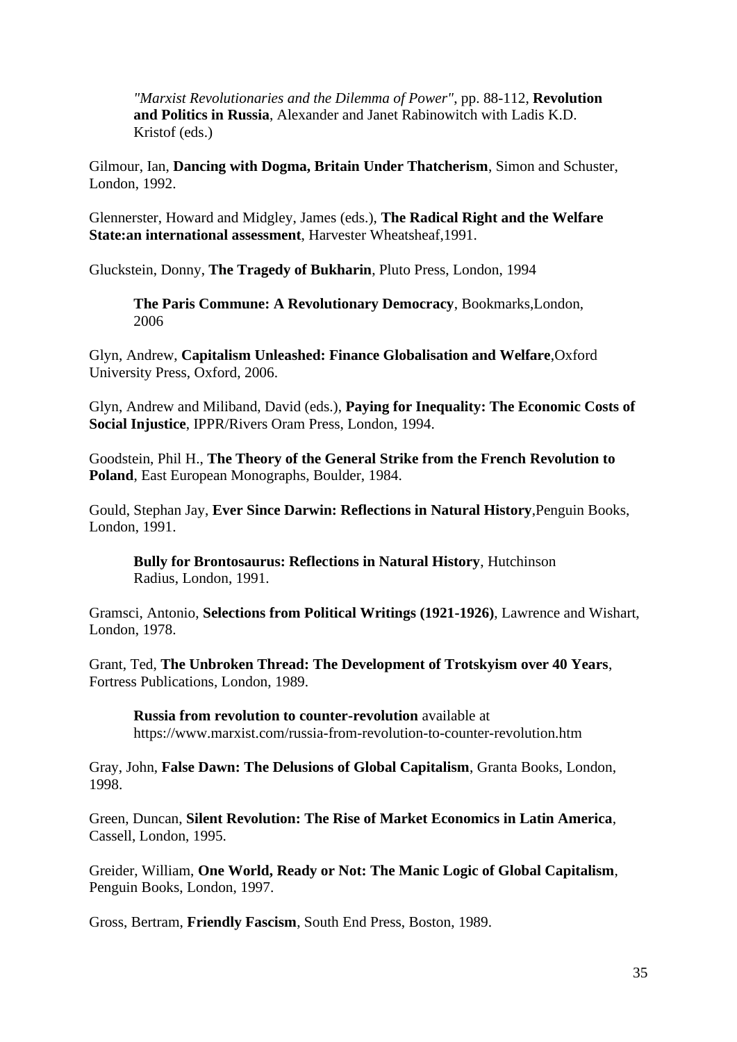*"Marxist Revolutionaries and the Dilemma of Power"*, pp. 88-112, **Revolution and Politics in Russia**, Alexander and Janet Rabinowitch with Ladis K.D. Kristof (eds.)

Gilmour, Ian, **Dancing with Dogma, Britain Under Thatcherism**, Simon and Schuster, London, 1992.

Glennerster, Howard and Midgley, James (eds.), **The Radical Right and the Welfare State:an international assessment**, Harvester Wheatsheaf,1991.

Gluckstein, Donny, **The Tragedy of Bukharin**, Pluto Press, London, 1994

**The Paris Commune: A Revolutionary Democracy**, Bookmarks,London, 2006

Glyn, Andrew, **Capitalism Unleashed: Finance Globalisation and Welfare**,Oxford University Press, Oxford, 2006.

Glyn, Andrew and Miliband, David (eds.), **Paying for Inequality: The Economic Costs of Social Injustice**, IPPR/Rivers Oram Press, London, 1994.

Goodstein, Phil H., **The Theory of the General Strike from the French Revolution to Poland**, East European Monographs, Boulder, 1984.

Gould, Stephan Jay, **Ever Since Darwin: Reflections in Natural History**,Penguin Books, London, 1991.

**Bully for Brontosaurus: Reflections in Natural History**, Hutchinson Radius, London, 1991.

Gramsci, Antonio, **Selections from Political Writings (1921-1926)**, Lawrence and Wishart, London, 1978.

Grant, Ted, **The Unbroken Thread: The Development of Trotskyism over 40 Years**, Fortress Publications, London, 1989.

**Russia from revolution to counter-revolution** available at https://www.marxist.com/russia-from-revolution-to-counter-revolution.htm

Gray, John, **False Dawn: The Delusions of Global Capitalism**, Granta Books, London, 1998.

Green, Duncan, **Silent Revolution: The Rise of Market Economics in Latin America**, Cassell, London, 1995.

Greider, William, **One World, Ready or Not: The Manic Logic of Global Capitalism**, Penguin Books, London, 1997.

Gross, Bertram, **Friendly Fascism**, South End Press, Boston, 1989.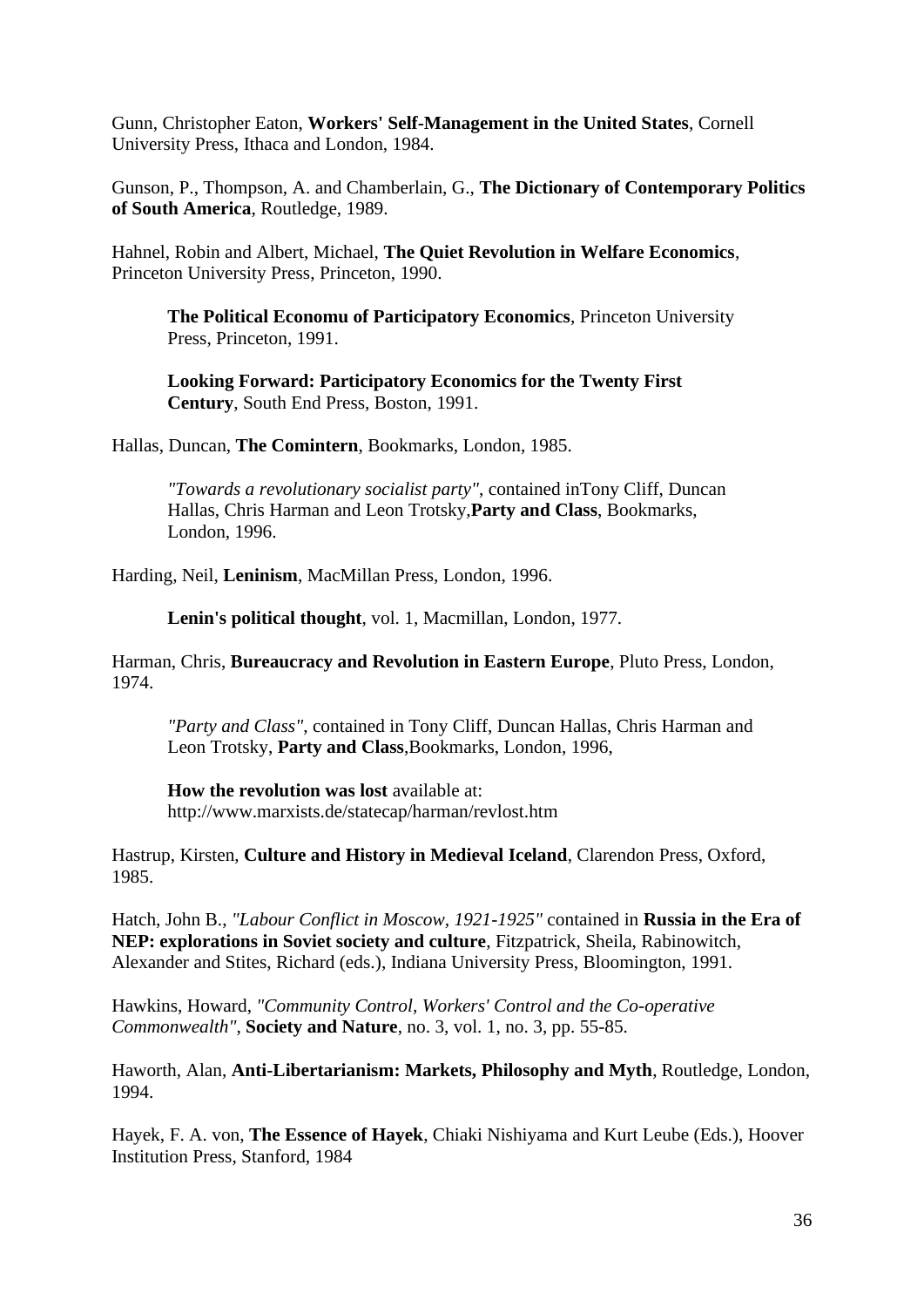Gunn, Christopher Eaton, **Workers' Self-Management in the United States**, Cornell University Press, Ithaca and London, 1984.

Gunson, P., Thompson, A. and Chamberlain, G., **The Dictionary of Contemporary Politics of South America**, Routledge, 1989.

Hahnel, Robin and Albert, Michael, **The Quiet Revolution in Welfare Economics**, Princeton University Press, Princeton, 1990.

> **The Political Economu of Participatory Economics**, Princeton University Press, Princeton, 1991.
>
> **Looking Forward: Participatory Economics for the Twenty First Century**, South End Press, Boston, 1991.

Hallas, Duncan, **The Comintern**, Bookmarks, London, 1985.

> *"Towards a revolutionary socialist party"*, contained inTony Cliff, Duncan Hallas, Chris Harman and Leon Trotsky,**Party and Class**, Bookmarks, London, 1996.

Harding, Neil, **Leninism**, MacMillan Press, London, 1996.

> **Lenin's political thought**, vol. 1, Macmillan, London, 1977.

Harman, Chris, **Bureaucracy and Revolution in Eastern Europe**, Pluto Press, London, 1974.

> *"Party and Class"*, contained in Tony Cliff, Duncan Hallas, Chris Harman and Leon Trotsky, **Party and Class**,Bookmarks, London, 1996,
>
> **How the revolution was lost** available at: http://www.marxists.de/statecap/harman/revlost.htm

Hastrup, Kirsten, **Culture and History in Medieval Iceland**, Clarendon Press, Oxford, 1985.

Hatch, John B., *"Labour Conflict in Moscow, 1921-1925"* contained in **Russia in the Era of NEP: explorations in Soviet society and culture**, Fitzpatrick, Sheila, Rabinowitch, Alexander and Stites, Richard (eds.), Indiana University Press, Bloomington, 1991.

Hawkins, Howard, *"Community Control, Workers' Control and the Co-operative Commonwealth"*, **Society and Nature**, no. 3, vol. 1, no. 3, pp. 55-85.

Haworth, Alan, **Anti-Libertarianism: Markets, Philosophy and Myth**, Routledge, London, 1994.

Hayek, F. A. von, **The Essence of Hayek**, Chiaki Nishiyama and Kurt Leube (Eds.), Hoover Institution Press, Stanford, 1984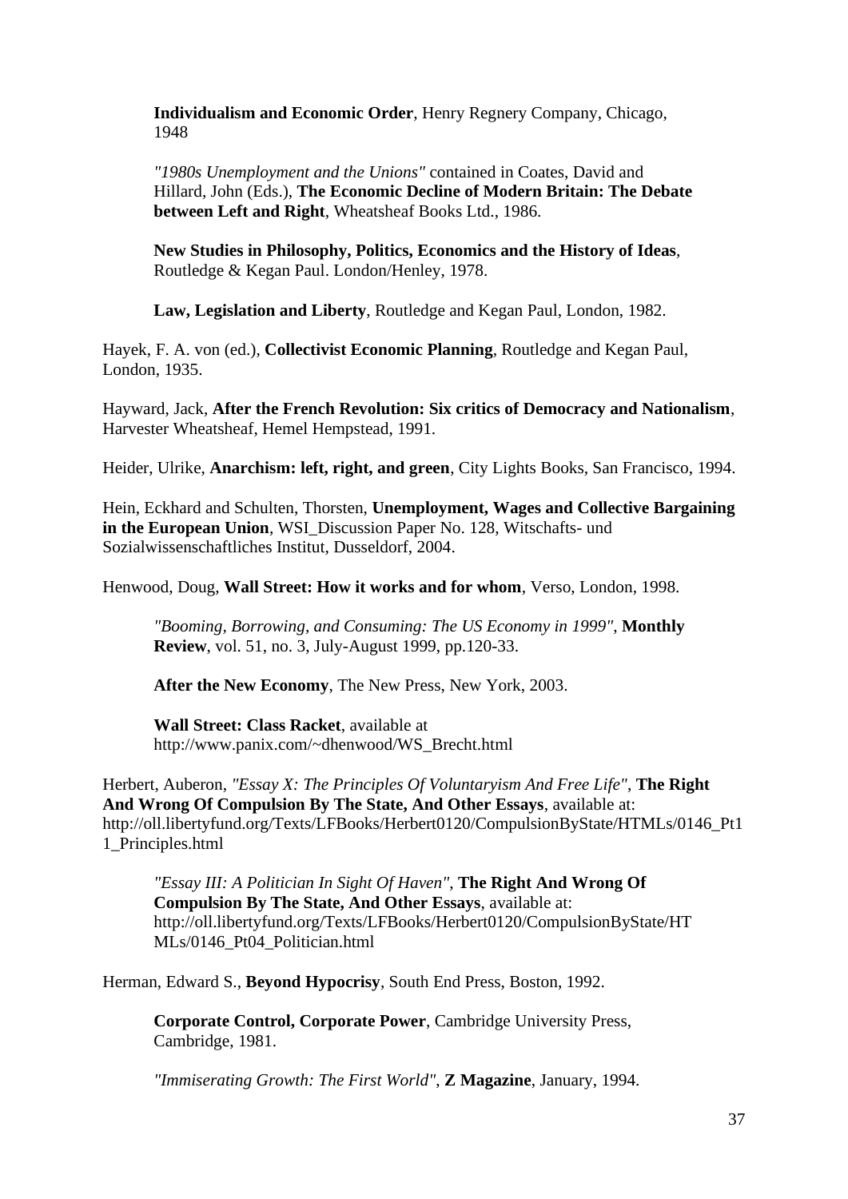**Individualism and Economic Order**, Henry Regnery Company, Chicago, 1948

*"1980s Unemployment and the Unions"* contained in Coates, David and Hillard, John (Eds.), **The Economic Decline of Modern Britain: The Debate between Left and Right**, Wheatsheaf Books Ltd., 1986.

**New Studies in Philosophy, Politics, Economics and the History of Ideas**, Routledge & Kegan Paul. London/Henley, 1978.

**Law, Legislation and Liberty**, Routledge and Kegan Paul, London, 1982.

Hayek, F. A. von (ed.), **Collectivist Economic Planning**, Routledge and Kegan Paul, London, 1935.

Hayward, Jack, **After the French Revolution: Six critics of Democracy and Nationalism**, Harvester Wheatsheaf, Hemel Hempstead, 1991.

Heider, Ulrike, **Anarchism: left, right, and green**, City Lights Books, San Francisco, 1994.

Hein, Eckhard and Schulten, Thorsten, **Unemployment, Wages and Collective Bargaining in the European Union**, WSI_Discussion Paper No. 128, Witschafts- und Sozialwissenschaftliches Institut, Dusseldorf, 2004.

Henwood, Doug, **Wall Street: How it works and for whom**, Verso, London, 1998.

*"Booming, Borrowing, and Consuming: The US Economy in 1999"*, **Monthly Review**, vol. 51, no. 3, July-August 1999, pp.120-33.

**After the New Economy**, The New Press, New York, 2003.

**Wall Street: Class Racket**, available at http://www.panix.com/~dhenwood/WS_Brecht.html

Herbert, Auberon, *"Essay X: The Principles Of Voluntaryism And Free Life"*, **The Right And Wrong Of Compulsion By The State, And Other Essays**, available at: http://oll.libertyfund.org/Texts/LFBooks/Herbert0120/CompulsionByState/HTMLs/0146_Pt11_Principles.html

*"Essay III: A Politician In Sight Of Haven"*, **The Right And Wrong Of Compulsion By The State, And Other Essays**, available at: http://oll.libertyfund.org/Texts/LFBooks/Herbert0120/CompulsionByState/HTMLs/0146_Pt04_Politician.html

Herman, Edward S., **Beyond Hypocrisy**, South End Press, Boston, 1992.

**Corporate Control, Corporate Power**, Cambridge University Press, Cambridge, 1981.

*"Immiserating Growth: The First World"*, **Z Magazine**, January, 1994.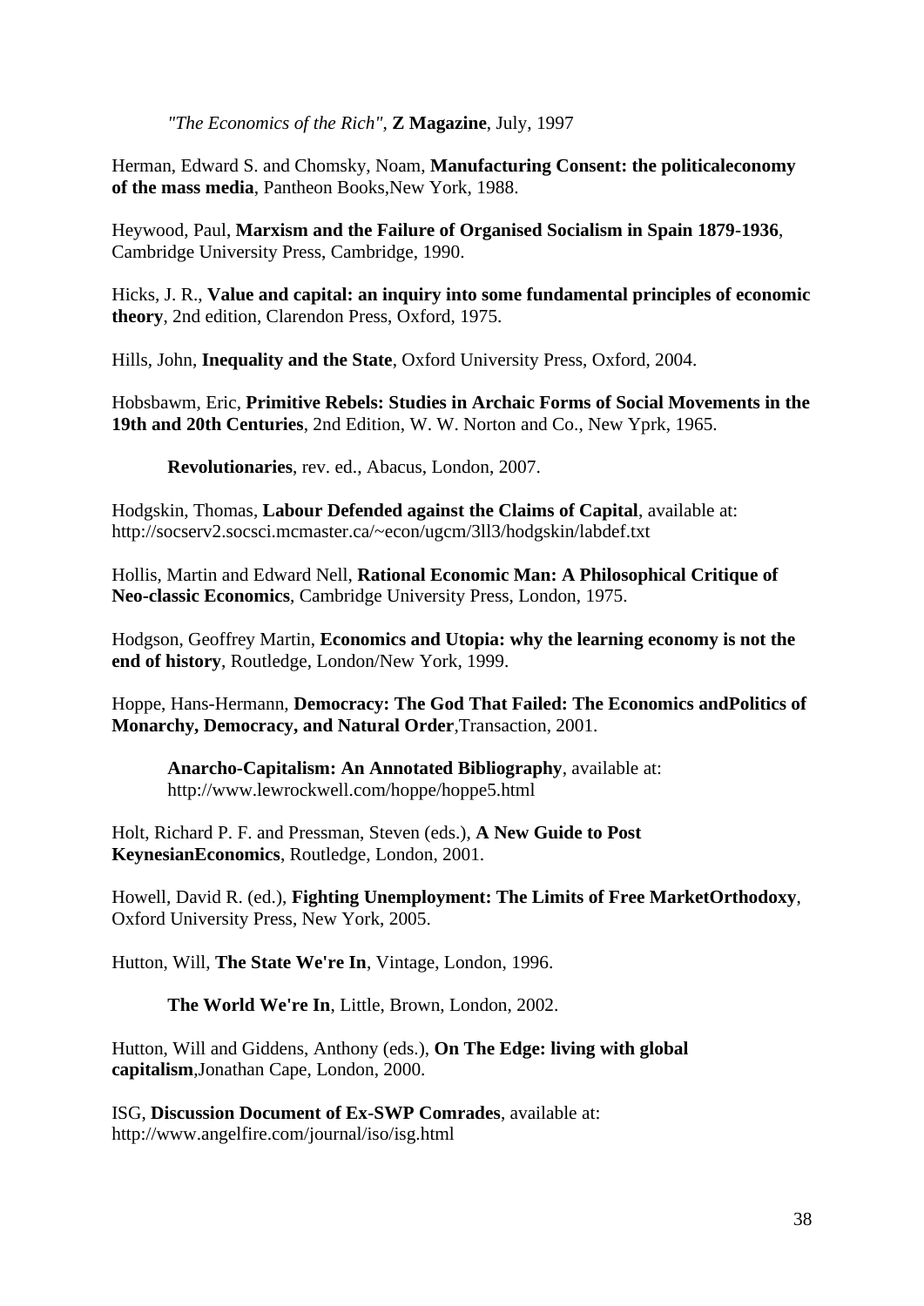*"The Economics of the Rich"*, **Z Magazine**, July, 1997

Herman, Edward S. and Chomsky, Noam, **Manufacturing Consent: the politicaleconomy of the mass media**, Pantheon Books,New York, 1988.

Heywood, Paul, **Marxism and the Failure of Organised Socialism in Spain 1879-1936**, Cambridge University Press, Cambridge, 1990.

Hicks, J. R., **Value and capital: an inquiry into some fundamental principles of economic theory**, 2nd edition, Clarendon Press, Oxford, 1975.

Hills, John, **Inequality and the State**, Oxford University Press, Oxford, 2004.

Hobsbawm, Eric, **Primitive Rebels: Studies in Archaic Forms of Social Movements in the 19th and 20th Centuries**, 2nd Edition, W. W. Norton and Co., New Yprk, 1965.

**Revolutionaries**, rev. ed., Abacus, London, 2007.

Hodgskin, Thomas, **Labour Defended against the Claims of Capital**, available at: http://socserv2.socsci.mcmaster.ca/~econ/ugcm/3ll3/hodgskin/labdef.txt

Hollis, Martin and Edward Nell, **Rational Economic Man: A Philosophical Critique of Neo-classic Economics**, Cambridge University Press, London, 1975.

Hodgson, Geoffrey Martin, **Economics and Utopia: why the learning economy is not the end of history**, Routledge, London/New York, 1999.

Hoppe, Hans-Hermann, **Democracy: The God That Failed: The Economics andPolitics of Monarchy, Democracy, and Natural Order**,Transaction, 2001.

**Anarcho-Capitalism: An Annotated Bibliography**, available at: http://www.lewrockwell.com/hoppe/hoppe5.html

Holt, Richard P. F. and Pressman, Steven (eds.), **A New Guide to Post KeynesianEconomics**, Routledge, London, 2001.

Howell, David R. (ed.), **Fighting Unemployment: The Limits of Free MarketOrthodoxy**, Oxford University Press, New York, 2005.

Hutton, Will, **The State We're In**, Vintage, London, 1996.

**The World We're In**, Little, Brown, London, 2002.

Hutton, Will and Giddens, Anthony (eds.), **On The Edge: living with global capitalism**,Jonathan Cape, London, 2000.

ISG, **Discussion Document of Ex-SWP Comrades**, available at: http://www.angelfire.com/journal/iso/isg.html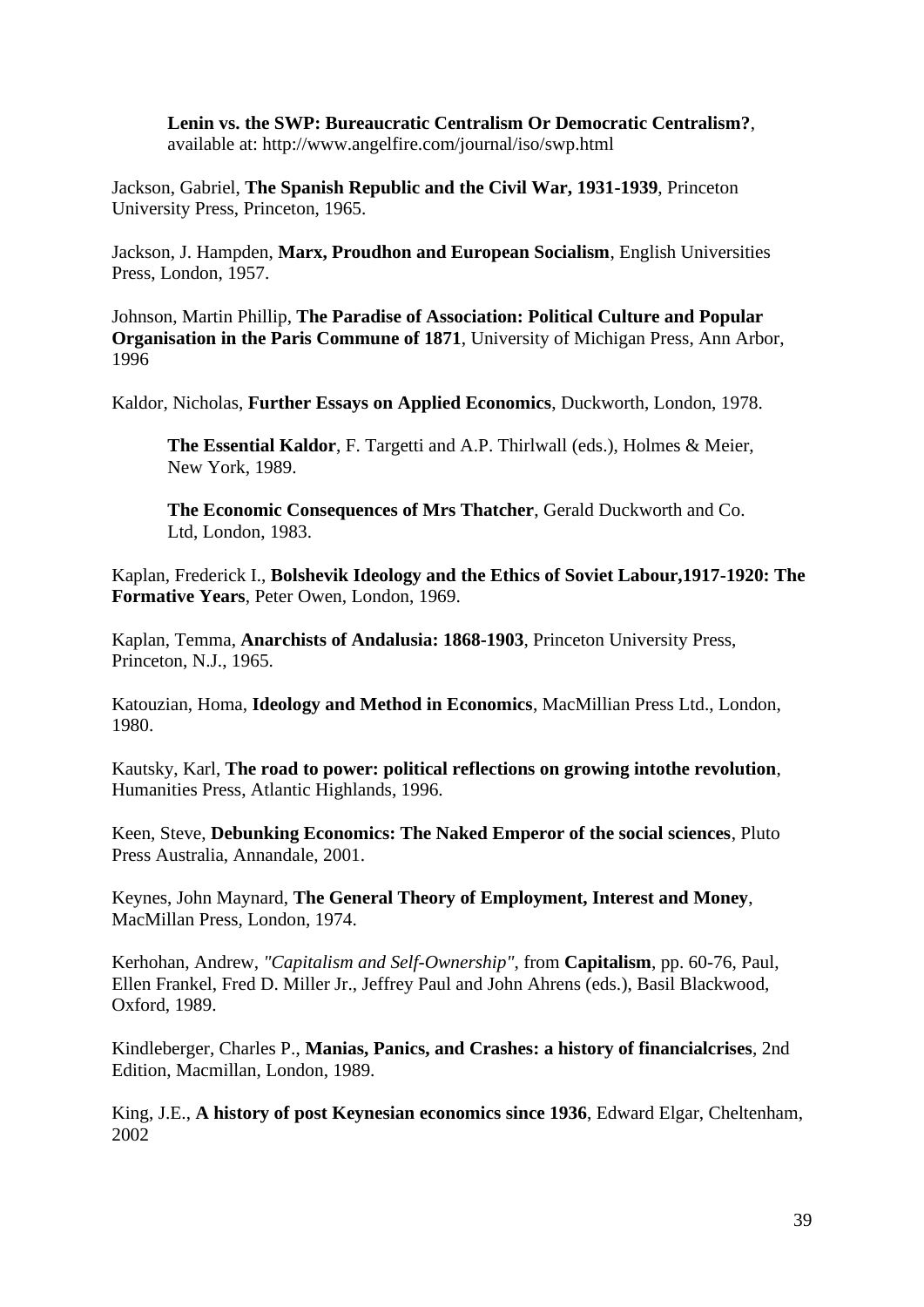**Lenin vs. the SWP: Bureaucratic Centralism Or Democratic Centralism?**, available at: http://www.angelfire.com/journal/iso/swp.html

Jackson, Gabriel, **The Spanish Republic and the Civil War, 1931-1939**, Princeton University Press, Princeton, 1965.

Jackson, J. Hampden, **Marx, Proudhon and European Socialism**, English Universities Press, London, 1957.

Johnson, Martin Phillip, **The Paradise of Association: Political Culture and Popular Organisation in the Paris Commune of 1871**, University of Michigan Press, Ann Arbor, 1996

Kaldor, Nicholas, **Further Essays on Applied Economics**, Duckworth, London, 1978.

**The Essential Kaldor**, F. Targetti and A.P. Thirlwall (eds.), Holmes & Meier, New York, 1989.

**The Economic Consequences of Mrs Thatcher**, Gerald Duckworth and Co. Ltd, London, 1983.

Kaplan, Frederick I., **Bolshevik Ideology and the Ethics of Soviet Labour,1917-1920: The Formative Years**, Peter Owen, London, 1969.

Kaplan, Temma, **Anarchists of Andalusia: 1868-1903**, Princeton University Press, Princeton, N.J., 1965.

Katouzian, Homa, **Ideology and Method in Economics**, MacMillian Press Ltd., London, 1980.

Kautsky, Karl, **The road to power: political reflections on growing intothe revolution**, Humanities Press, Atlantic Highlands, 1996.

Keen, Steve, **Debunking Economics: The Naked Emperor of the social sciences**, Pluto Press Australia, Annandale, 2001.

Keynes, John Maynard, **The General Theory of Employment, Interest and Money**, MacMillan Press, London, 1974.

Kerhohan, Andrew, *"Capitalism and Self-Ownership"*, from **Capitalism**, pp. 60-76, Paul, Ellen Frankel, Fred D. Miller Jr., Jeffrey Paul and John Ahrens (eds.), Basil Blackwood, Oxford, 1989.

Kindleberger, Charles P., **Manias, Panics, and Crashes: a history of financialcrises**, 2nd Edition, Macmillan, London, 1989.

King, J.E., **A history of post Keynesian economics since 1936**, Edward Elgar, Cheltenham, 2002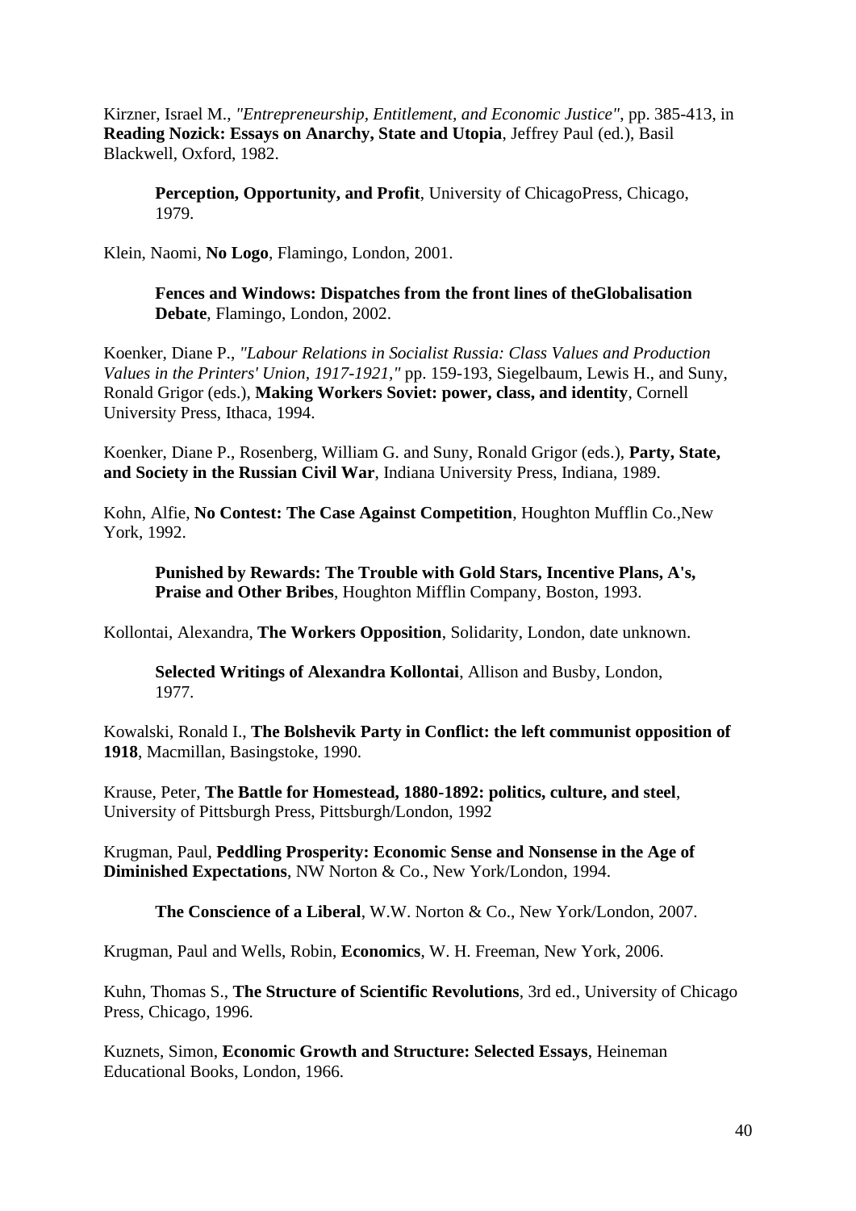Kirzner, Israel M., *"Entrepreneurship, Entitlement, and Economic Justice"*, pp. 385-413, in **Reading Nozick: Essays on Anarchy, State and Utopia**, Jeffrey Paul (ed.), Basil Blackwell, Oxford, 1982.

> **Perception, Opportunity, and Profit**, University of ChicagoPress, Chicago, 1979.

Klein, Naomi, **No Logo**, Flamingo, London, 2001.

> **Fences and Windows: Dispatches from the front lines of theGlobalisation Debate**, Flamingo, London, 2002.

Koenker, Diane P., *"Labour Relations in Socialist Russia: Class Values and Production Values in the Printers' Union, 1917-1921,"* pp. 159-193, Siegelbaum, Lewis H., and Suny, Ronald Grigor (eds.), **Making Workers Soviet: power, class, and identity**, Cornell University Press, Ithaca, 1994.

Koenker, Diane P., Rosenberg, William G. and Suny, Ronald Grigor (eds.), **Party, State, and Society in the Russian Civil War**, Indiana University Press, Indiana, 1989.

Kohn, Alfie, **No Contest: The Case Against Competition**, Houghton Mufflin Co.,New York, 1992.

> **Punished by Rewards: The Trouble with Gold Stars, Incentive Plans, A's, Praise and Other Bribes**, Houghton Mifflin Company, Boston, 1993.

Kollontai, Alexandra, **The Workers Opposition**, Solidarity, London, date unknown.

> **Selected Writings of Alexandra Kollontai**, Allison and Busby, London, 1977.

Kowalski, Ronald I., **The Bolshevik Party in Conflict: the left communist opposition of 1918**, Macmillan, Basingstoke, 1990.

Krause, Peter, **The Battle for Homestead, 1880-1892: politics, culture, and steel**, University of Pittsburgh Press, Pittsburgh/London, 1992

Krugman, Paul, **Peddling Prosperity: Economic Sense and Nonsense in the Age of Diminished Expectations**, NW Norton & Co., New York/London, 1994.

> **The Conscience of a Liberal**, W.W. Norton & Co., New York/London, 2007.

Krugman, Paul and Wells, Robin, **Economics**, W. H. Freeman, New York, 2006.

Kuhn, Thomas S., **The Structure of Scientific Revolutions**, 3rd ed., University of Chicago Press, Chicago, 1996.

Kuznets, Simon, **Economic Growth and Structure: Selected Essays**, Heineman Educational Books, London, 1966.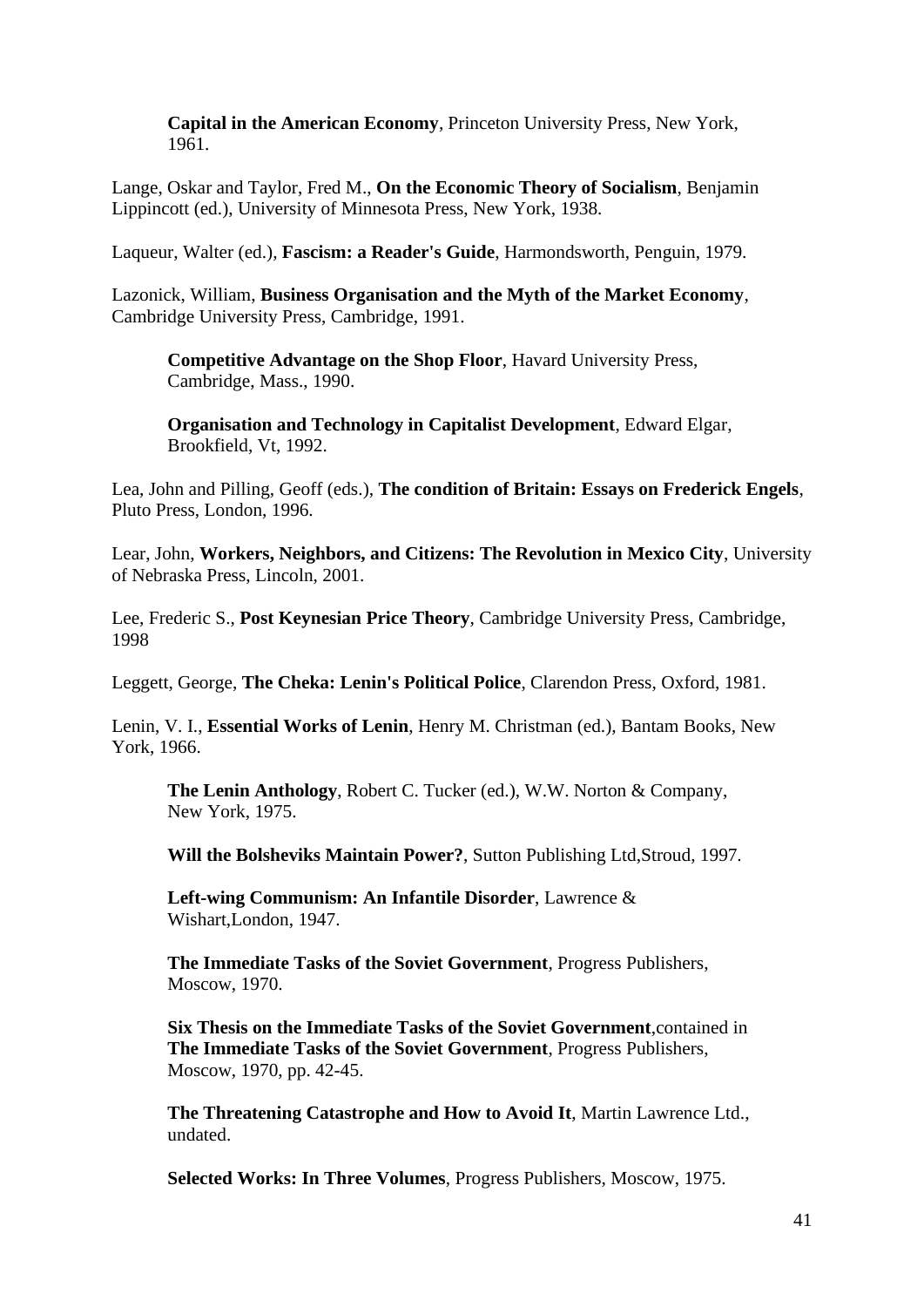**Capital in the American Economy**, Princeton University Press, New York, 1961.

Lange, Oskar and Taylor, Fred M., **On the Economic Theory of Socialism**, Benjamin Lippincott (ed.), University of Minnesota Press, New York, 1938.

Laqueur, Walter (ed.), **Fascism: a Reader's Guide**, Harmondsworth, Penguin, 1979.

Lazonick, William, **Business Organisation and the Myth of the Market Economy**, Cambridge University Press, Cambridge, 1991.

**Competitive Advantage on the Shop Floor**, Havard University Press, Cambridge, Mass., 1990.

**Organisation and Technology in Capitalist Development**, Edward Elgar, Brookfield, Vt, 1992.

Lea, John and Pilling, Geoff (eds.), **The condition of Britain: Essays on Frederick Engels**, Pluto Press, London, 1996.

Lear, John, **Workers, Neighbors, and Citizens: The Revolution in Mexico City**, University of Nebraska Press, Lincoln, 2001.

Lee, Frederic S., **Post Keynesian Price Theory**, Cambridge University Press, Cambridge, 1998

Leggett, George, **The Cheka: Lenin's Political Police**, Clarendon Press, Oxford, 1981.

Lenin, V. I., **Essential Works of Lenin**, Henry M. Christman (ed.), Bantam Books, New York, 1966.

**The Lenin Anthology**, Robert C. Tucker (ed.), W.W. Norton & Company, New York, 1975.

**Will the Bolsheviks Maintain Power?**, Sutton Publishing Ltd,Stroud, 1997.

**Left-wing Communism: An Infantile Disorder**, Lawrence & Wishart,London, 1947.

**The Immediate Tasks of the Soviet Government**, Progress Publishers, Moscow, 1970.

**Six Thesis on the Immediate Tasks of the Soviet Government**,contained in **The Immediate Tasks of the Soviet Government**, Progress Publishers, Moscow, 1970, pp. 42-45.

**The Threatening Catastrophe and How to Avoid It**, Martin Lawrence Ltd., undated.

**Selected Works: In Three Volumes**, Progress Publishers, Moscow, 1975.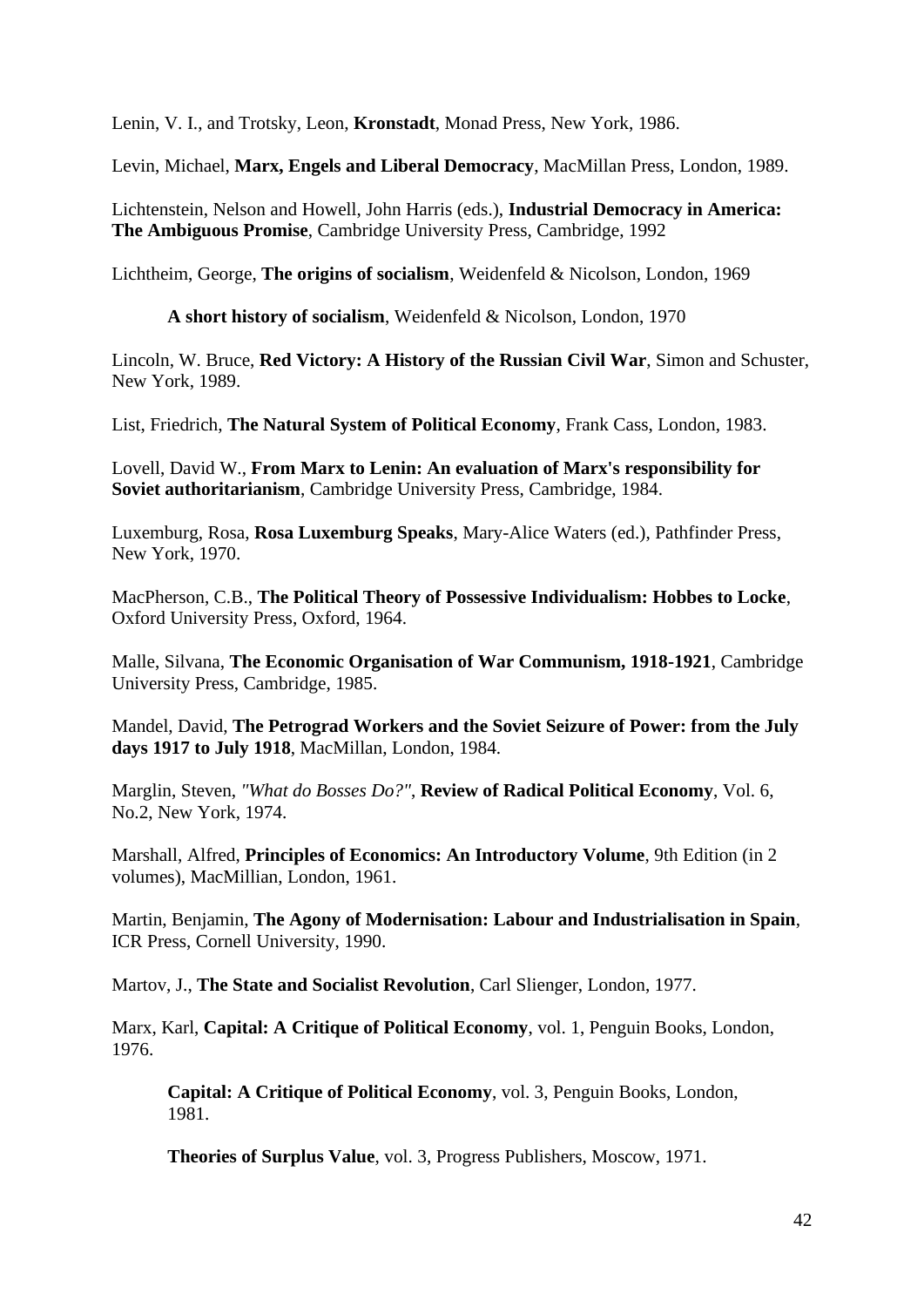Lenin, V. I., and Trotsky, Leon, **Kronstadt**, Monad Press, New York, 1986.

Levin, Michael, **Marx, Engels and Liberal Democracy**, MacMillan Press, London, 1989.

Lichtenstein, Nelson and Howell, John Harris (eds.), **Industrial Democracy in America: The Ambiguous Promise**, Cambridge University Press, Cambridge, 1992

Lichtheim, George, **The origins of socialism**, Weidenfeld & Nicolson, London, 1969

**A short history of socialism**, Weidenfeld & Nicolson, London, 1970

Lincoln, W. Bruce, **Red Victory: A History of the Russian Civil War**, Simon and Schuster, New York, 1989.

List, Friedrich, **The Natural System of Political Economy**, Frank Cass, London, 1983.

Lovell, David W., **From Marx to Lenin: An evaluation of Marx's responsibility for Soviet authoritarianism**, Cambridge University Press, Cambridge, 1984.

Luxemburg, Rosa, **Rosa Luxemburg Speaks**, Mary-Alice Waters (ed.), Pathfinder Press, New York, 1970.

MacPherson, C.B., **The Political Theory of Possessive Individualism: Hobbes to Locke**, Oxford University Press, Oxford, 1964.

Malle, Silvana, **The Economic Organisation of War Communism, 1918-1921**, Cambridge University Press, Cambridge, 1985.

Mandel, David, **The Petrograd Workers and the Soviet Seizure of Power: from the July days 1917 to July 1918**, MacMillan, London, 1984.

Marglin, Steven, *"What do Bosses Do?"*, **Review of Radical Political Economy**, Vol. 6, No.2, New York, 1974.

Marshall, Alfred, **Principles of Economics: An Introductory Volume**, 9th Edition (in 2 volumes), MacMillian, London, 1961.

Martin, Benjamin, **The Agony of Modernisation: Labour and Industrialisation in Spain**, ICR Press, Cornell University, 1990.

Martov, J., **The State and Socialist Revolution**, Carl Slienger, London, 1977.

Marx, Karl, **Capital: A Critique of Political Economy**, vol. 1, Penguin Books, London, 1976.

**Capital: A Critique of Political Economy**, vol. 3, Penguin Books, London, 1981.

**Theories of Surplus Value**, vol. 3, Progress Publishers, Moscow, 1971.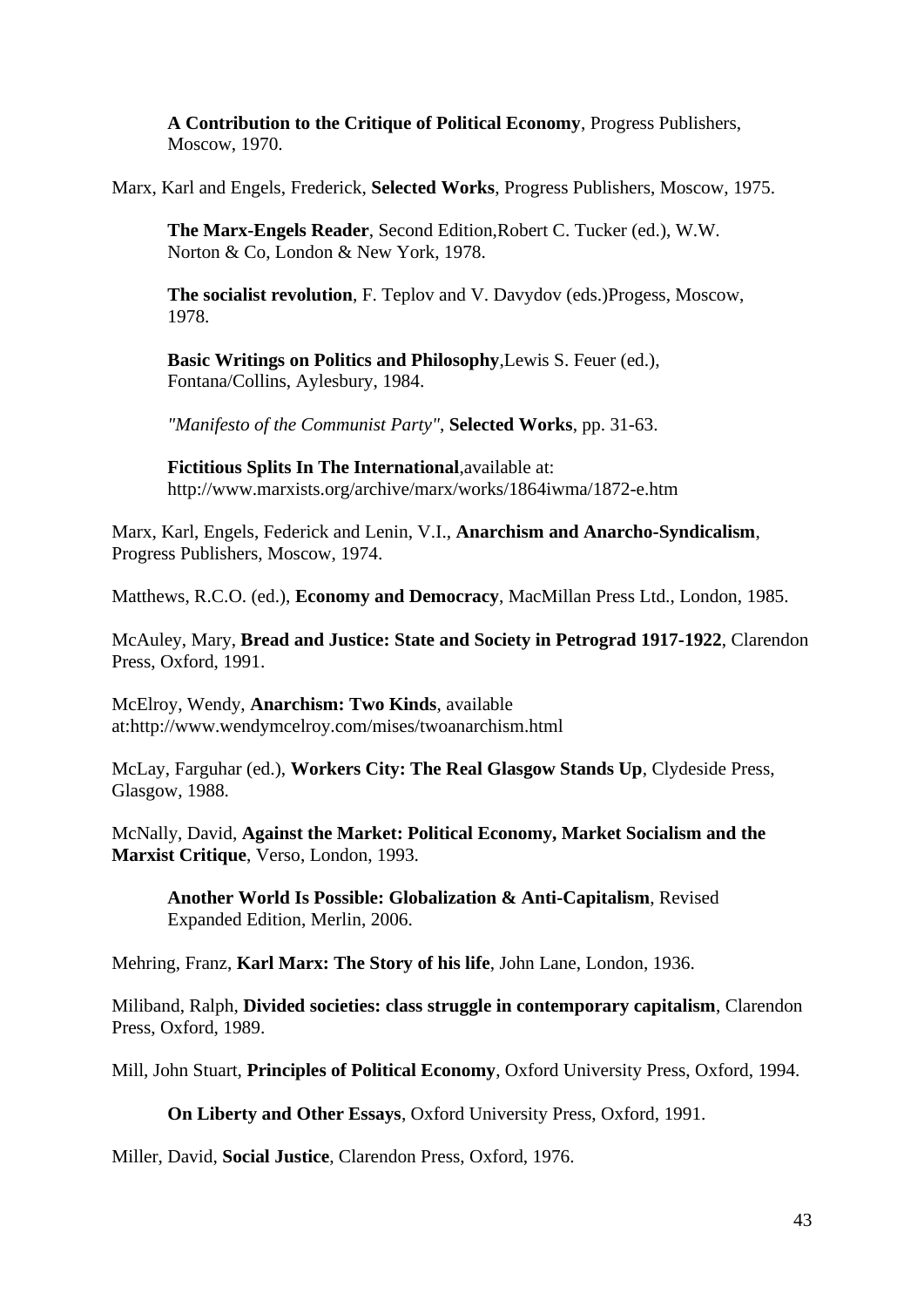**A Contribution to the Critique of Political Economy**, Progress Publishers, Moscow, 1970.

Marx, Karl and Engels, Frederick, **Selected Works**, Progress Publishers, Moscow, 1975.

**The Marx-Engels Reader**, Second Edition,Robert C. Tucker (ed.), W.W. Norton & Co, London & New York, 1978.

**The socialist revolution**, F. Teplov and V. Davydov (eds.)Progess, Moscow, 1978.

**Basic Writings on Politics and Philosophy**,Lewis S. Feuer (ed.), Fontana/Collins, Aylesbury, 1984.

*"Manifesto of the Communist Party"*, **Selected Works**, pp. 31-63.

**Fictitious Splits In The International**,available at: http://www.marxists.org/archive/marx/works/1864iwma/1872-e.htm

Marx, Karl, Engels, Federick and Lenin, V.I., **Anarchism and Anarcho-Syndicalism**, Progress Publishers, Moscow, 1974.

Matthews, R.C.O. (ed.), **Economy and Democracy**, MacMillan Press Ltd., London, 1985.

McAuley, Mary, **Bread and Justice: State and Society in Petrograd 1917-1922**, Clarendon Press, Oxford, 1991.

McElroy, Wendy, **Anarchism: Two Kinds**, available at:http://www.wendymcelroy.com/mises/twoanarchism.html

McLay, Farguhar (ed.), **Workers City: The Real Glasgow Stands Up**, Clydeside Press, Glasgow, 1988.

McNally, David, **Against the Market: Political Economy, Market Socialism and the Marxist Critique**, Verso, London, 1993.

**Another World Is Possible: Globalization & Anti-Capitalism**, Revised Expanded Edition, Merlin, 2006.

Mehring, Franz, **Karl Marx: The Story of his life**, John Lane, London, 1936.

Miliband, Ralph, **Divided societies: class struggle in contemporary capitalism**, Clarendon Press, Oxford, 1989.

Mill, John Stuart, **Principles of Political Economy**, Oxford University Press, Oxford, 1994.

**On Liberty and Other Essays**, Oxford University Press, Oxford, 1991.

Miller, David, **Social Justice**, Clarendon Press, Oxford, 1976.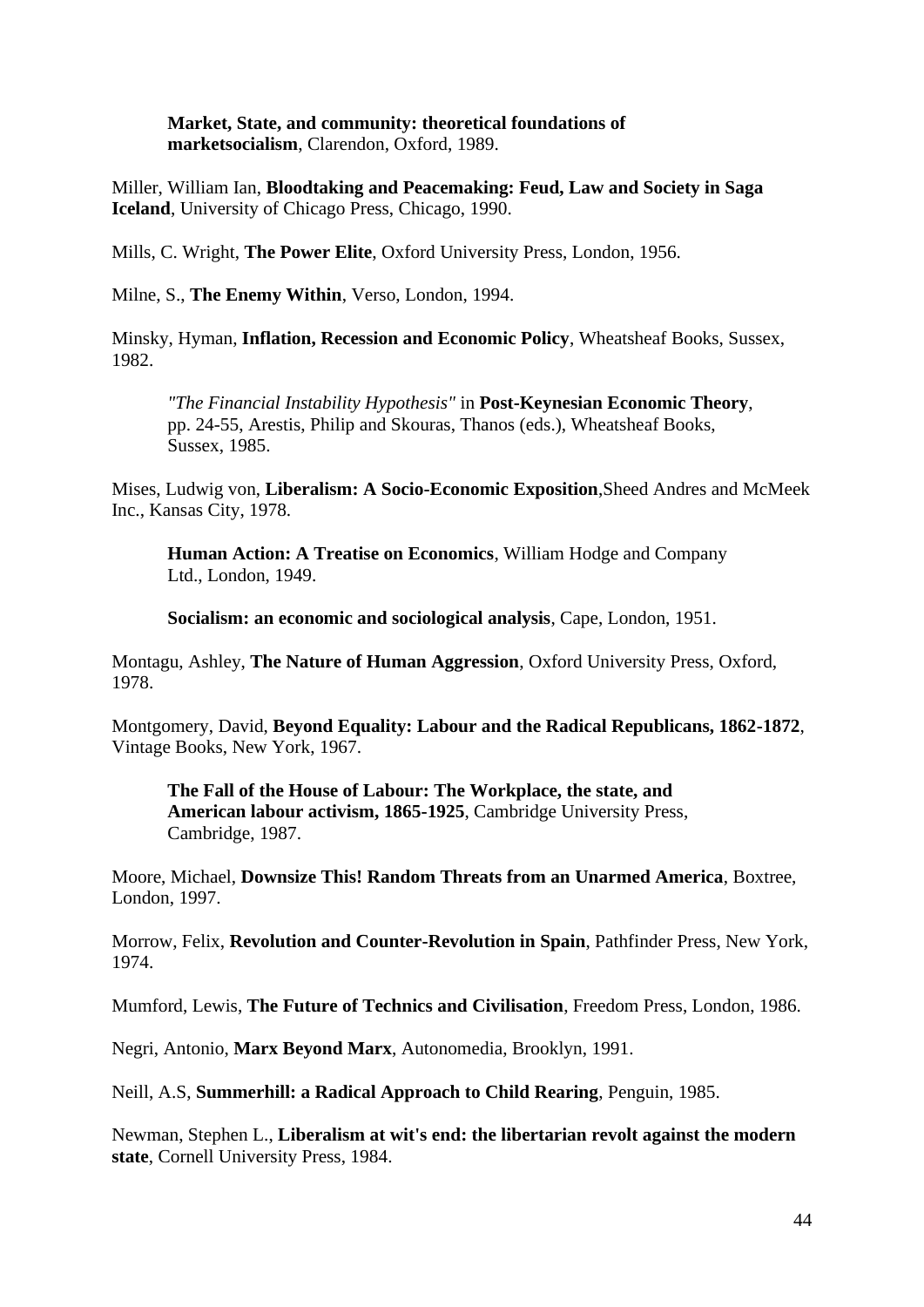**Market, State, and community: theoretical foundations of marketsocialism**, Clarendon, Oxford, 1989.

Miller, William Ian, **Bloodtaking and Peacemaking: Feud, Law and Society in Saga Iceland**, University of Chicago Press, Chicago, 1990.

Mills, C. Wright, **The Power Elite**, Oxford University Press, London, 1956.

Milne, S., **The Enemy Within**, Verso, London, 1994.

Minsky, Hyman, **Inflation, Recession and Economic Policy**, Wheatsheaf Books, Sussex, 1982.

*"The Financial Instability Hypothesis"* in **Post-Keynesian Economic Theory**, pp. 24-55, Arestis, Philip and Skouras, Thanos (eds.), Wheatsheaf Books, Sussex, 1985.

Mises, Ludwig von, **Liberalism: A Socio-Economic Exposition**,Sheed Andres and McMeek Inc., Kansas City, 1978.

**Human Action: A Treatise on Economics**, William Hodge and Company Ltd., London, 1949.

**Socialism: an economic and sociological analysis**, Cape, London, 1951.

Montagu, Ashley, **The Nature of Human Aggression**, Oxford University Press, Oxford, 1978.

Montgomery, David, **Beyond Equality: Labour and the Radical Republicans, 1862-1872**, Vintage Books, New York, 1967.

**The Fall of the House of Labour: The Workplace, the state, and American labour activism, 1865-1925**, Cambridge University Press, Cambridge, 1987.

Moore, Michael, **Downsize This! Random Threats from an Unarmed America**, Boxtree, London, 1997.

Morrow, Felix, **Revolution and Counter-Revolution in Spain**, Pathfinder Press, New York, 1974.

Mumford, Lewis, **The Future of Technics and Civilisation**, Freedom Press, London, 1986.

Negri, Antonio, **Marx Beyond Marx**, Autonomedia, Brooklyn, 1991.

Neill, A.S, **Summerhill: a Radical Approach to Child Rearing**, Penguin, 1985.

Newman, Stephen L., **Liberalism at wit's end: the libertarian revolt against the modern state**, Cornell University Press, 1984.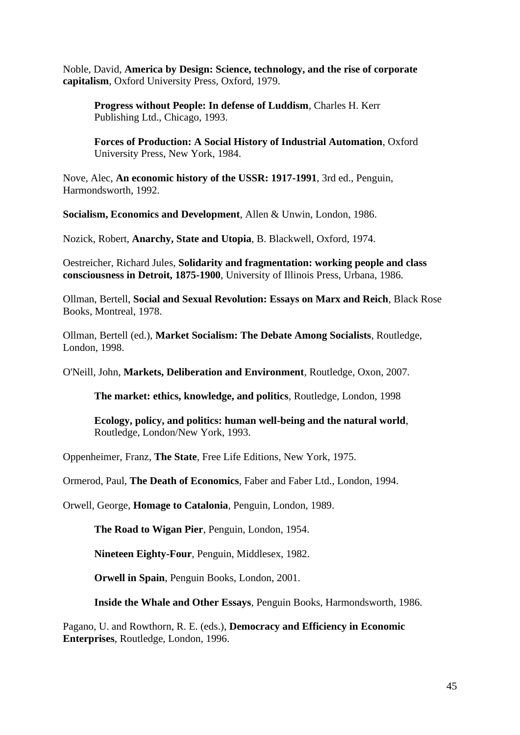Noble, David, **America by Design: Science, technology, and the rise of corporate capitalism**, Oxford University Press, Oxford, 1979.

> **Progress without People: In defense of Luddism**, Charles H. Kerr Publishing Ltd., Chicago, 1993.

> **Forces of Production: A Social History of Industrial Automation**, Oxford University Press, New York, 1984.

Nove, Alec, **An economic history of the USSR: 1917-1991**, 3rd ed., Penguin, Harmondsworth, 1992.

**Socialism, Economics and Development**, Allen & Unwin, London, 1986.

Nozick, Robert, **Anarchy, State and Utopia**, B. Blackwell, Oxford, 1974.

Oestreicher, Richard Jules, **Solidarity and fragmentation: working people and class consciousness in Detroit, 1875-1900**, University of Illinois Press, Urbana, 1986.

Ollman, Bertell, **Social and Sexual Revolution: Essays on Marx and Reich**, Black Rose Books, Montreal, 1978.

Ollman, Bertell (ed.), **Market Socialism: The Debate Among Socialists**, Routledge, London, 1998.

O'Neill, John, **Markets, Deliberation and Environment**, Routledge, Oxon, 2007.

> **The market: ethics, knowledge, and politics**, Routledge, London, 1998

> **Ecology, policy, and politics: human well-being and the natural world**, Routledge, London/New York, 1993.

Oppenheimer, Franz, **The State**, Free Life Editions, New York, 1975.

Ormerod, Paul, **The Death of Economics**, Faber and Faber Ltd., London, 1994.

Orwell, George, **Homage to Catalonia**, Penguin, London, 1989.

> **The Road to Wigan Pier**, Penguin, London, 1954.

> **Nineteen Eighty-Four**, Penguin, Middlesex, 1982.

> **Orwell in Spain**, Penguin Books, London, 2001.

> **Inside the Whale and Other Essays**, Penguin Books, Harmondsworth, 1986.

Pagano, U. and Rowthorn, R. E. (eds.), **Democracy and Efficiency in Economic Enterprises**, Routledge, London, 1996.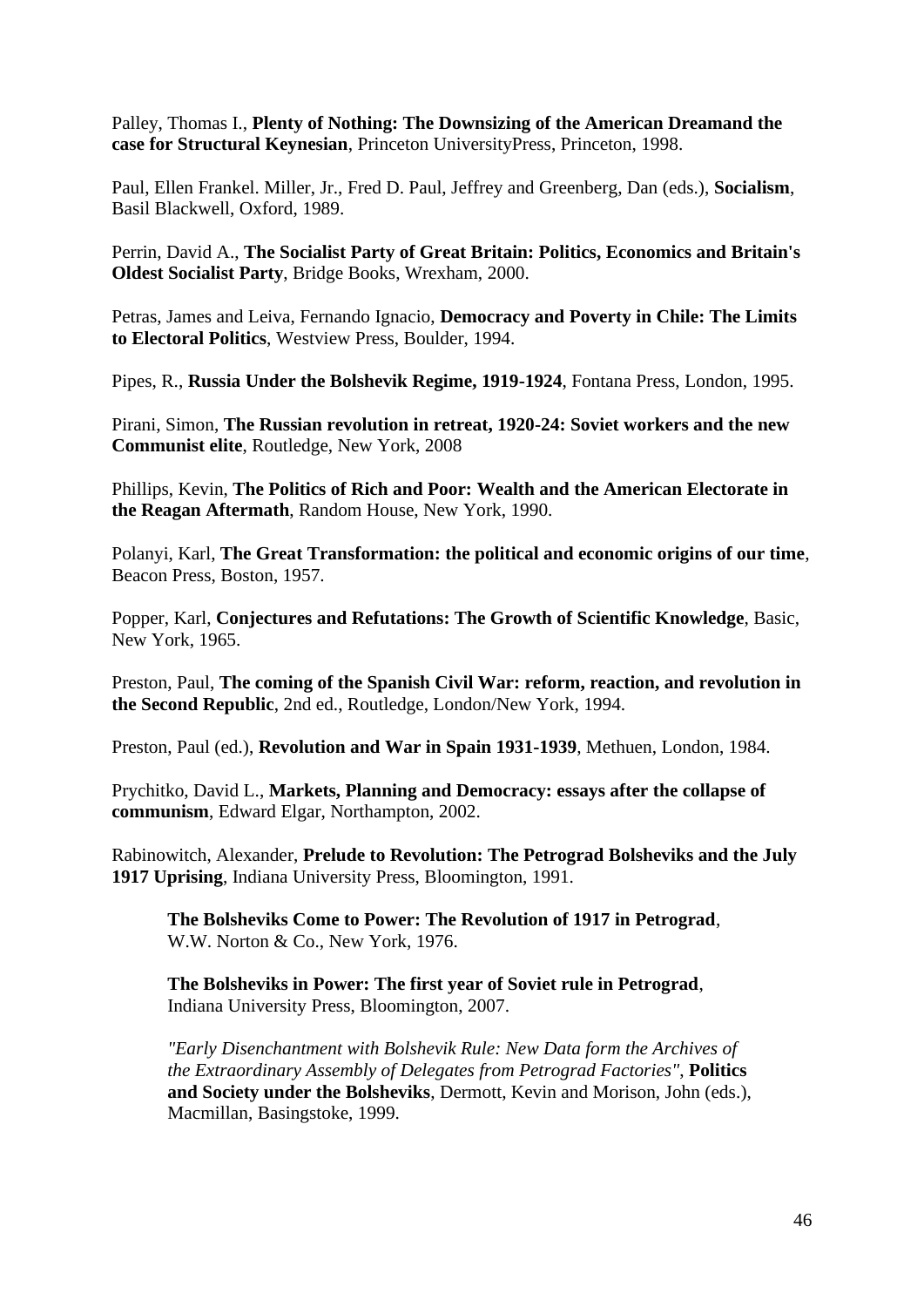Palley, Thomas I., **Plenty of Nothing: The Downsizing of the American Dreamand the case for Structural Keynesian**, Princeton UniversityPress, Princeton, 1998.

Paul, Ellen Frankel. Miller, Jr., Fred D. Paul, Jeffrey and Greenberg, Dan (eds.), **Socialism**, Basil Blackwell, Oxford, 1989.

Perrin, David A., **The Socialist Party of Great Britain: Politics, Economics and Britain's Oldest Socialist Party**, Bridge Books, Wrexham, 2000.

Petras, James and Leiva, Fernando Ignacio, **Democracy and Poverty in Chile: The Limits to Electoral Politics**, Westview Press, Boulder, 1994.

Pipes, R., **Russia Under the Bolshevik Regime, 1919-1924**, Fontana Press, London, 1995.

Pirani, Simon, **The Russian revolution in retreat, 1920-24: Soviet workers and the new Communist elite**, Routledge, New York, 2008

Phillips, Kevin, **The Politics of Rich and Poor: Wealth and the American Electorate in the Reagan Aftermath**, Random House, New York, 1990.

Polanyi, Karl, **The Great Transformation: the political and economic origins of our time**, Beacon Press, Boston, 1957.

Popper, Karl, **Conjectures and Refutations: The Growth of Scientific Knowledge**, Basic, New York, 1965.

Preston, Paul, **The coming of the Spanish Civil War: reform, reaction, and revolution in the Second Republic**, 2nd ed., Routledge, London/New York, 1994.

Preston, Paul (ed.), **Revolution and War in Spain 1931-1939**, Methuen, London, 1984.

Prychitko, David L., **Markets, Planning and Democracy: essays after the collapse of communism**, Edward Elgar, Northampton, 2002.

Rabinowitch, Alexander, **Prelude to Revolution: The Petrograd Bolsheviks and the July 1917 Uprising**, Indiana University Press, Bloomington, 1991.

> **The Bolsheviks Come to Power: The Revolution of 1917 in Petrograd**, W.W. Norton & Co., New York, 1976.
>
> **The Bolsheviks in Power: The first year of Soviet rule in Petrograd**, Indiana University Press, Bloomington, 2007.
>
> *"Early Disenchantment with Bolshevik Rule: New Data form the Archives of the Extraordinary Assembly of Delegates from Petrograd Factories"*, **Politics and Society under the Bolsheviks**, Dermott, Kevin and Morison, John (eds.), Macmillan, Basingstoke, 1999.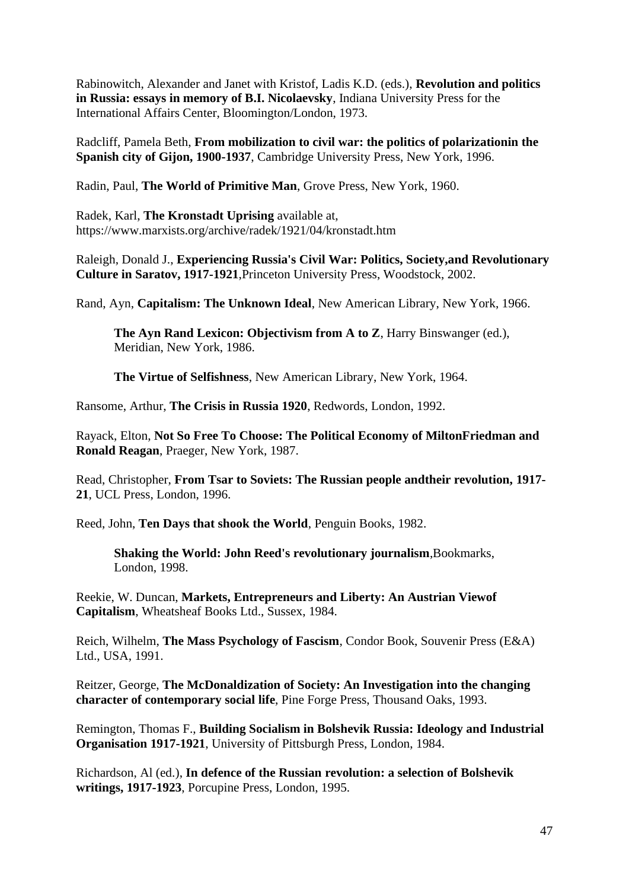Rabinowitch, Alexander and Janet with Kristof, Ladis K.D. (eds.), **Revolution and politics in Russia: essays in memory of B.I. Nicolaevsky**, Indiana University Press for the International Affairs Center, Bloomington/London, 1973.

Radcliff, Pamela Beth, **From mobilization to civil war: the politics of polarizationin the Spanish city of Gijon, 1900-1937**, Cambridge University Press, New York, 1996.

Radin, Paul, **The World of Primitive Man**, Grove Press, New York, 1960.

Radek, Karl, **The Kronstadt Uprising** available at, https://www.marxists.org/archive/radek/1921/04/kronstadt.htm

Raleigh, Donald J., **Experiencing Russia's Civil War: Politics, Society,and Revolutionary Culture in Saratov, 1917-1921**,Princeton University Press, Woodstock, 2002.

Rand, Ayn, **Capitalism: The Unknown Ideal**, New American Library, New York, 1966.

> **The Ayn Rand Lexicon: Objectivism from A to Z**, Harry Binswanger (ed.), Meridian, New York, 1986.

> **The Virtue of Selfishness**, New American Library, New York, 1964.

Ransome, Arthur, **The Crisis in Russia 1920**, Redwords, London, 1992.

Rayack, Elton, **Not So Free To Choose: The Political Economy of MiltonFriedman and Ronald Reagan**, Praeger, New York, 1987.

Read, Christopher, **From Tsar to Soviets: The Russian people andtheir revolution, 1917-21**, UCL Press, London, 1996.

Reed, John, **Ten Days that shook the World**, Penguin Books, 1982.

> **Shaking the World: John Reed's revolutionary journalism**,Bookmarks, London, 1998.

Reekie, W. Duncan, **Markets, Entrepreneurs and Liberty: An Austrian Viewof Capitalism**, Wheatsheaf Books Ltd., Sussex, 1984.

Reich, Wilhelm, **The Mass Psychology of Fascism**, Condor Book, Souvenir Press (E&A) Ltd., USA, 1991.

Reitzer, George, **The McDonaldization of Society: An Investigation into the changing character of contemporary social life**, Pine Forge Press, Thousand Oaks, 1993.

Remington, Thomas F., **Building Socialism in Bolshevik Russia: Ideology and Industrial Organisation 1917-1921**, University of Pittsburgh Press, London, 1984.

Richardson, Al (ed.), **In defence of the Russian revolution: a selection of Bolshevik writings, 1917-1923**, Porcupine Press, London, 1995.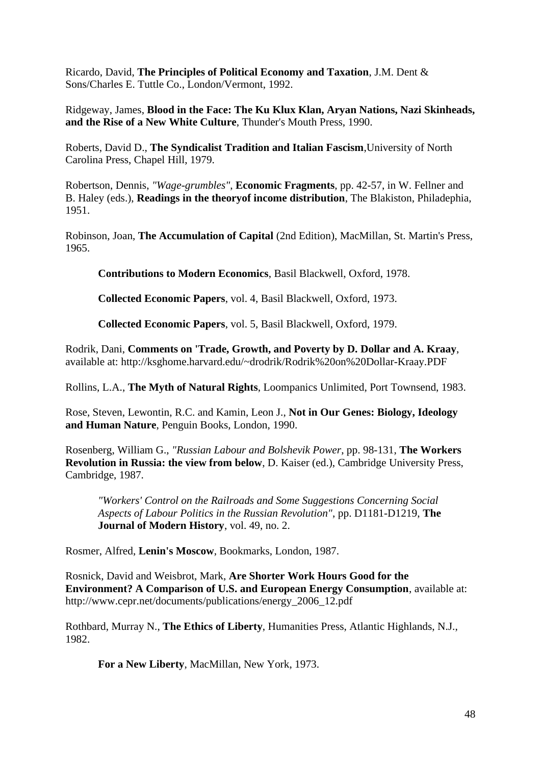Ricardo, David, **The Principles of Political Economy and Taxation**, J.M. Dent & Sons/Charles E. Tuttle Co., London/Vermont, 1992.

Ridgeway, James, **Blood in the Face: The Ku Klux Klan, Aryan Nations, Nazi Skinheads, and the Rise of a New White Culture**, Thunder's Mouth Press, 1990.

Roberts, David D., **The Syndicalist Tradition and Italian Fascism**,University of North Carolina Press, Chapel Hill, 1979.

Robertson, Dennis, *"Wage-grumbles"*, **Economic Fragments**, pp. 42-57, in W. Fellner and B. Haley (eds.), **Readings in the theoryof income distribution**, The Blakiston, Philadephia, 1951.

Robinson, Joan, **The Accumulation of Capital** (2nd Edition), MacMillan, St. Martin's Press, 1965.

> **Contributions to Modern Economics**, Basil Blackwell, Oxford, 1978.
>
> **Collected Economic Papers**, vol. 4, Basil Blackwell, Oxford, 1973.
>
> **Collected Economic Papers**, vol. 5, Basil Blackwell, Oxford, 1979.

Rodrik, Dani, **Comments on 'Trade, Growth, and Poverty by D. Dollar and A. Kraay**, available at: http://ksghome.harvard.edu/~drodrik/Rodrik%20on%20Dollar-Kraay.PDF

Rollins, L.A., **The Myth of Natural Rights**, Loompanics Unlimited, Port Townsend, 1983.

Rose, Steven, Lewontin, R.C. and Kamin, Leon J., **Not in Our Genes: Biology, Ideology and Human Nature**, Penguin Books, London, 1990.

Rosenberg, William G., *"Russian Labour and Bolshevik Power*, pp. 98-131, **The Workers Revolution in Russia: the view from below**, D. Kaiser (ed.), Cambridge University Press, Cambridge, 1987.

> *"Workers' Control on the Railroads and Some Suggestions Concerning Social Aspects of Labour Politics in the Russian Revolution"*, pp. D1181-D1219, **The Journal of Modern History**, vol. 49, no. 2.

Rosmer, Alfred, **Lenin's Moscow**, Bookmarks, London, 1987.

Rosnick, David and Weisbrot, Mark, **Are Shorter Work Hours Good for the Environment? A Comparison of U.S. and European Energy Consumption**, available at: http://www.cepr.net/documents/publications/energy_2006_12.pdf

Rothbard, Murray N., **The Ethics of Liberty**, Humanities Press, Atlantic Highlands, N.J., 1982.

> **For a New Liberty**, MacMillan, New York, 1973.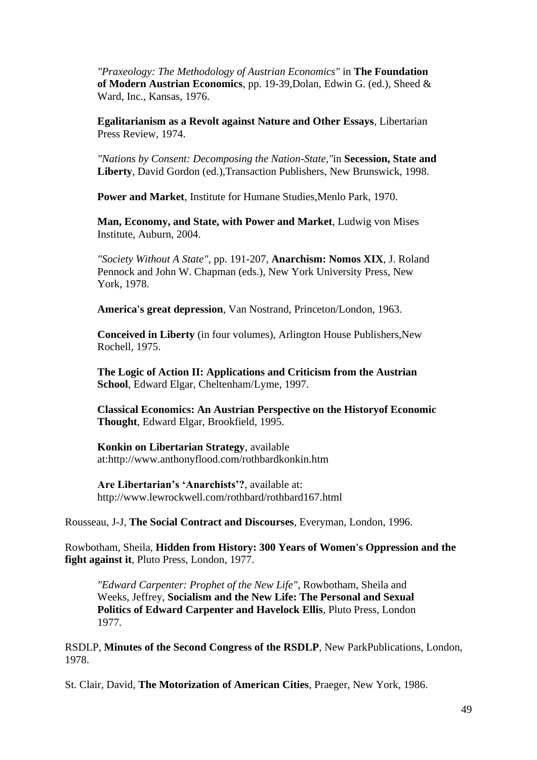*"Praxeology: The Methodology of Austrian Economics"* in **The Foundation of Modern Austrian Economics**, pp. 19-39,Dolan, Edwin G. (ed.), Sheed & Ward, Inc., Kansas, 1976.

**Egalitarianism as a Revolt against Nature and Other Essays**, Libertarian Press Review, 1974.

*"Nations by Consent: Decomposing the Nation-State,"*in **Secession, State and Liberty**, David Gordon (ed.),Transaction Publishers, New Brunswick, 1998.

**Power and Market**, Institute for Humane Studies,Menlo Park, 1970.

**Man, Economy, and State, with Power and Market**, Ludwig von Mises Institute, Auburn, 2004.

*"Society Without A State"*, pp. 191-207, **Anarchism: Nomos XIX**, J. Roland Pennock and John W. Chapman (eds.), New York University Press, New York, 1978.

**America's great depression**, Van Nostrand, Princeton/London, 1963.

**Conceived in Liberty** (in four volumes), Arlington House Publishers,New Rochell, 1975.

**The Logic of Action II: Applications and Criticism from the Austrian School**, Edward Elgar, Cheltenham/Lyme, 1997.

**Classical Economics: An Austrian Perspective on the Historyof Economic Thought**, Edward Elgar, Brookfield, 1995.

**Konkin on Libertarian Strategy**, available at:http://www.anthonyflood.com/rothbardkonkin.htm

**Are Libertarian's 'Anarchists'?**, available at: http://www.lewrockwell.com/rothbard/rothbard167.html

Rousseau, J-J, **The Social Contract and Discourses**, Everyman, London, 1996.

Rowbotham, Sheila, **Hidden from History: 300 Years of Women's Oppression and the fight against it**, Pluto Press, London, 1977.

*"Edward Carpenter: Prophet of the New Life"*, Rowbotham, Sheila and Weeks, Jeffrey, **Socialism and the New Life: The Personal and Sexual Politics of Edward Carpenter and Havelock Ellis**, Pluto Press, London 1977.

RSDLP, **Minutes of the Second Congress of the RSDLP**, New ParkPublications, London, 1978.

St. Clair, David, **The Motorization of American Cities**, Praeger, New York, 1986.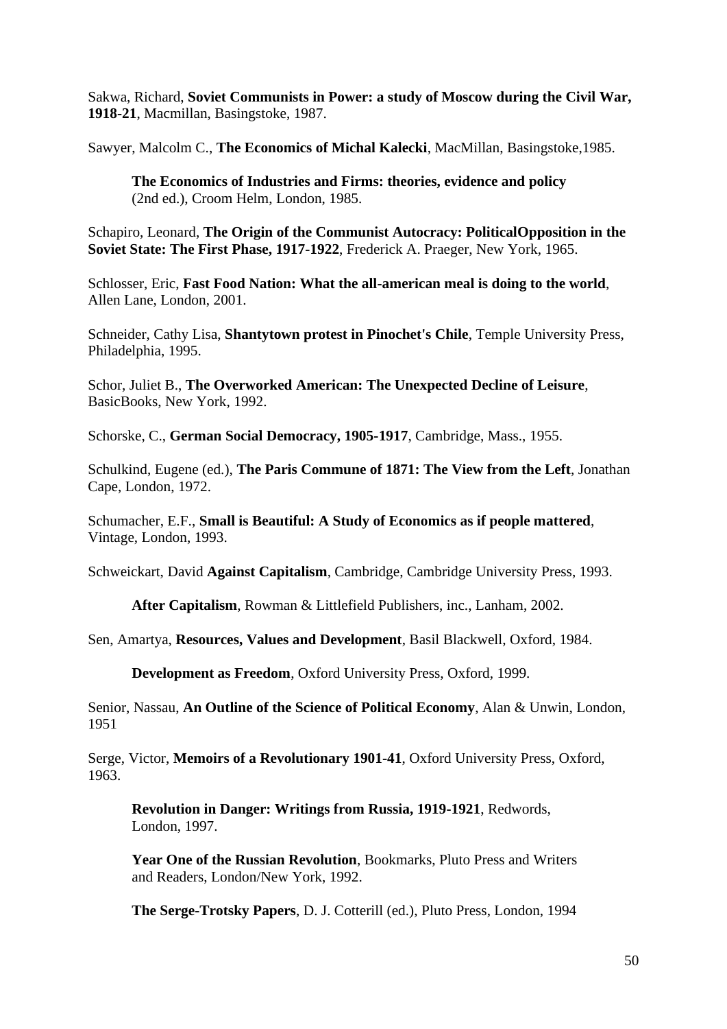Sakwa, Richard, **Soviet Communists in Power: a study of Moscow during the Civil War, 1918-21**, Macmillan, Basingstoke, 1987.

Sawyer, Malcolm C., **The Economics of Michal Kalecki**, MacMillan, Basingstoke,1985.

> **The Economics of Industries and Firms: theories, evidence and policy** (2nd ed.), Croom Helm, London, 1985.

Schapiro, Leonard, **The Origin of the Communist Autocracy: PoliticalOpposition in the Soviet State: The First Phase, 1917-1922**, Frederick A. Praeger, New York, 1965.

Schlosser, Eric, **Fast Food Nation: What the all-american meal is doing to the world**, Allen Lane, London, 2001.

Schneider, Cathy Lisa, **Shantytown protest in Pinochet's Chile**, Temple University Press, Philadelphia, 1995.

Schor, Juliet B., **The Overworked American: The Unexpected Decline of Leisure**, BasicBooks, New York, 1992.

Schorske, C., **German Social Democracy, 1905-1917**, Cambridge, Mass., 1955.

Schulkind, Eugene (ed.), **The Paris Commune of 1871: The View from the Left**, Jonathan Cape, London, 1972.

Schumacher, E.F., **Small is Beautiful: A Study of Economics as if people mattered**, Vintage, London, 1993.

Schweickart, David **Against Capitalism**, Cambridge, Cambridge University Press, 1993.

> **After Capitalism**, Rowman & Littlefield Publishers, inc., Lanham, 2002.

Sen, Amartya, **Resources, Values and Development**, Basil Blackwell, Oxford, 1984.

> **Development as Freedom**, Oxford University Press, Oxford, 1999.

Senior, Nassau, **An Outline of the Science of Political Economy**, Alan & Unwin, London, 1951

Serge, Victor, **Memoirs of a Revolutionary 1901-41**, Oxford University Press, Oxford, 1963.

> **Revolution in Danger: Writings from Russia, 1919-1921**, Redwords, London, 1997.

> **Year One of the Russian Revolution**, Bookmarks, Pluto Press and Writers and Readers, London/New York, 1992.

> **The Serge-Trotsky Papers**, D. J. Cotterill (ed.), Pluto Press, London, 1994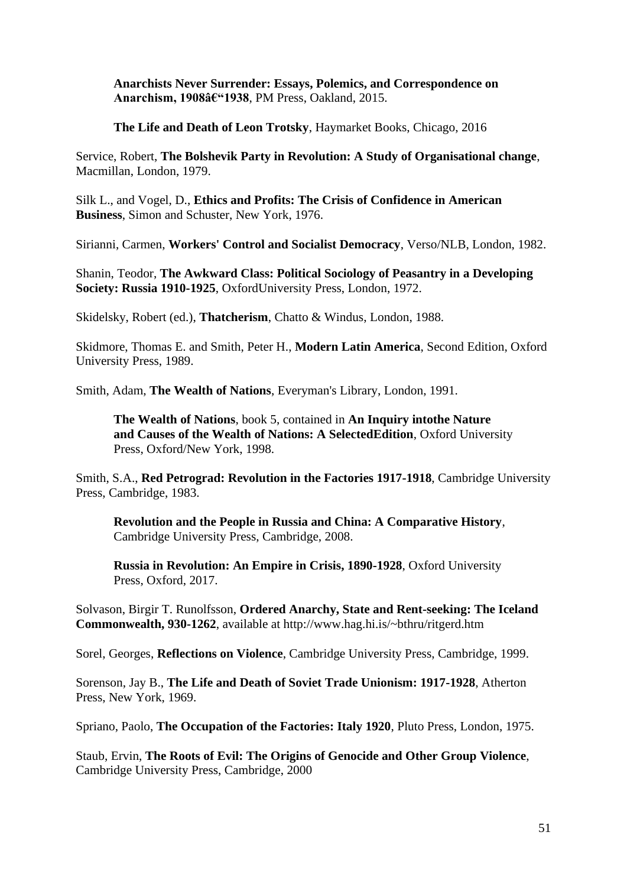**Anarchists Never Surrender: Essays, Polemics, and Correspondence on Anarchism, 1908â€“1938**, PM Press, Oakland, 2015.

**The Life and Death of Leon Trotsky**, Haymarket Books, Chicago, 2016

Service, Robert, **The Bolshevik Party in Revolution: A Study of Organisational change**, Macmillan, London, 1979.

Silk L., and Vogel, D., **Ethics and Profits: The Crisis of Confidence in American Business**, Simon and Schuster, New York, 1976.

Sirianni, Carmen, **Workers' Control and Socialist Democracy**, Verso/NLB, London, 1982.

Shanin, Teodor, **The Awkward Class: Political Sociology of Peasantry in a Developing Society: Russia 1910-1925**, OxfordUniversity Press, London, 1972.

Skidelsky, Robert (ed.), **Thatcherism**, Chatto & Windus, London, 1988.

Skidmore, Thomas E. and Smith, Peter H., **Modern Latin America**, Second Edition, Oxford University Press, 1989.

Smith, Adam, **The Wealth of Nations**, Everyman's Library, London, 1991.

**The Wealth of Nations**, book 5, contained in **An Inquiry intothe Nature and Causes of the Wealth of Nations: A SelectedEdition**, Oxford University Press, Oxford/New York, 1998.

Smith, S.A., **Red Petrograd: Revolution in the Factories 1917-1918**, Cambridge University Press, Cambridge, 1983.

**Revolution and the People in Russia and China: A Comparative History**, Cambridge University Press, Cambridge, 2008.

**Russia in Revolution: An Empire in Crisis, 1890-1928**, Oxford University Press, Oxford, 2017.

Solvason, Birgir T. Runolfsson, **Ordered Anarchy, State and Rent-seeking: The Iceland Commonwealth, 930-1262**, available at http://www.hag.hi.is/~bthru/ritgerd.htm

Sorel, Georges, **Reflections on Violence**, Cambridge University Press, Cambridge, 1999.

Sorenson, Jay B., **The Life and Death of Soviet Trade Unionism: 1917-1928**, Atherton Press, New York, 1969.

Spriano, Paolo, **The Occupation of the Factories: Italy 1920**, Pluto Press, London, 1975.

Staub, Ervin, **The Roots of Evil: The Origins of Genocide and Other Group Violence**, Cambridge University Press, Cambridge, 2000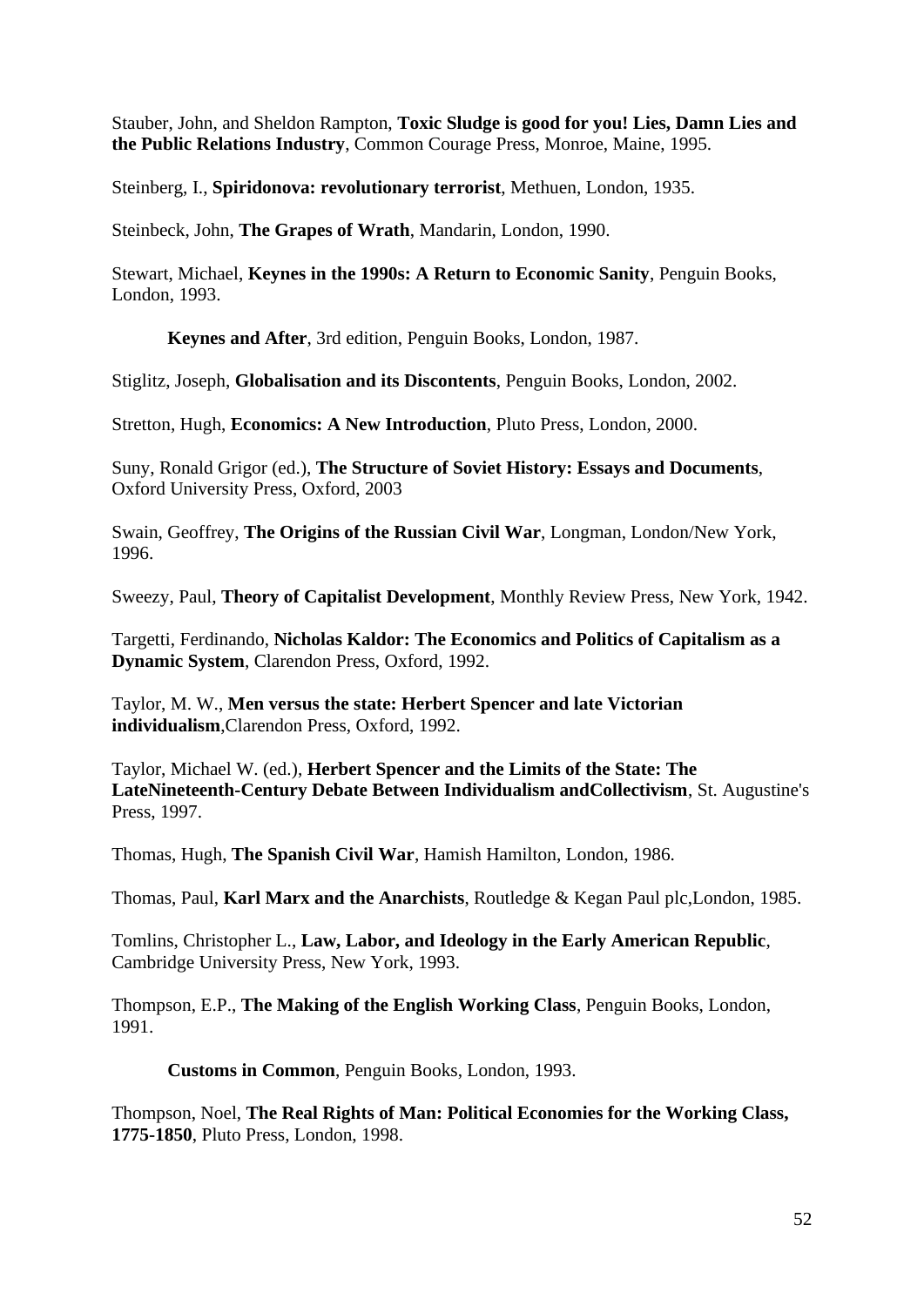Stauber, John, and Sheldon Rampton, **Toxic Sludge is good for you! Lies, Damn Lies and the Public Relations Industry**, Common Courage Press, Monroe, Maine, 1995.

Steinberg, I., **Spiridonova: revolutionary terrorist**, Methuen, London, 1935.

Steinbeck, John, **The Grapes of Wrath**, Mandarin, London, 1990.

Stewart, Michael, **Keynes in the 1990s: A Return to Economic Sanity**, Penguin Books, London, 1993.

**Keynes and After**, 3rd edition, Penguin Books, London, 1987.

Stiglitz, Joseph, **Globalisation and its Discontents**, Penguin Books, London, 2002.

Stretton, Hugh, **Economics: A New Introduction**, Pluto Press, London, 2000.

Suny, Ronald Grigor (ed.), **The Structure of Soviet History: Essays and Documents**, Oxford University Press, Oxford, 2003

Swain, Geoffrey, **The Origins of the Russian Civil War**, Longman, London/New York, 1996.

Sweezy, Paul, **Theory of Capitalist Development**, Monthly Review Press, New York, 1942.

Targetti, Ferdinando, **Nicholas Kaldor: The Economics and Politics of Capitalism as a Dynamic System**, Clarendon Press, Oxford, 1992.

Taylor, M. W., **Men versus the state: Herbert Spencer and late Victorian individualism**,Clarendon Press, Oxford, 1992.

Taylor, Michael W. (ed.), **Herbert Spencer and the Limits of the State: The LateNineteenth-Century Debate Between Individualism andCollectivism**, St. Augustine's Press, 1997.

Thomas, Hugh, **The Spanish Civil War**, Hamish Hamilton, London, 1986.

Thomas, Paul, **Karl Marx and the Anarchists**, Routledge & Kegan Paul plc,London, 1985.

Tomlins, Christopher L., **Law, Labor, and Ideology in the Early American Republic**, Cambridge University Press, New York, 1993.

Thompson, E.P., **The Making of the English Working Class**, Penguin Books, London, 1991.

**Customs in Common**, Penguin Books, London, 1993.

Thompson, Noel, **The Real Rights of Man: Political Economies for the Working Class, 1775-1850**, Pluto Press, London, 1998.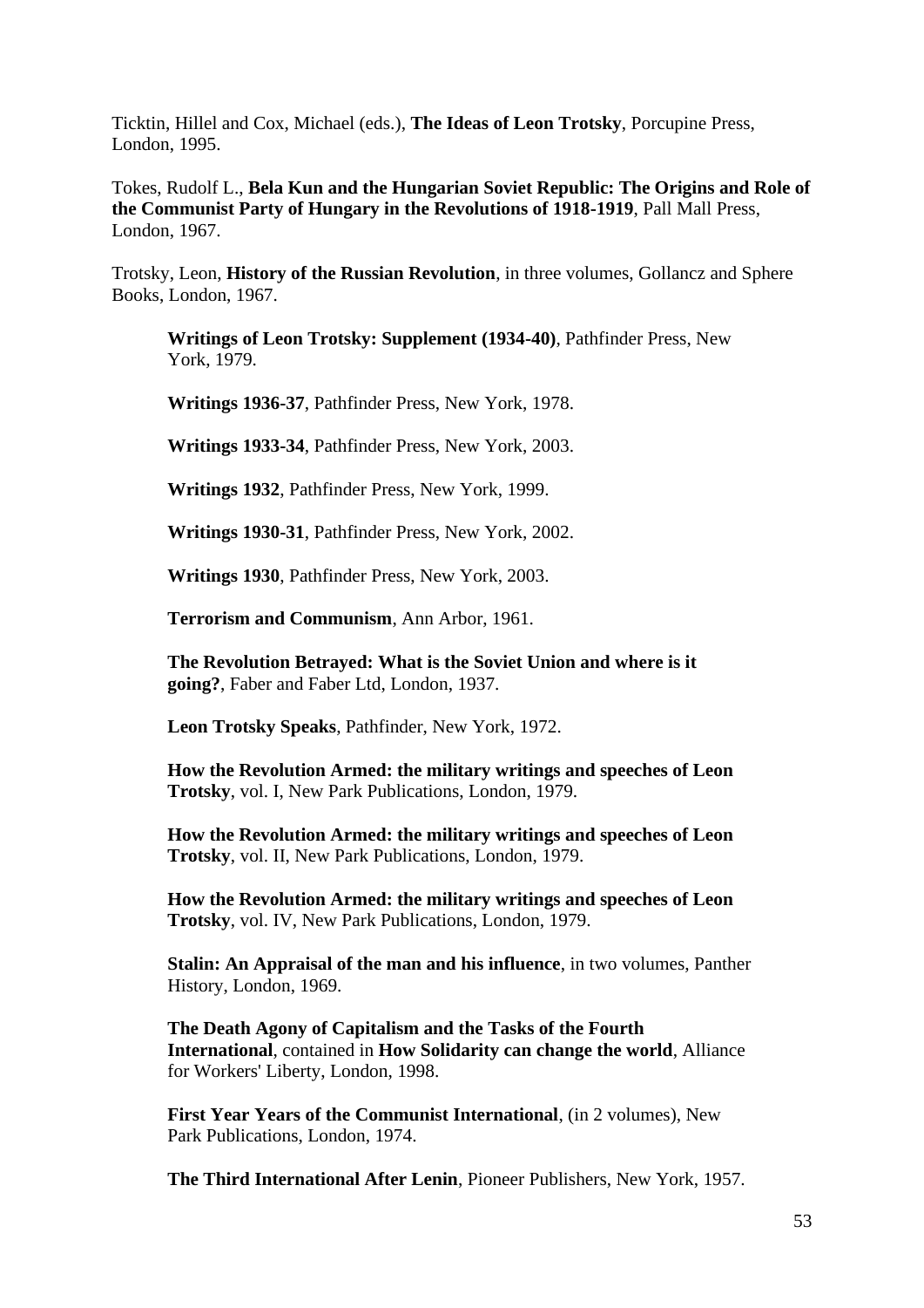Ticktin, Hillel and Cox, Michael (eds.), **The Ideas of Leon Trotsky**, Porcupine Press, London, 1995.

Tokes, Rudolf L., **Bela Kun and the Hungarian Soviet Republic: The Origins and Role of the Communist Party of Hungary in the Revolutions of 1918-1919**, Pall Mall Press, London, 1967.

Trotsky, Leon, **History of the Russian Revolution**, in three volumes, Gollancz and Sphere Books, London, 1967.

> **Writings of Leon Trotsky: Supplement (1934-40)**, Pathfinder Press, New York, 1979.
>
> **Writings 1936-37**, Pathfinder Press, New York, 1978.
>
> **Writings 1933-34**, Pathfinder Press, New York, 2003.
>
> **Writings 1932**, Pathfinder Press, New York, 1999.
>
> **Writings 1930-31**, Pathfinder Press, New York, 2002.
>
> **Writings 1930**, Pathfinder Press, New York, 2003.
>
> **Terrorism and Communism**, Ann Arbor, 1961.
>
> **The Revolution Betrayed: What is the Soviet Union and where is it going?**, Faber and Faber Ltd, London, 1937.
>
> **Leon Trotsky Speaks**, Pathfinder, New York, 1972.
>
> **How the Revolution Armed: the military writings and speeches of Leon Trotsky**, vol. I, New Park Publications, London, 1979.
>
> **How the Revolution Armed: the military writings and speeches of Leon Trotsky**, vol. II, New Park Publications, London, 1979.
>
> **How the Revolution Armed: the military writings and speeches of Leon Trotsky**, vol. IV, New Park Publications, London, 1979.
>
> **Stalin: An Appraisal of the man and his influence**, in two volumes, Panther History, London, 1969.
>
> **The Death Agony of Capitalism and the Tasks of the Fourth International**, contained in **How Solidarity can change the world**, Alliance for Workers' Liberty, London, 1998.
>
> **First Year Years of the Communist International**, (in 2 volumes), New Park Publications, London, 1974.
>
> **The Third International After Lenin**, Pioneer Publishers, New York, 1957.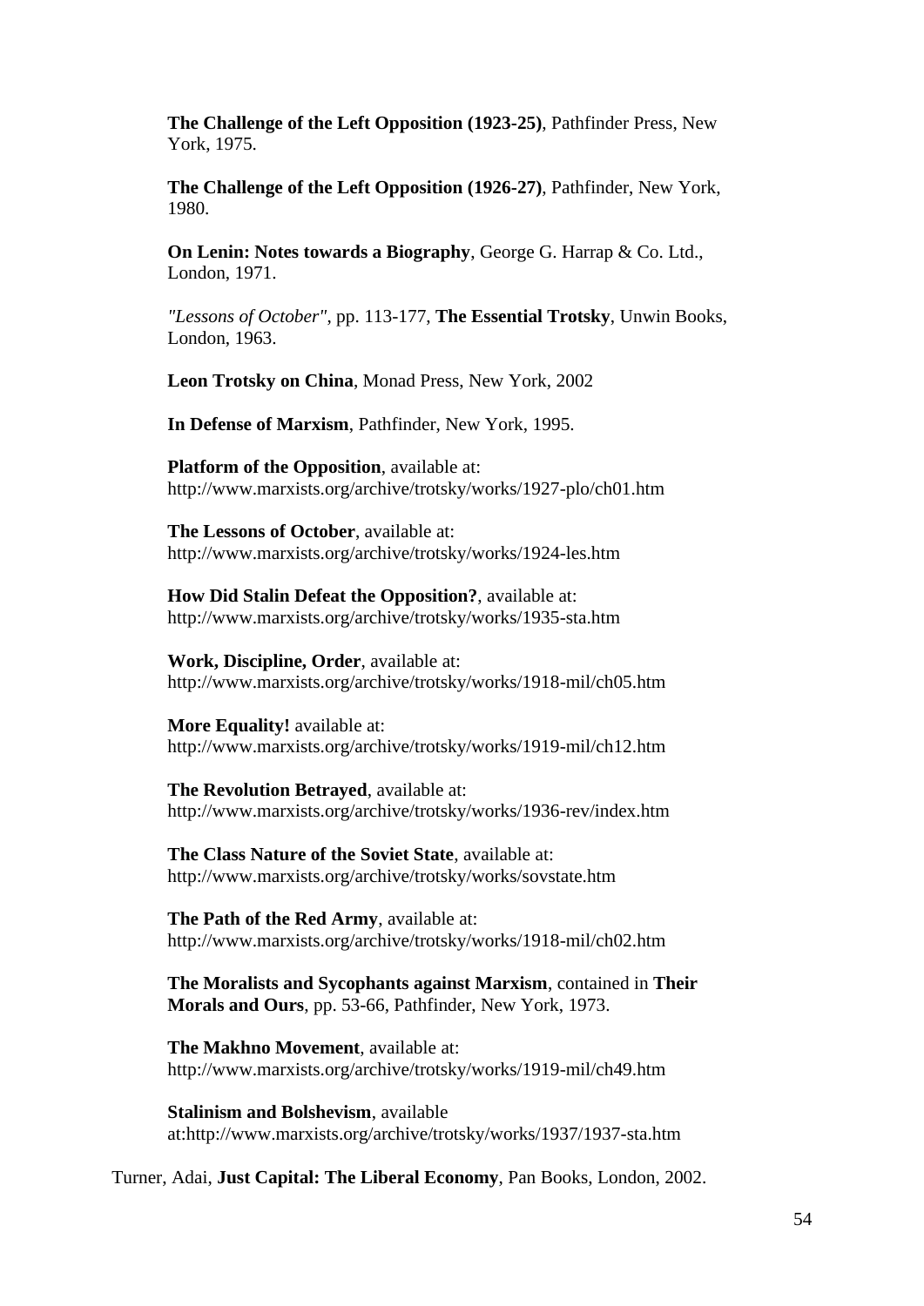**The Challenge of the Left Opposition (1923-25)**, Pathfinder Press, New York, 1975.

**The Challenge of the Left Opposition (1926-27)**, Pathfinder, New York, 1980.

**On Lenin: Notes towards a Biography**, George G. Harrap & Co. Ltd., London, 1971.

*"Lessons of October"*, pp. 113-177, **The Essential Trotsky**, Unwin Books, London, 1963.

**Leon Trotsky on China**, Monad Press, New York, 2002

**In Defense of Marxism**, Pathfinder, New York, 1995.

**Platform of the Opposition**, available at: http://www.marxists.org/archive/trotsky/works/1927-plo/ch01.htm

**The Lessons of October**, available at: http://www.marxists.org/archive/trotsky/works/1924-les.htm

**How Did Stalin Defeat the Opposition?**, available at: http://www.marxists.org/archive/trotsky/works/1935-sta.htm

**Work, Discipline, Order**, available at: http://www.marxists.org/archive/trotsky/works/1918-mil/ch05.htm

**More Equality!** available at: http://www.marxists.org/archive/trotsky/works/1919-mil/ch12.htm

**The Revolution Betrayed**, available at: http://www.marxists.org/archive/trotsky/works/1936-rev/index.htm

**The Class Nature of the Soviet State**, available at: http://www.marxists.org/archive/trotsky/works/sovstate.htm

**The Path of the Red Army**, available at: http://www.marxists.org/archive/trotsky/works/1918-mil/ch02.htm

**The Moralists and Sycophants against Marxism**, contained in **Their Morals and Ours**, pp. 53-66, Pathfinder, New York, 1973.

**The Makhno Movement**, available at: http://www.marxists.org/archive/trotsky/works/1919-mil/ch49.htm

**Stalinism and Bolshevism**, available at:http://www.marxists.org/archive/trotsky/works/1937/1937-sta.htm

Turner, Adai, **Just Capital: The Liberal Economy**, Pan Books, London, 2002.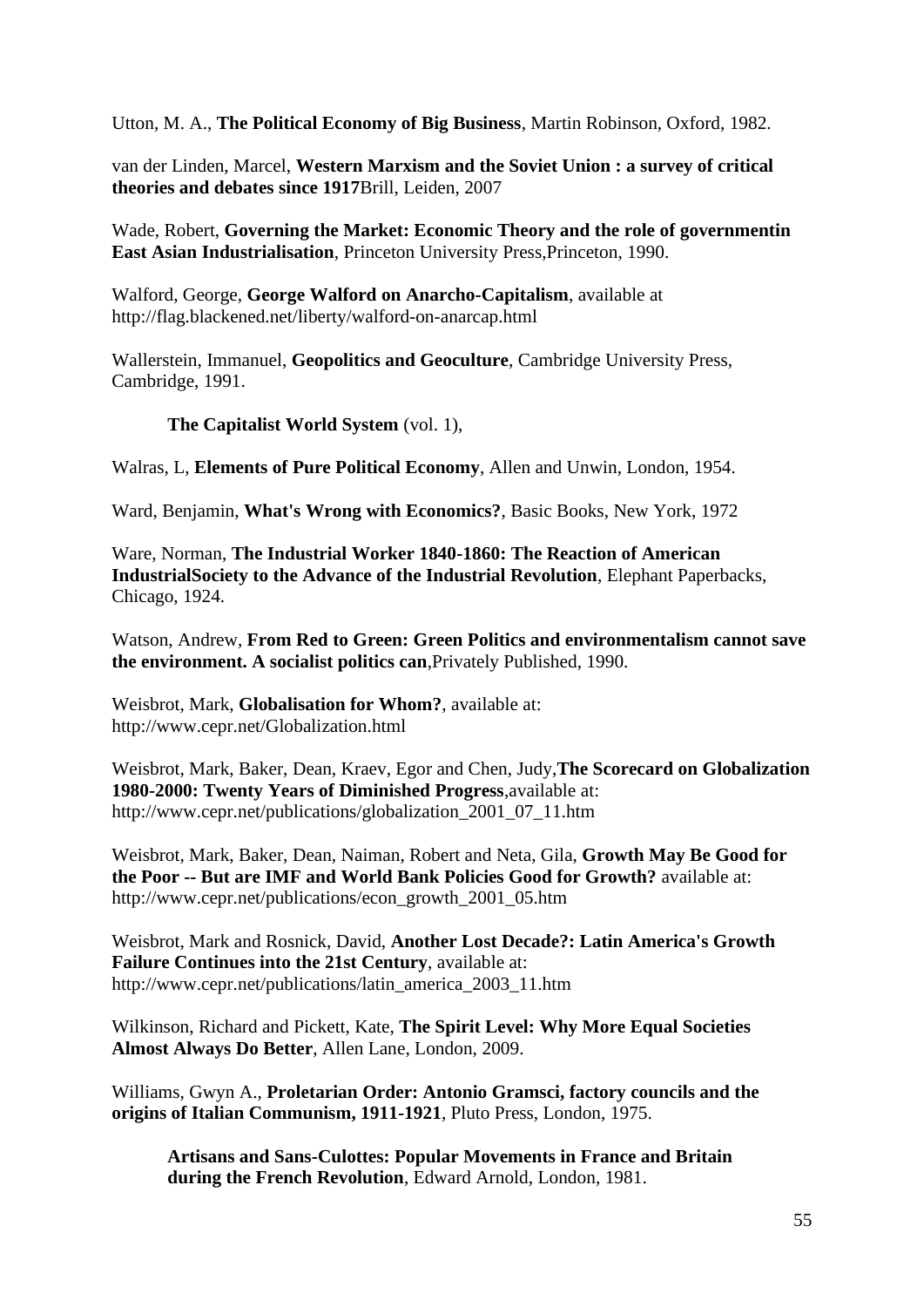Utton, M. A., **The Political Economy of Big Business**, Martin Robinson, Oxford, 1982.

van der Linden, Marcel, **Western Marxism and the Soviet Union : a survey of critical theories and debates since 1917**Brill, Leiden, 2007

Wade, Robert, **Governing the Market: Economic Theory and the role of governmentin East Asian Industrialisation**, Princeton University Press,Princeton, 1990.

Walford, George, **George Walford on Anarcho-Capitalism**, available at http://flag.blackened.net/liberty/walford-on-anarcap.html

Wallerstein, Immanuel, **Geopolitics and Geoculture**, Cambridge University Press, Cambridge, 1991.

> **The Capitalist World System** (vol. 1),

Walras, L, **Elements of Pure Political Economy**, Allen and Unwin, London, 1954.

Ward, Benjamin, **What's Wrong with Economics?**, Basic Books, New York, 1972

Ware, Norman, **The Industrial Worker 1840-1860: The Reaction of American IndustrialSociety to the Advance of the Industrial Revolution**, Elephant Paperbacks, Chicago, 1924.

Watson, Andrew, **From Red to Green: Green Politics and environmentalism cannot save the environment. A socialist politics can**,Privately Published, 1990.

Weisbrot, Mark, **Globalisation for Whom?**, available at: http://www.cepr.net/Globalization.html

Weisbrot, Mark, Baker, Dean, Kraev, Egor and Chen, Judy,**The Scorecard on Globalization 1980-2000: Twenty Years of Diminished Progress**,available at: http://www.cepr.net/publications/globalization_2001_07_11.htm

Weisbrot, Mark, Baker, Dean, Naiman, Robert and Neta, Gila, **Growth May Be Good for the Poor -- But are IMF and World Bank Policies Good for Growth?** available at: http://www.cepr.net/publications/econ_growth_2001_05.htm

Weisbrot, Mark and Rosnick, David, **Another Lost Decade?: Latin America's Growth Failure Continues into the 21st Century**, available at: http://www.cepr.net/publications/latin_america_2003_11.htm

Wilkinson, Richard and Pickett, Kate, **The Spirit Level: Why More Equal Societies Almost Always Do Better**, Allen Lane, London, 2009.

Williams, Gwyn A., **Proletarian Order: Antonio Gramsci, factory councils and the origins of Italian Communism, 1911-1921**, Pluto Press, London, 1975.

> **Artisans and Sans-Culottes: Popular Movements in France and Britain during the French Revolution**, Edward Arnold, London, 1981.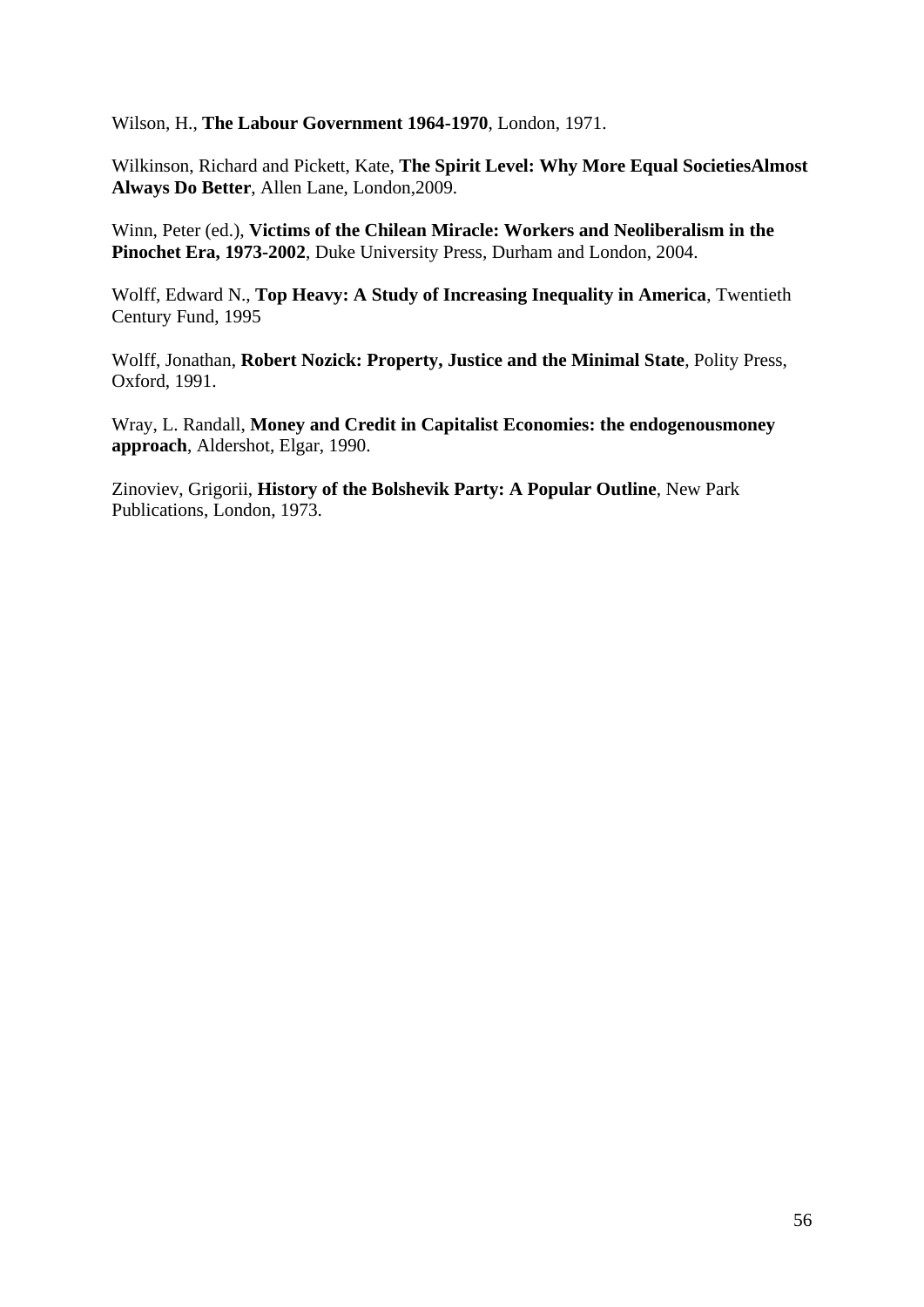Wilson, H., **The Labour Government 1964-1970**, London, 1971.

Wilkinson, Richard and Pickett, Kate, **The Spirit Level: Why More Equal SocietiesAlmost Always Do Better**, Allen Lane, London,2009.

Winn, Peter (ed.), **Victims of the Chilean Miracle: Workers and Neoliberalism in the Pinochet Era, 1973-2002**, Duke University Press, Durham and London, 2004.

Wolff, Edward N., **Top Heavy: A Study of Increasing Inequality in America**, Twentieth Century Fund, 1995

Wolff, Jonathan, **Robert Nozick: Property, Justice and the Minimal State**, Polity Press, Oxford, 1991.

Wray, L. Randall, **Money and Credit in Capitalist Economies: the endogenousmoney approach**, Aldershot, Elgar, 1990.

Zinoviev, Grigorii, **History of the Bolshevik Party: A Popular Outline**, New Park Publications, London, 1973.